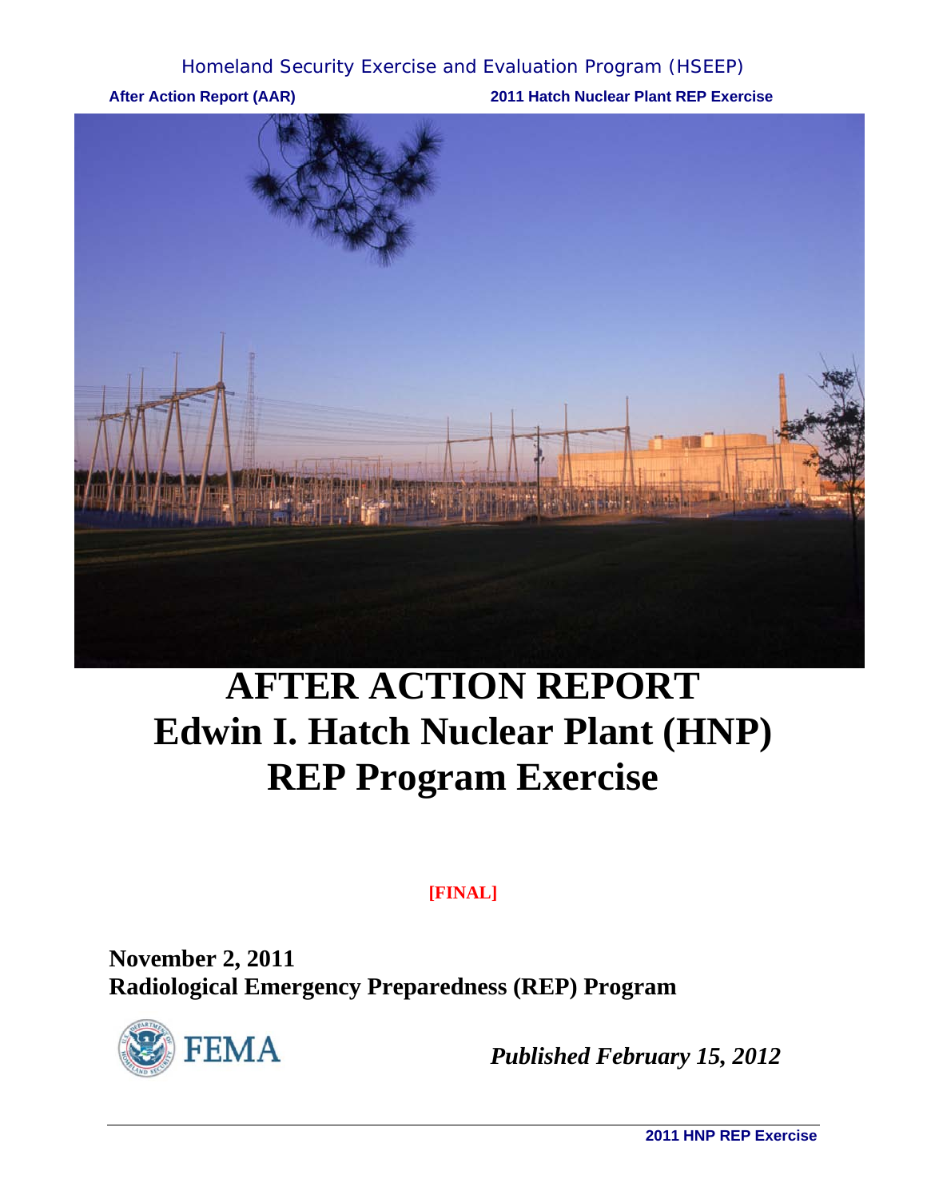Homeland Security Exercise and Evaluation Program (HSEEP)

**After Action Report (AAR)** **2011 Hatch Nuclear Plant REP Exercise**

# AFTER ACTION REPORT
# Edwin I. Hatch Nuclear Plant (HNP)
# REP Program Exercise

**[FINAL]**

**November 2, 2011**
**Radiological Emergency Preparedness (REP) Program**

FEMA

***Published February 15, 2012***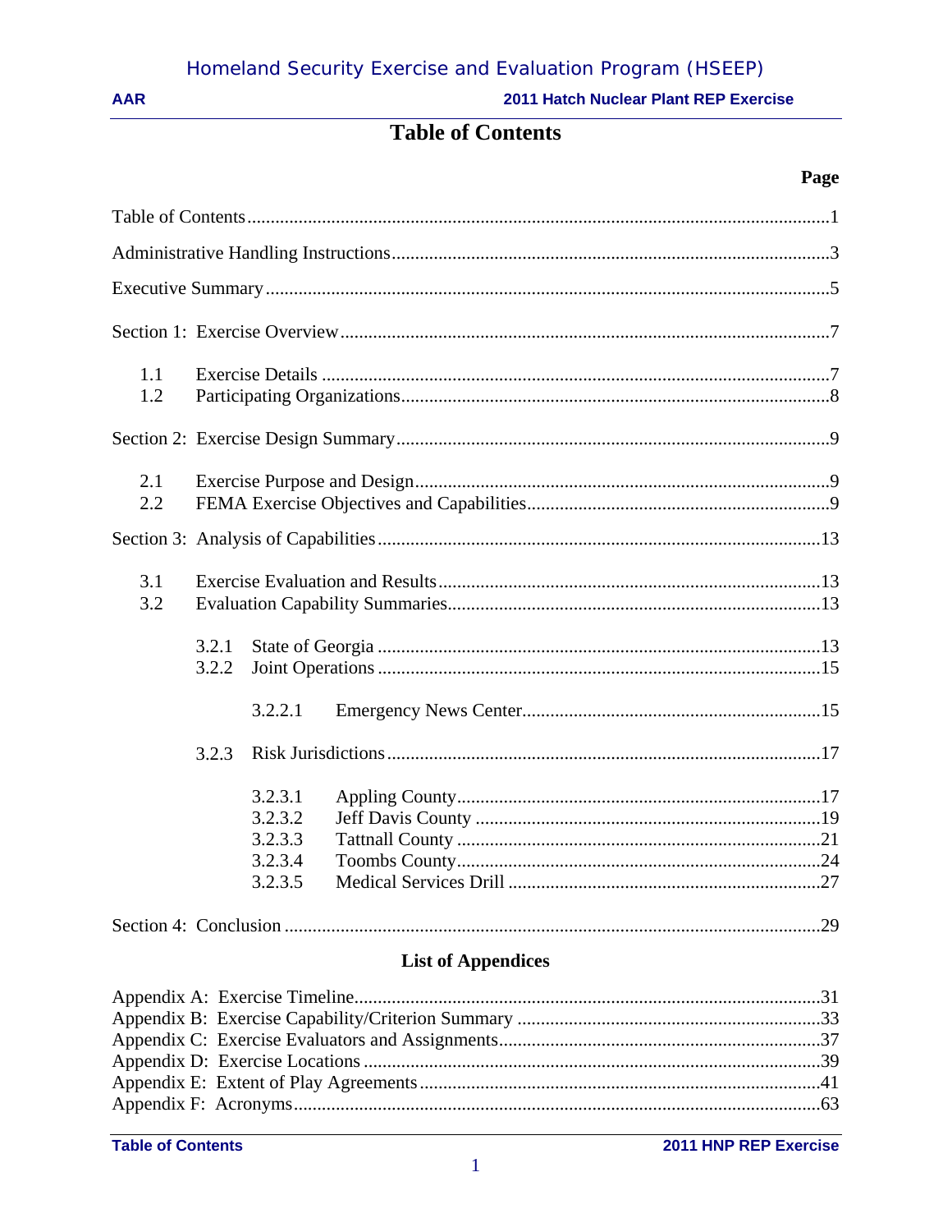# Table of Contents

| | Page |
|---|---|
| Table of Contents | 1 |
| Administrative Handling Instructions | 3 |
| Executive Summary | 5 |
| Section 1: Exercise Overview | 7 |
| 1.1 Exercise Details | 7 |
| 1.2 Participating Organizations | 8 |
| Section 2: Exercise Design Summary | 9 |
| 2.1 Exercise Purpose and Design | 9 |
| 2.2 FEMA Exercise Objectives and Capabilities | 9 |
| Section 3: Analysis of Capabilities | 13 |
| 3.1 Exercise Evaluation and Results | 13 |
| 3.2 Evaluation Capability Summaries | 13 |
| 3.2.1 State of Georgia | 13 |
| 3.2.2 Joint Operations | 15 |
| 3.2.2.1 Emergency News Center | 15 |
| 3.2.3 Risk Jurisdictions | 17 |
| 3.2.3.1 Appling County | 17 |
| 3.2.3.2 Jeff Davis County | 19 |
| 3.2.3.3 Tattnall County | 21 |
| 3.2.3.4 Toombs County | 24 |
| 3.2.3.5 Medical Services Drill | 27 |
| Section 4: Conclusion | 29 |

## List of Appendices

| | |
|---|---|
| Appendix A: Exercise Timeline | 31 |
| Appendix B: Exercise Capability/Criterion Summary | 33 |
| Appendix C: Exercise Evaluators and Assignments | 37 |
| Appendix D: Exercise Locations | 39 |
| Appendix E: Extent of Play Agreements | 41 |
| Appendix F: Acronyms | 63 |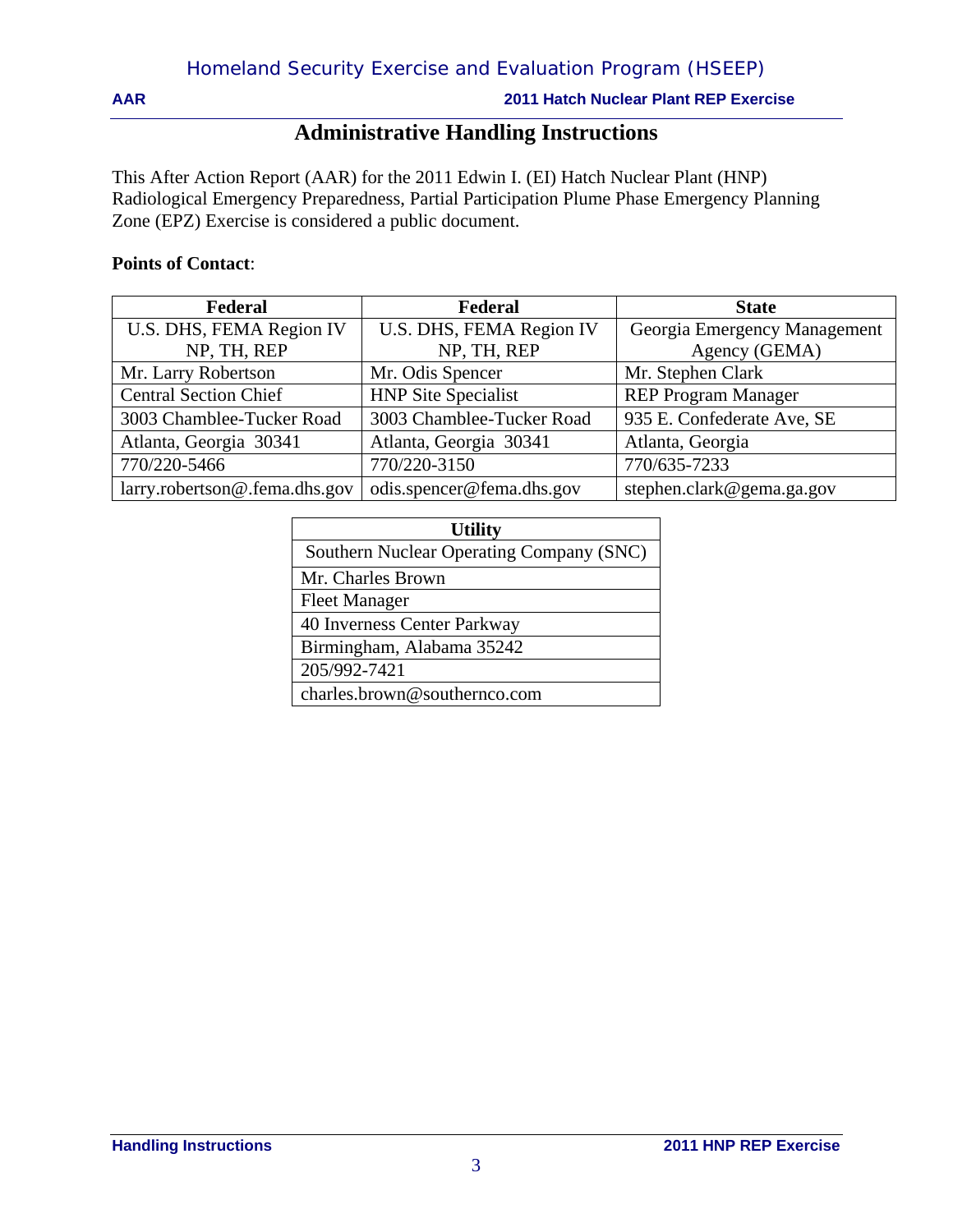# Administrative Handling Instructions

This After Action Report (AAR) for the 2011 Edwin I. (EI) Hatch Nuclear Plant (HNP) Radiological Emergency Preparedness, Partial Participation Plume Phase Emergency Planning Zone (EPZ) Exercise is considered a public document.

**Points of Contact**:

| Federal | Federal | State |
|---|---|---|
| U.S. DHS, FEMA Region IV NP, TH, REP | U.S. DHS, FEMA Region IV NP, TH, REP | Georgia Emergency Management Agency (GEMA) |
| Mr. Larry Robertson | Mr. Odis Spencer | Mr. Stephen Clark |
| Central Section Chief | HNP Site Specialist | REP Program Manager |
| 3003 Chamblee-Tucker Road | 3003 Chamblee-Tucker Road | 935 E. Confederate Ave, SE |
| Atlanta, Georgia 30341 | Atlanta, Georgia 30341 | Atlanta, Georgia |
| 770/220-5466 | 770/220-3150 | 770/635-7233 |
| larry.robertson@.fema.dhs.gov | odis.spencer@fema.dhs.gov | stephen.clark@gema.ga.gov |

| Utility |
|---|
| Southern Nuclear Operating Company (SNC) |
| Mr. Charles Brown |
| Fleet Manager |
| 40 Inverness Center Parkway |
| Birmingham, Alabama 35242 |
| 205/992-7421 |
| charles.brown@southernco.com |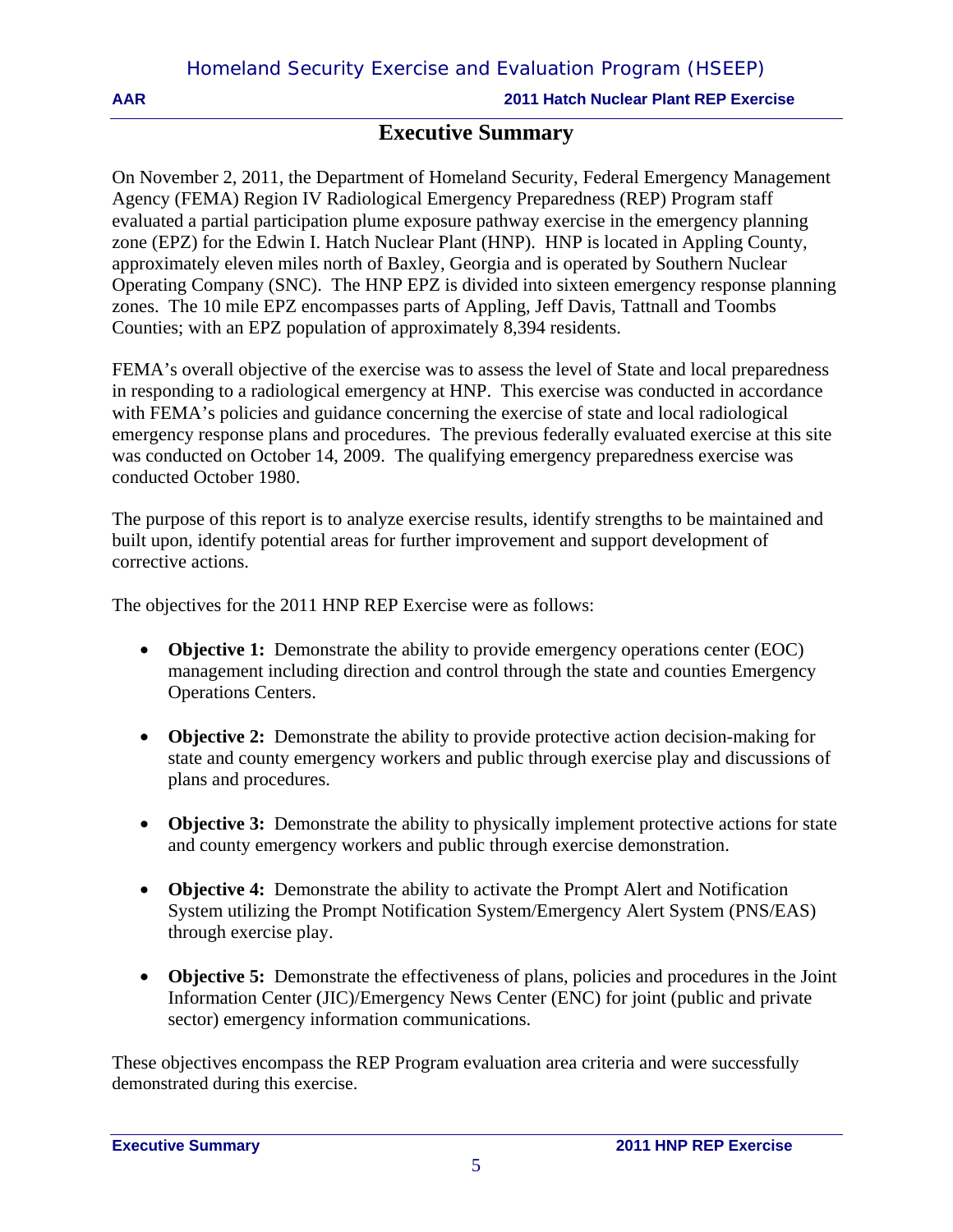# Executive Summary

On November 2, 2011, the Department of Homeland Security, Federal Emergency Management Agency (FEMA) Region IV Radiological Emergency Preparedness (REP) Program staff evaluated a partial participation plume exposure pathway exercise in the emergency planning zone (EPZ) for the Edwin I. Hatch Nuclear Plant (HNP). HNP is located in Appling County, approximately eleven miles north of Baxley, Georgia and is operated by Southern Nuclear Operating Company (SNC). The HNP EPZ is divided into sixteen emergency response planning zones. The 10 mile EPZ encompasses parts of Appling, Jeff Davis, Tattnall and Toombs Counties; with an EPZ population of approximately 8,394 residents.

FEMA's overall objective of the exercise was to assess the level of State and local preparedness in responding to a radiological emergency at HNP. This exercise was conducted in accordance with FEMA's policies and guidance concerning the exercise of state and local radiological emergency response plans and procedures. The previous federally evaluated exercise at this site was conducted on October 14, 2009. The qualifying emergency preparedness exercise was conducted October 1980.

The purpose of this report is to analyze exercise results, identify strengths to be maintained and built upon, identify potential areas for further improvement and support development of corrective actions.

The objectives for the 2011 HNP REP Exercise were as follows:

- **Objective 1:** Demonstrate the ability to provide emergency operations center (EOC) management including direction and control through the state and counties Emergency Operations Centers.
- **Objective 2:** Demonstrate the ability to provide protective action decision-making for state and county emergency workers and public through exercise play and discussions of plans and procedures.
- **Objective 3:** Demonstrate the ability to physically implement protective actions for state and county emergency workers and public through exercise demonstration.
- **Objective 4:** Demonstrate the ability to activate the Prompt Alert and Notification System utilizing the Prompt Notification System/Emergency Alert System (PNS/EAS) through exercise play.
- **Objective 5:** Demonstrate the effectiveness of plans, policies and procedures in the Joint Information Center (JIC)/Emergency News Center (ENC) for joint (public and private sector) emergency information communications.

These objectives encompass the REP Program evaluation area criteria and were successfully demonstrated during this exercise.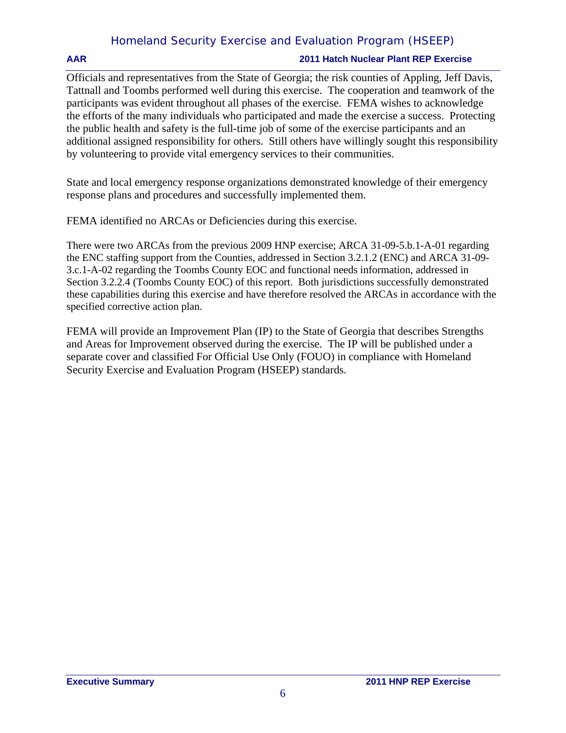Officials and representatives from the State of Georgia; the risk counties of Appling, Jeff Davis, Tattnall and Toombs performed well during this exercise. The cooperation and teamwork of the participants was evident throughout all phases of the exercise. FEMA wishes to acknowledge the efforts of the many individuals who participated and made the exercise a success. Protecting the public health and safety is the full-time job of some of the exercise participants and an additional assigned responsibility for others. Still others have willingly sought this responsibility by volunteering to provide vital emergency services to their communities.

State and local emergency response organizations demonstrated knowledge of their emergency response plans and procedures and successfully implemented them.

FEMA identified no ARCAs or Deficiencies during this exercise.

There were two ARCAs from the previous 2009 HNP exercise; ARCA 31-09-5.b.1-A-01 regarding the ENC staffing support from the Counties, addressed in Section 3.2.1.2 (ENC) and ARCA 31-09-3.c.1-A-02 regarding the Toombs County EOC and functional needs information, addressed in Section 3.2.2.4 (Toombs County EOC) of this report. Both jurisdictions successfully demonstrated these capabilities during this exercise and have therefore resolved the ARCAs in accordance with the specified corrective action plan.

FEMA will provide an Improvement Plan (IP) to the State of Georgia that describes Strengths and Areas for Improvement observed during the exercise. The IP will be published under a separate cover and classified For Official Use Only (FOUO) in compliance with Homeland Security Exercise and Evaluation Program (HSEEP) standards.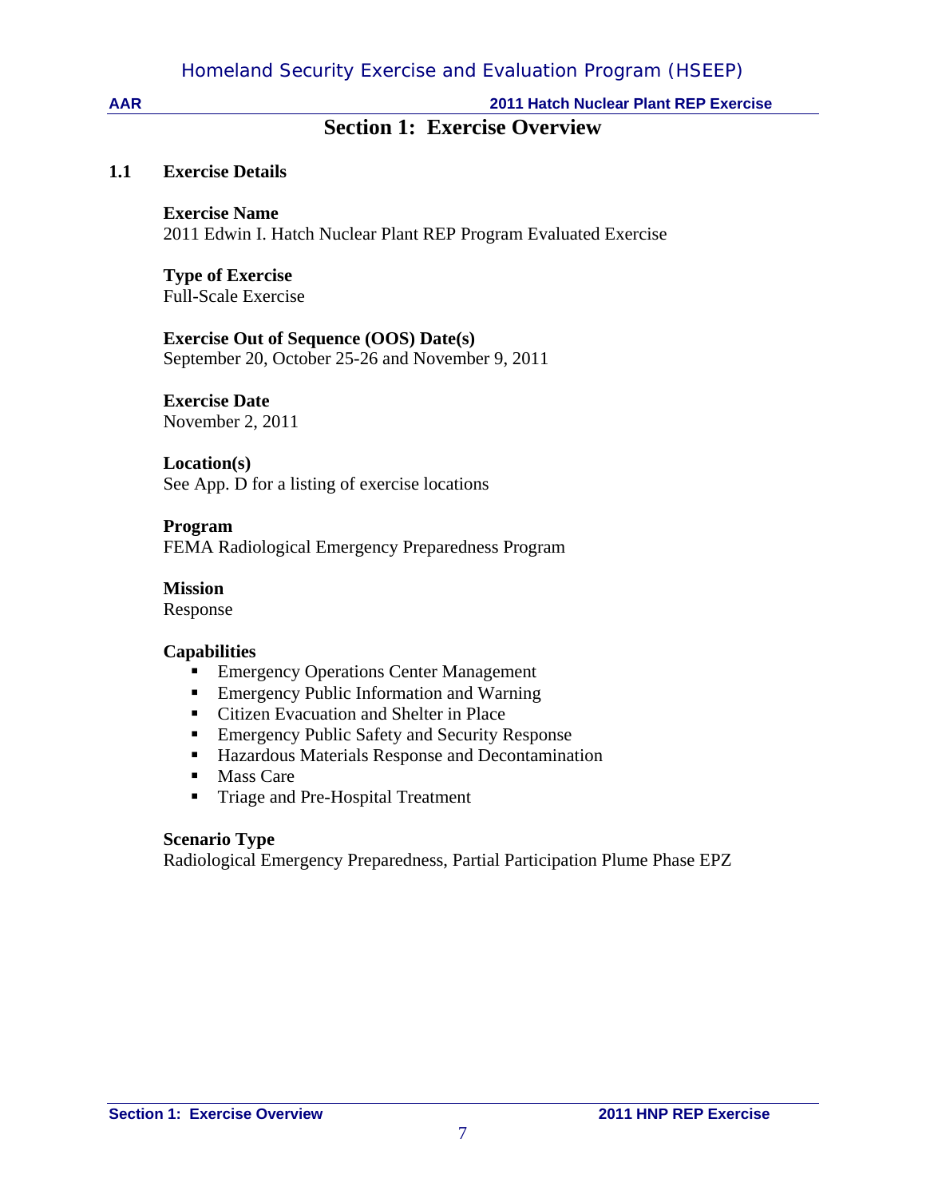# Section 1: Exercise Overview

## 1.1 Exercise Details

**Exercise Name**
2011 Edwin I. Hatch Nuclear Plant REP Program Evaluated Exercise

**Type of Exercise**
Full-Scale Exercise

**Exercise Out of Sequence (OOS) Date(s)**
September 20, October 25-26 and November 9, 2011

**Exercise Date**
November 2, 2011

**Location(s)**
See App. D for a listing of exercise locations

**Program**
FEMA Radiological Emergency Preparedness Program

**Mission**
Response

**Capabilities**

- Emergency Operations Center Management
- Emergency Public Information and Warning
- Citizen Evacuation and Shelter in Place
- Emergency Public Safety and Security Response
- Hazardous Materials Response and Decontamination
- Mass Care
- Triage and Pre-Hospital Treatment

**Scenario Type**
Radiological Emergency Preparedness, Partial Participation Plume Phase EPZ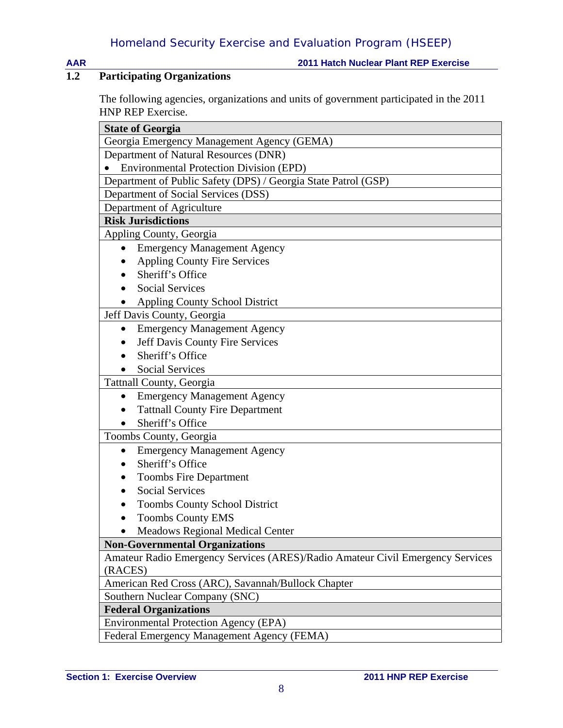## 1.2 Participating Organizations

The following agencies, organizations and units of government participated in the 2011 HNP REP Exercise.

| **State of Georgia** |
|---|
| Georgia Emergency Management Agency (GEMA) |
| Department of Natural Resources (DNR)<br>• Environmental Protection Division (EPD) |
| Department of Public Safety (DPS) / Georgia State Patrol (GSP) |
| Department of Social Services (DSS) |
| Department of Agriculture |
| **Risk Jurisdictions** |
| Appling County, Georgia |
| • Emergency Management Agency<br>• Appling County Fire Services<br>• Sheriff's Office<br>• Social Services<br>• Appling County School District |
| Jeff Davis County, Georgia |
| • Emergency Management Agency<br>• Jeff Davis County Fire Services<br>• Sheriff's Office<br>• Social Services |
| Tattnall County, Georgia |
| • Emergency Management Agency<br>• Tattnall County Fire Department<br>• Sheriff's Office |
| Toombs County, Georgia |
| • Emergency Management Agency<br>• Sheriff's Office<br>• Toombs Fire Department<br>• Social Services<br>• Toombs County School District<br>• Toombs County EMS<br>• Meadows Regional Medical Center |
| **Non-Governmental Organizations** |
| Amateur Radio Emergency Services (ARES)/Radio Amateur Civil Emergency Services (RACES) |
| American Red Cross (ARC), Savannah/Bullock Chapter |
| Southern Nuclear Company (SNC) |
| **Federal Organizations** |
| Environmental Protection Agency (EPA) |
| Federal Emergency Management Agency (FEMA) |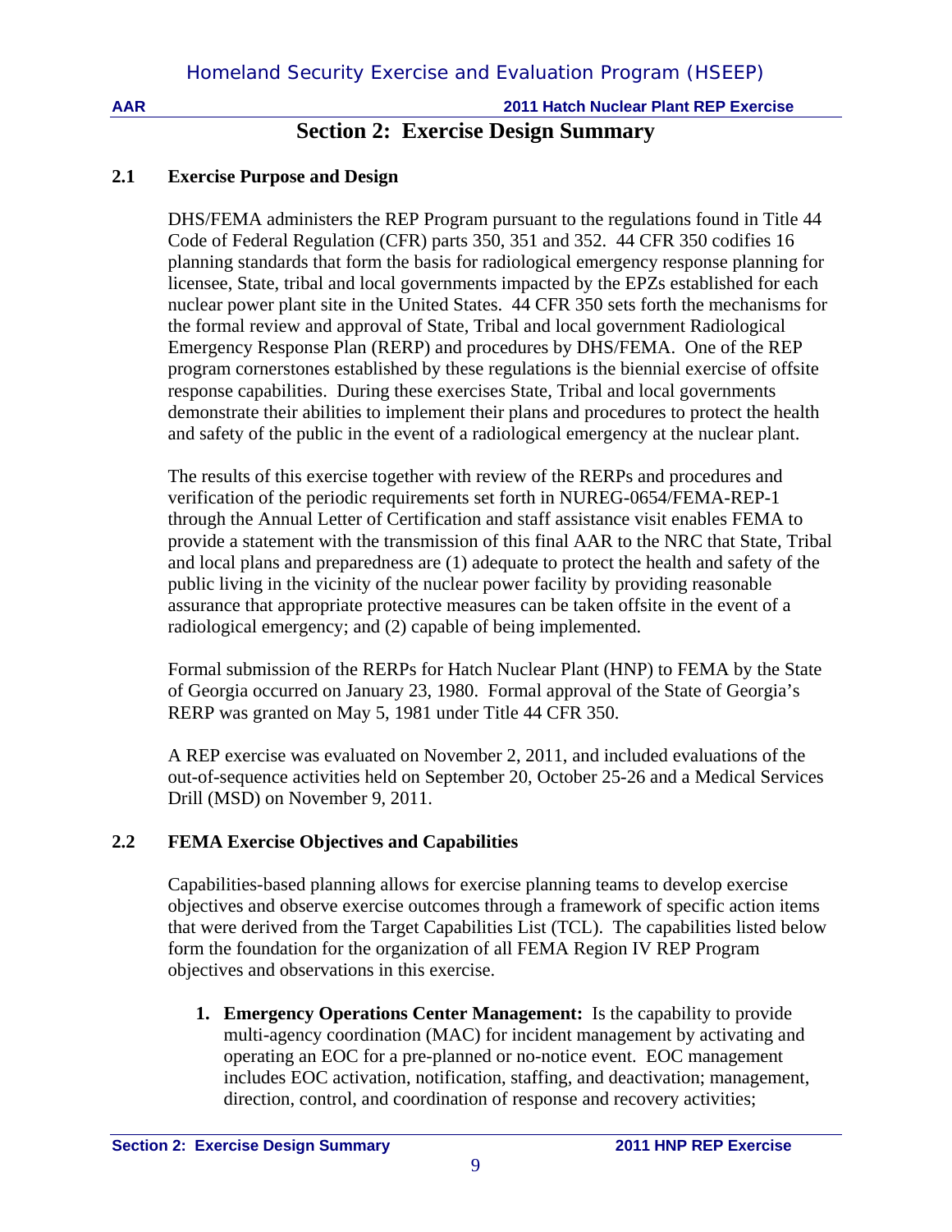# Section 2: Exercise Design Summary

## 2.1 Exercise Purpose and Design

DHS/FEMA administers the REP Program pursuant to the regulations found in Title 44 Code of Federal Regulation (CFR) parts 350, 351 and 352. 44 CFR 350 codifies 16 planning standards that form the basis for radiological emergency response planning for licensee, State, tribal and local governments impacted by the EPZs established for each nuclear power plant site in the United States. 44 CFR 350 sets forth the mechanisms for the formal review and approval of State, Tribal and local government Radiological Emergency Response Plan (RERP) and procedures by DHS/FEMA. One of the REP program cornerstones established by these regulations is the biennial exercise of offsite response capabilities. During these exercises State, Tribal and local governments demonstrate their abilities to implement their plans and procedures to protect the health and safety of the public in the event of a radiological emergency at the nuclear plant.

The results of this exercise together with review of the RERPs and procedures and verification of the periodic requirements set forth in NUREG-0654/FEMA-REP-1 through the Annual Letter of Certification and staff assistance visit enables FEMA to provide a statement with the transmission of this final AAR to the NRC that State, Tribal and local plans and preparedness are (1) adequate to protect the health and safety of the public living in the vicinity of the nuclear power facility by providing reasonable assurance that appropriate protective measures can be taken offsite in the event of a radiological emergency; and (2) capable of being implemented.

Formal submission of the RERPs for Hatch Nuclear Plant (HNP) to FEMA by the State of Georgia occurred on January 23, 1980. Formal approval of the State of Georgia's RERP was granted on May 5, 1981 under Title 44 CFR 350.

A REP exercise was evaluated on November 2, 2011, and included evaluations of the out-of-sequence activities held on September 20, October 25-26 and a Medical Services Drill (MSD) on November 9, 2011.

## 2.2 FEMA Exercise Objectives and Capabilities

Capabilities-based planning allows for exercise planning teams to develop exercise objectives and observe exercise outcomes through a framework of specific action items that were derived from the Target Capabilities List (TCL). The capabilities listed below form the foundation for the organization of all FEMA Region IV REP Program objectives and observations in this exercise.

1. **Emergency Operations Center Management:** Is the capability to provide multi-agency coordination (MAC) for incident management by activating and operating an EOC for a pre-planned or no-notice event. EOC management includes EOC activation, notification, staffing, and deactivation; management, direction, control, and coordination of response and recovery activities;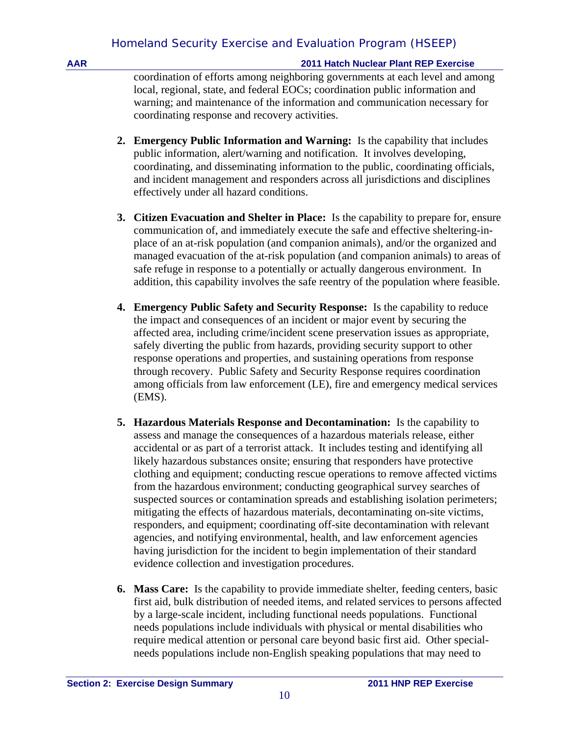coordination of efforts among neighboring governments at each level and among local, regional, state, and federal EOCs; coordination public information and warning; and maintenance of the information and communication necessary for coordinating response and recovery activities.

2. **Emergency Public Information and Warning:** Is the capability that includes public information, alert/warning and notification. It involves developing, coordinating, and disseminating information to the public, coordinating officials, and incident management and responders across all jurisdictions and disciplines effectively under all hazard conditions.

3. **Citizen Evacuation and Shelter in Place:** Is the capability to prepare for, ensure communication of, and immediately execute the safe and effective sheltering-in-place of an at-risk population (and companion animals), and/or the organized and managed evacuation of the at-risk population (and companion animals) to areas of safe refuge in response to a potentially or actually dangerous environment. In addition, this capability involves the safe reentry of the population where feasible.

4. **Emergency Public Safety and Security Response:** Is the capability to reduce the impact and consequences of an incident or major event by securing the affected area, including crime/incident scene preservation issues as appropriate, safely diverting the public from hazards, providing security support to other response operations and properties, and sustaining operations from response through recovery. Public Safety and Security Response requires coordination among officials from law enforcement (LE), fire and emergency medical services (EMS).

5. **Hazardous Materials Response and Decontamination:** Is the capability to assess and manage the consequences of a hazardous materials release, either accidental or as part of a terrorist attack. It includes testing and identifying all likely hazardous substances onsite; ensuring that responders have protective clothing and equipment; conducting rescue operations to remove affected victims from the hazardous environment; conducting geographical survey searches of suspected sources or contamination spreads and establishing isolation perimeters; mitigating the effects of hazardous materials, decontaminating on-site victims, responders, and equipment; coordinating off-site decontamination with relevant agencies, and notifying environmental, health, and law enforcement agencies having jurisdiction for the incident to begin implementation of their standard evidence collection and investigation procedures.

6. **Mass Care:** Is the capability to provide immediate shelter, feeding centers, basic first aid, bulk distribution of needed items, and related services to persons affected by a large-scale incident, including functional needs populations. Functional needs populations include individuals with physical or mental disabilities who require medical attention or personal care beyond basic first aid. Other special-needs populations include non-English speaking populations that may need to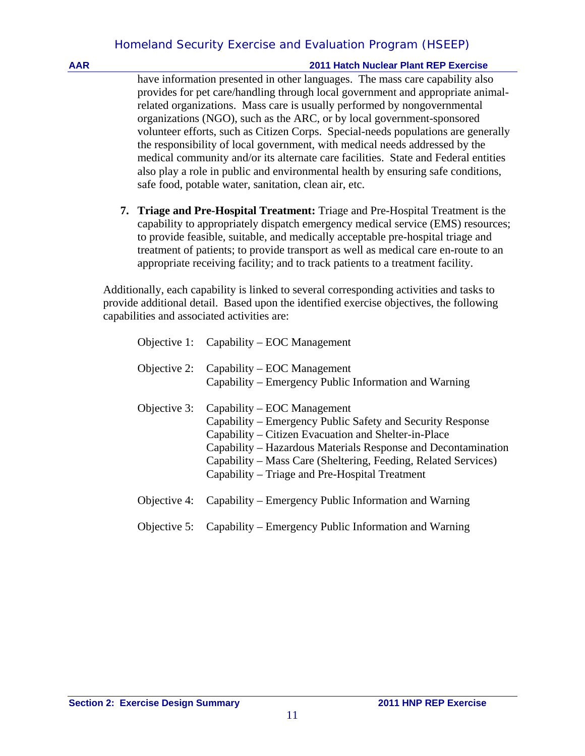have information presented in other languages. The mass care capability also provides for pet care/handling through local government and appropriate animal-related organizations. Mass care is usually performed by nongovernmental organizations (NGO), such as the ARC, or by local government-sponsored volunteer efforts, such as Citizen Corps. Special-needs populations are generally the responsibility of local government, with medical needs addressed by the medical community and/or its alternate care facilities. State and Federal entities also play a role in public and environmental health by ensuring safe conditions, safe food, potable water, sanitation, clean air, etc.

7. **Triage and Pre-Hospital Treatment:** Triage and Pre-Hospital Treatment is the capability to appropriately dispatch emergency medical service (EMS) resources; to provide feasible, suitable, and medically acceptable pre-hospital triage and treatment of patients; to provide transport as well as medical care en-route to an appropriate receiving facility; and to track patients to a treatment facility.

Additionally, each capability is linked to several corresponding activities and tasks to provide additional detail. Based upon the identified exercise objectives, the following capabilities and associated activities are:

Objective 1: Capability – EOC Management

Objective 2: Capability – EOC Management
Capability – Emergency Public Information and Warning

Objective 3: Capability – EOC Management
Capability – Emergency Public Safety and Security Response
Capability – Citizen Evacuation and Shelter-in-Place
Capability – Hazardous Materials Response and Decontamination
Capability – Mass Care (Sheltering, Feeding, Related Services)
Capability – Triage and Pre-Hospital Treatment

Objective 4: Capability – Emergency Public Information and Warning

Objective 5: Capability – Emergency Public Information and Warning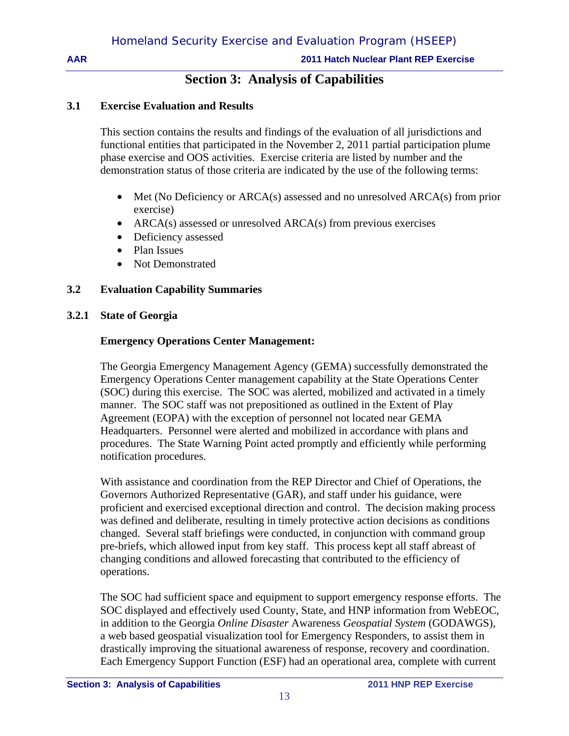# Section 3: Analysis of Capabilities

## 3.1 Exercise Evaluation and Results

This section contains the results and findings of the evaluation of all jurisdictions and functional entities that participated in the November 2, 2011 partial participation plume phase exercise and OOS activities. Exercise criteria are listed by number and the demonstration status of those criteria are indicated by the use of the following terms:

- Met (No Deficiency or ARCA(s) assessed and no unresolved ARCA(s) from prior exercise)
- ARCA(s) assessed or unresolved ARCA(s) from previous exercises
- Deficiency assessed
- Plan Issues
- Not Demonstrated

## 3.2 Evaluation Capability Summaries

### 3.2.1 State of Georgia

**Emergency Operations Center Management:**

The Georgia Emergency Management Agency (GEMA) successfully demonstrated the Emergency Operations Center management capability at the State Operations Center (SOC) during this exercise. The SOC was alerted, mobilized and activated in a timely manner. The SOC staff was not prepositioned as outlined in the Extent of Play Agreement (EOPA) with the exception of personnel not located near GEMA Headquarters. Personnel were alerted and mobilized in accordance with plans and procedures. The State Warning Point acted promptly and efficiently while performing notification procedures.

With assistance and coordination from the REP Director and Chief of Operations, the Governors Authorized Representative (GAR), and staff under his guidance, were proficient and exercised exceptional direction and control. The decision making process was defined and deliberate, resulting in timely protective action decisions as conditions changed. Several staff briefings were conducted, in conjunction with command group pre-briefs, which allowed input from key staff. This process kept all staff abreast of changing conditions and allowed forecasting that contributed to the efficiency of operations.

The SOC had sufficient space and equipment to support emergency response efforts. The SOC displayed and effectively used County, State, and HNP information from WebEOC, in addition to the Georgia *Online Disaster* Awareness *Geospatial System* (GODAWGS), a web based geospatial visualization tool for Emergency Responders, to assist them in drastically improving the situational awareness of response, recovery and coordination. Each Emergency Support Function (ESF) had an operational area, complete with current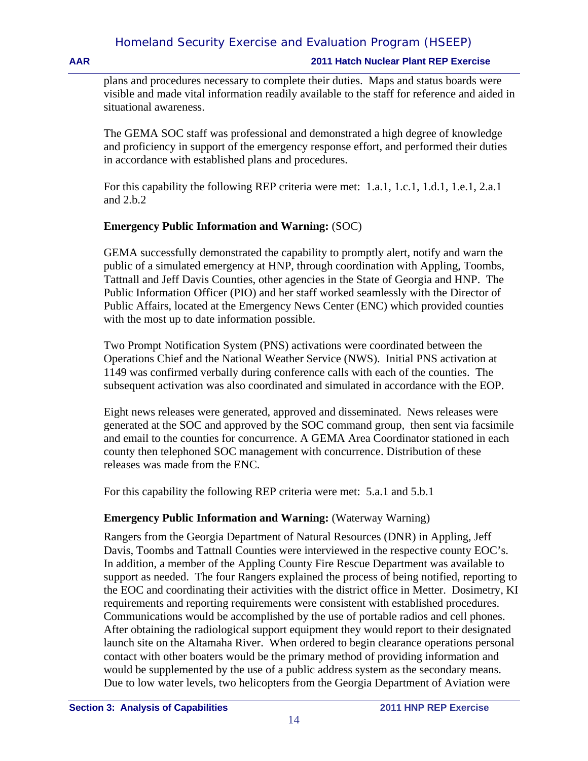plans and procedures necessary to complete their duties. Maps and status boards were visible and made vital information readily available to the staff for reference and aided in situational awareness.

The GEMA SOC staff was professional and demonstrated a high degree of knowledge and proficiency in support of the emergency response effort, and performed their duties in accordance with established plans and procedures.

For this capability the following REP criteria were met: 1.a.1, 1.c.1, 1.d.1, 1.e.1, 2.a.1 and 2.b.2

**Emergency Public Information and Warning:** (SOC)

GEMA successfully demonstrated the capability to promptly alert, notify and warn the public of a simulated emergency at HNP, through coordination with Appling, Toombs, Tattnall and Jeff Davis Counties, other agencies in the State of Georgia and HNP. The Public Information Officer (PIO) and her staff worked seamlessly with the Director of Public Affairs, located at the Emergency News Center (ENC) which provided counties with the most up to date information possible.

Two Prompt Notification System (PNS) activations were coordinated between the Operations Chief and the National Weather Service (NWS). Initial PNS activation at 1149 was confirmed verbally during conference calls with each of the counties. The subsequent activation was also coordinated and simulated in accordance with the EOP.

Eight news releases were generated, approved and disseminated. News releases were generated at the SOC and approved by the SOC command group, then sent via facsimile and email to the counties for concurrence. A GEMA Area Coordinator stationed in each county then telephoned SOC management with concurrence. Distribution of these releases was made from the ENC.

For this capability the following REP criteria were met: 5.a.1 and 5.b.1

**Emergency Public Information and Warning:** (Waterway Warning)

Rangers from the Georgia Department of Natural Resources (DNR) in Appling, Jeff Davis, Toombs and Tattnall Counties were interviewed in the respective county EOC's. In addition, a member of the Appling County Fire Rescue Department was available to support as needed. The four Rangers explained the process of being notified, reporting to the EOC and coordinating their activities with the district office in Metter. Dosimetry, KI requirements and reporting requirements were consistent with established procedures. Communications would be accomplished by the use of portable radios and cell phones. After obtaining the radiological support equipment they would report to their designated launch site on the Altamaha River. When ordered to begin clearance operations personal contact with other boaters would be the primary method of providing information and would be supplemented by the use of a public address system as the secondary means. Due to low water levels, two helicopters from the Georgia Department of Aviation were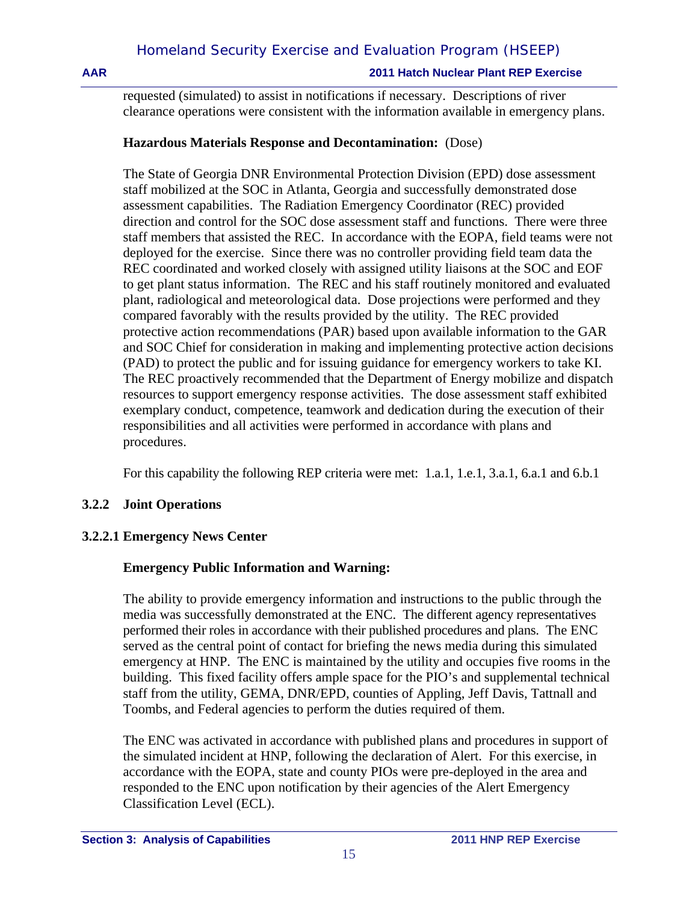requested (simulated) to assist in notifications if necessary. Descriptions of river clearance operations were consistent with the information available in emergency plans.

**Hazardous Materials Response and Decontamination:** (Dose)

The State of Georgia DNR Environmental Protection Division (EPD) dose assessment staff mobilized at the SOC in Atlanta, Georgia and successfully demonstrated dose assessment capabilities. The Radiation Emergency Coordinator (REC) provided direction and control for the SOC dose assessment staff and functions. There were three staff members that assisted the REC. In accordance with the EOPA, field teams were not deployed for the exercise. Since there was no controller providing field team data the REC coordinated and worked closely with assigned utility liaisons at the SOC and EOF to get plant status information. The REC and his staff routinely monitored and evaluated plant, radiological and meteorological data. Dose projections were performed and they compared favorably with the results provided by the utility. The REC provided protective action recommendations (PAR) based upon available information to the GAR and SOC Chief for consideration in making and implementing protective action decisions (PAD) to protect the public and for issuing guidance for emergency workers to take KI. The REC proactively recommended that the Department of Energy mobilize and dispatch resources to support emergency response activities. The dose assessment staff exhibited exemplary conduct, competence, teamwork and dedication during the execution of their responsibilities and all activities were performed in accordance with plans and procedures.

For this capability the following REP criteria were met: 1.a.1, 1.e.1, 3.a.1, 6.a.1 and 6.b.1

### 3.2.2 Joint Operations

#### 3.2.2.1 Emergency News Center

**Emergency Public Information and Warning:**

The ability to provide emergency information and instructions to the public through the media was successfully demonstrated at the ENC. The different agency representatives performed their roles in accordance with their published procedures and plans. The ENC served as the central point of contact for briefing the news media during this simulated emergency at HNP. The ENC is maintained by the utility and occupies five rooms in the building. This fixed facility offers ample space for the PIO's and supplemental technical staff from the utility, GEMA, DNR/EPD, counties of Appling, Jeff Davis, Tattnall and Toombs, and Federal agencies to perform the duties required of them.

The ENC was activated in accordance with published plans and procedures in support of the simulated incident at HNP, following the declaration of Alert. For this exercise, in accordance with the EOPA, state and county PIOs were pre-deployed in the area and responded to the ENC upon notification by their agencies of the Alert Emergency Classification Level (ECL).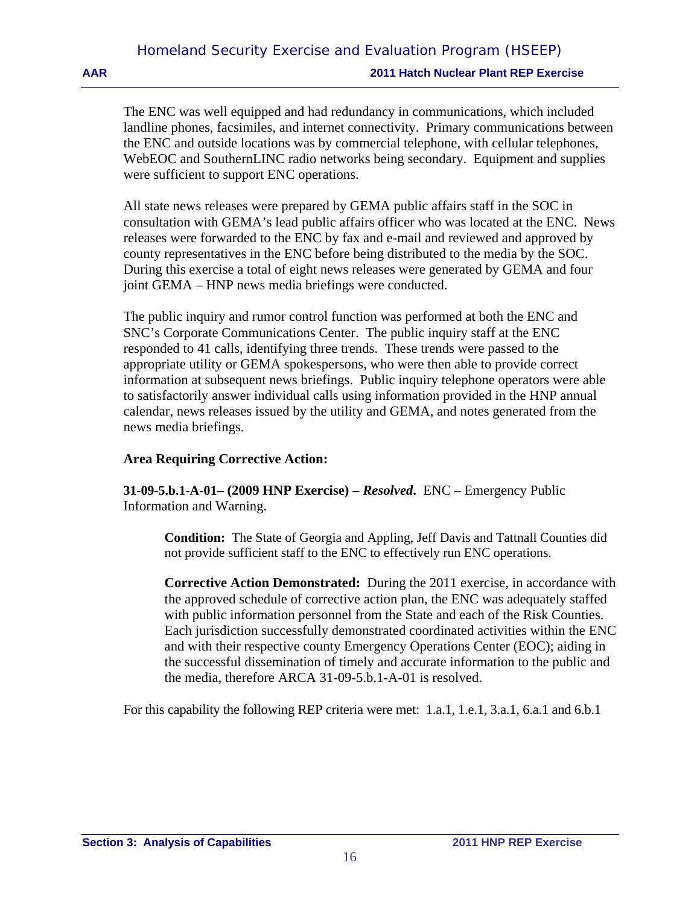The ENC was well equipped and had redundancy in communications, which included landline phones, facsimiles, and internet connectivity. Primary communications between the ENC and outside locations was by commercial telephone, with cellular telephones, WebEOC and SouthernLINC radio networks being secondary. Equipment and supplies were sufficient to support ENC operations.

All state news releases were prepared by GEMA public affairs staff in the SOC in consultation with GEMA's lead public affairs officer who was located at the ENC. News releases were forwarded to the ENC by fax and e-mail and reviewed and approved by county representatives in the ENC before being distributed to the media by the SOC. During this exercise a total of eight news releases were generated by GEMA and four joint GEMA – HNP news media briefings were conducted.

The public inquiry and rumor control function was performed at both the ENC and SNC's Corporate Communications Center. The public inquiry staff at the ENC responded to 41 calls, identifying three trends. These trends were passed to the appropriate utility or GEMA spokespersons, who were then able to provide correct information at subsequent news briefings. Public inquiry telephone operators were able to satisfactorily answer individual calls using information provided in the HNP annual calendar, news releases issued by the utility and GEMA, and notes generated from the news media briefings.

**Area Requiring Corrective Action:**

**31-09-5.b.1-A-01– (2009 HNP Exercise) –** ***Resolved*****.** ENC – Emergency Public Information and Warning.

> **Condition:** The State of Georgia and Appling, Jeff Davis and Tattnall Counties did not provide sufficient staff to the ENC to effectively run ENC operations.
>
> **Corrective Action Demonstrated:** During the 2011 exercise, in accordance with the approved schedule of corrective action plan, the ENC was adequately staffed with public information personnel from the State and each of the Risk Counties. Each jurisdiction successfully demonstrated coordinated activities within the ENC and with their respective county Emergency Operations Center (EOC); aiding in the successful dissemination of timely and accurate information to the public and the media, therefore ARCA 31-09-5.b.1-A-01 is resolved.

For this capability the following REP criteria were met: 1.a.1, 1.e.1, 3.a.1, 6.a.1 and 6.b.1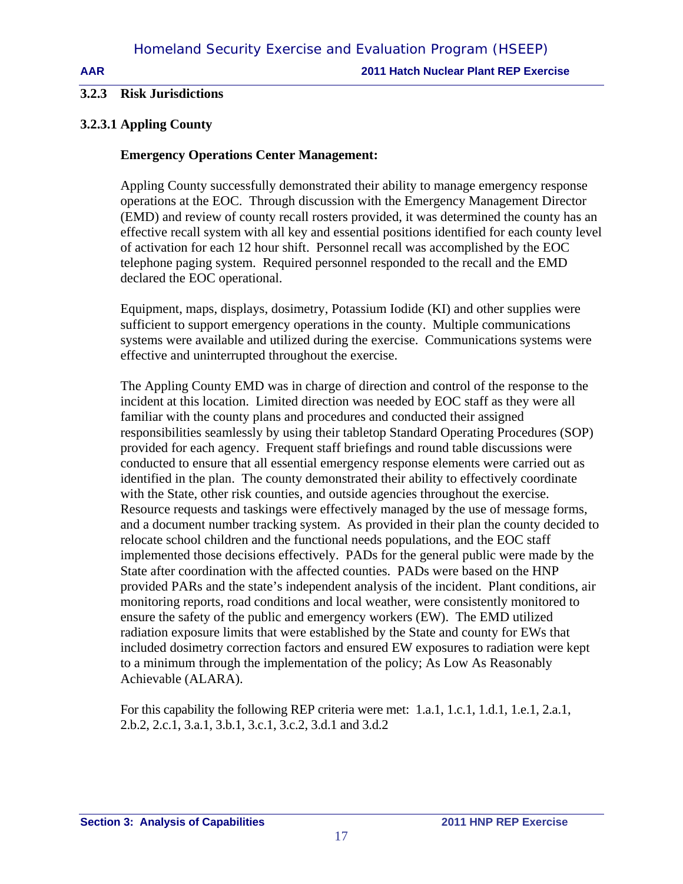### 3.2.3 Risk Jurisdictions

#### 3.2.3.1 Appling County

**Emergency Operations Center Management:**

Appling County successfully demonstrated their ability to manage emergency response operations at the EOC. Through discussion with the Emergency Management Director (EMD) and review of county recall rosters provided, it was determined the county has an effective recall system with all key and essential positions identified for each county level of activation for each 12 hour shift. Personnel recall was accomplished by the EOC telephone paging system. Required personnel responded to the recall and the EMD declared the EOC operational.

Equipment, maps, displays, dosimetry, Potassium Iodide (KI) and other supplies were sufficient to support emergency operations in the county. Multiple communications systems were available and utilized during the exercise. Communications systems were effective and uninterrupted throughout the exercise.

The Appling County EMD was in charge of direction and control of the response to the incident at this location. Limited direction was needed by EOC staff as they were all familiar with the county plans and procedures and conducted their assigned responsibilities seamlessly by using their tabletop Standard Operating Procedures (SOP) provided for each agency. Frequent staff briefings and round table discussions were conducted to ensure that all essential emergency response elements were carried out as identified in the plan. The county demonstrated their ability to effectively coordinate with the State, other risk counties, and outside agencies throughout the exercise. Resource requests and taskings were effectively managed by the use of message forms, and a document number tracking system. As provided in their plan the county decided to relocate school children and the functional needs populations, and the EOC staff implemented those decisions effectively. PADs for the general public were made by the State after coordination with the affected counties. PADs were based on the HNP provided PARs and the state's independent analysis of the incident. Plant conditions, air monitoring reports, road conditions and local weather, were consistently monitored to ensure the safety of the public and emergency workers (EW). The EMD utilized radiation exposure limits that were established by the State and county for EWs that included dosimetry correction factors and ensured EW exposures to radiation were kept to a minimum through the implementation of the policy; As Low As Reasonably Achievable (ALARA).

For this capability the following REP criteria were met: 1.a.1, 1.c.1, 1.d.1, 1.e.1, 2.a.1, 2.b.2, 2.c.1, 3.a.1, 3.b.1, 3.c.1, 3.c.2, 3.d.1 and 3.d.2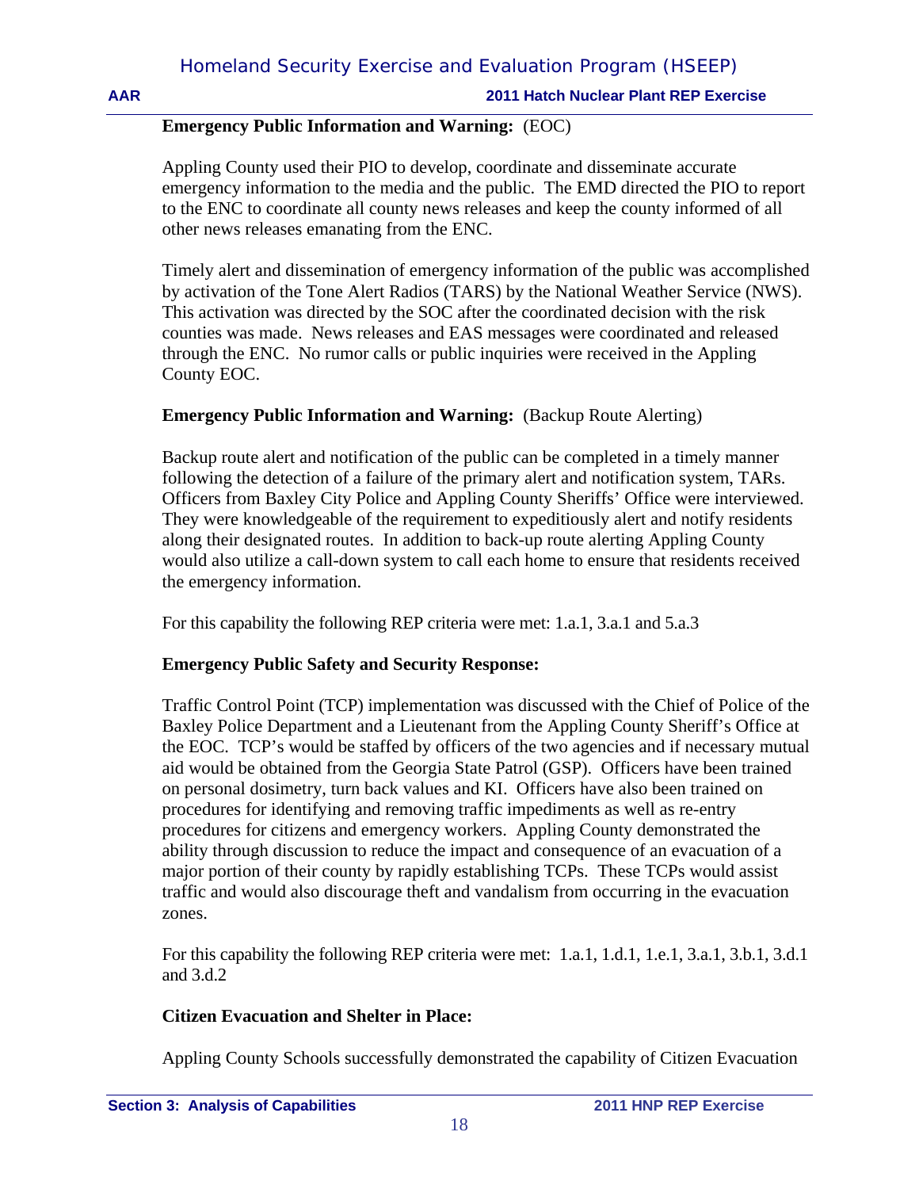**Emergency Public Information and Warning:** (EOC)

Appling County used their PIO to develop, coordinate and disseminate accurate emergency information to the media and the public. The EMD directed the PIO to report to the ENC to coordinate all county news releases and keep the county informed of all other news releases emanating from the ENC.

Timely alert and dissemination of emergency information of the public was accomplished by activation of the Tone Alert Radios (TARS) by the National Weather Service (NWS). This activation was directed by the SOC after the coordinated decision with the risk counties was made. News releases and EAS messages were coordinated and released through the ENC. No rumor calls or public inquiries were received in the Appling County EOC.

**Emergency Public Information and Warning:** (Backup Route Alerting)

Backup route alert and notification of the public can be completed in a timely manner following the detection of a failure of the primary alert and notification system, TARs. Officers from Baxley City Police and Appling County Sheriffs' Office were interviewed. They were knowledgeable of the requirement to expeditiously alert and notify residents along their designated routes. In addition to back-up route alerting Appling County would also utilize a call-down system to call each home to ensure that residents received the emergency information.

For this capability the following REP criteria were met: 1.a.1, 3.a.1 and 5.a.3

**Emergency Public Safety and Security Response:**

Traffic Control Point (TCP) implementation was discussed with the Chief of Police of the Baxley Police Department and a Lieutenant from the Appling County Sheriff's Office at the EOC. TCP's would be staffed by officers of the two agencies and if necessary mutual aid would be obtained from the Georgia State Patrol (GSP). Officers have been trained on personal dosimetry, turn back values and KI. Officers have also been trained on procedures for identifying and removing traffic impediments as well as re-entry procedures for citizens and emergency workers. Appling County demonstrated the ability through discussion to reduce the impact and consequence of an evacuation of a major portion of their county by rapidly establishing TCPs. These TCPs would assist traffic and would also discourage theft and vandalism from occurring in the evacuation zones.

For this capability the following REP criteria were met: 1.a.1, 1.d.1, 1.e.1, 3.a.1, 3.b.1, 3.d.1 and 3.d.2

**Citizen Evacuation and Shelter in Place:**

Appling County Schools successfully demonstrated the capability of Citizen Evacuation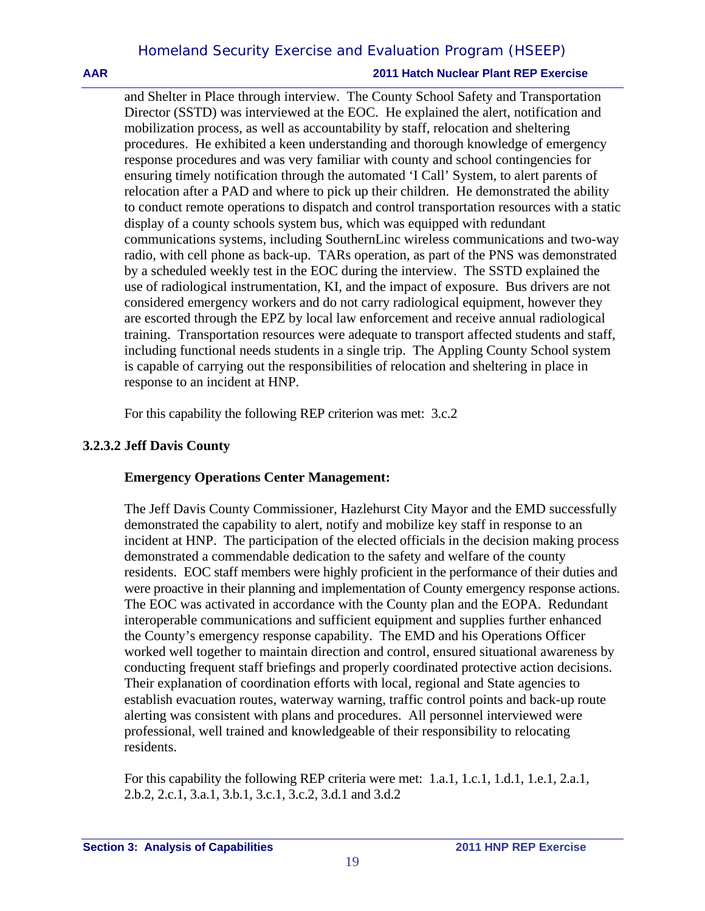and Shelter in Place through interview. The County School Safety and Transportation Director (SSTD) was interviewed at the EOC. He explained the alert, notification and mobilization process, as well as accountability by staff, relocation and sheltering procedures. He exhibited a keen understanding and thorough knowledge of emergency response procedures and was very familiar with county and school contingencies for ensuring timely notification through the automated 'I Call' System, to alert parents of relocation after a PAD and where to pick up their children. He demonstrated the ability to conduct remote operations to dispatch and control transportation resources with a static display of a county schools system bus, which was equipped with redundant communications systems, including SouthernLinc wireless communications and two-way radio, with cell phone as back-up. TARs operation, as part of the PNS was demonstrated by a scheduled weekly test in the EOC during the interview. The SSTD explained the use of radiological instrumentation, KI, and the impact of exposure. Bus drivers are not considered emergency workers and do not carry radiological equipment, however they are escorted through the EPZ by local law enforcement and receive annual radiological training. Transportation resources were adequate to transport affected students and staff, including functional needs students in a single trip. The Appling County School system is capable of carrying out the responsibilities of relocation and sheltering in place in response to an incident at HNP.

For this capability the following REP criterion was met: 3.c.2

### 3.2.3.2 Jeff Davis County

**Emergency Operations Center Management:**

The Jeff Davis County Commissioner, Hazlehurst City Mayor and the EMD successfully demonstrated the capability to alert, notify and mobilize key staff in response to an incident at HNP. The participation of the elected officials in the decision making process demonstrated a commendable dedication to the safety and welfare of the county residents. EOC staff members were highly proficient in the performance of their duties and were proactive in their planning and implementation of County emergency response actions. The EOC was activated in accordance with the County plan and the EOPA. Redundant interoperable communications and sufficient equipment and supplies further enhanced the County's emergency response capability. The EMD and his Operations Officer worked well together to maintain direction and control, ensured situational awareness by conducting frequent staff briefings and properly coordinated protective action decisions. Their explanation of coordination efforts with local, regional and State agencies to establish evacuation routes, waterway warning, traffic control points and back-up route alerting was consistent with plans and procedures. All personnel interviewed were professional, well trained and knowledgeable of their responsibility to relocating residents.

For this capability the following REP criteria were met: 1.a.1, 1.c.1, 1.d.1, 1.e.1, 2.a.1, 2.b.2, 2.c.1, 3.a.1, 3.b.1, 3.c.1, 3.c.2, 3.d.1 and 3.d.2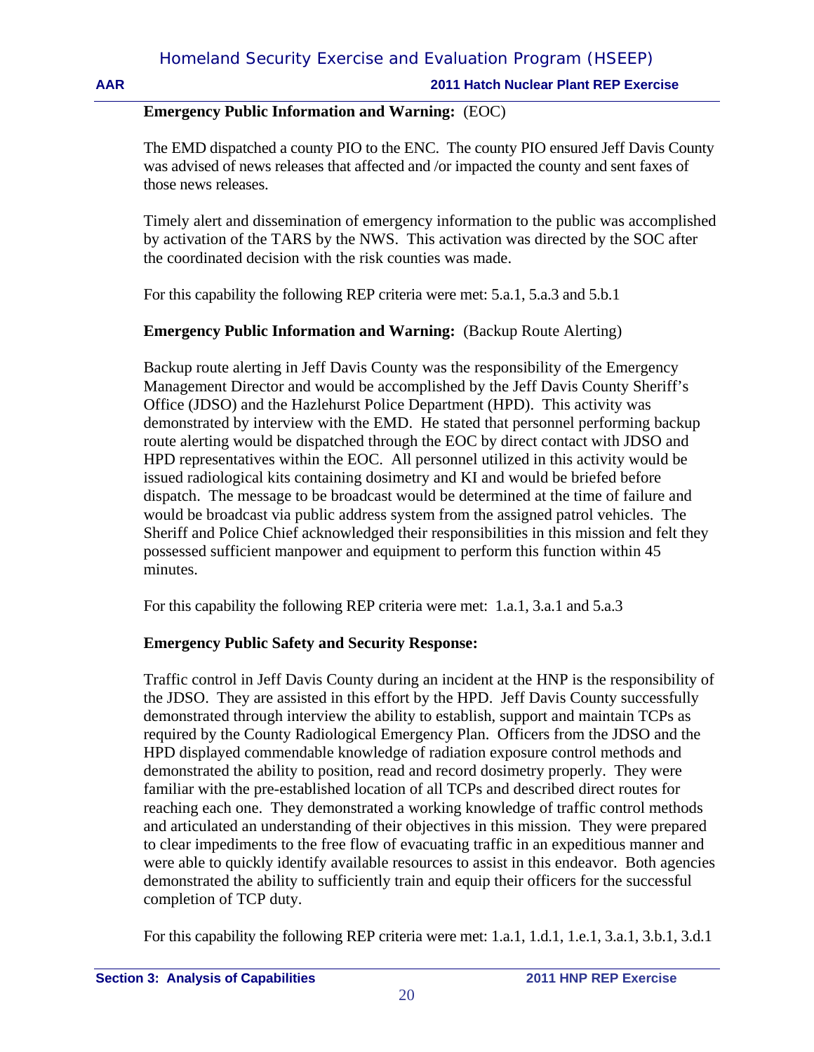**Emergency Public Information and Warning:** (EOC)

The EMD dispatched a county PIO to the ENC. The county PIO ensured Jeff Davis County was advised of news releases that affected and /or impacted the county and sent faxes of those news releases.

Timely alert and dissemination of emergency information to the public was accomplished by activation of the TARS by the NWS. This activation was directed by the SOC after the coordinated decision with the risk counties was made.

For this capability the following REP criteria were met: 5.a.1, 5.a.3 and 5.b.1

**Emergency Public Information and Warning:** (Backup Route Alerting)

Backup route alerting in Jeff Davis County was the responsibility of the Emergency Management Director and would be accomplished by the Jeff Davis County Sheriff's Office (JDSO) and the Hazlehurst Police Department (HPD). This activity was demonstrated by interview with the EMD. He stated that personnel performing backup route alerting would be dispatched through the EOC by direct contact with JDSO and HPD representatives within the EOC. All personnel utilized in this activity would be issued radiological kits containing dosimetry and KI and would be briefed before dispatch. The message to be broadcast would be determined at the time of failure and would be broadcast via public address system from the assigned patrol vehicles. The Sheriff and Police Chief acknowledged their responsibilities in this mission and felt they possessed sufficient manpower and equipment to perform this function within 45 minutes.

For this capability the following REP criteria were met: 1.a.1, 3.a.1 and 5.a.3

**Emergency Public Safety and Security Response:**

Traffic control in Jeff Davis County during an incident at the HNP is the responsibility of the JDSO. They are assisted in this effort by the HPD. Jeff Davis County successfully demonstrated through interview the ability to establish, support and maintain TCPs as required by the County Radiological Emergency Plan. Officers from the JDSO and the HPD displayed commendable knowledge of radiation exposure control methods and demonstrated the ability to position, read and record dosimetry properly. They were familiar with the pre-established location of all TCPs and described direct routes for reaching each one. They demonstrated a working knowledge of traffic control methods and articulated an understanding of their objectives in this mission. They were prepared to clear impediments to the free flow of evacuating traffic in an expeditious manner and were able to quickly identify available resources to assist in this endeavor. Both agencies demonstrated the ability to sufficiently train and equip their officers for the successful completion of TCP duty.

For this capability the following REP criteria were met: 1.a.1, 1.d.1, 1.e.1, 3.a.1, 3.b.1, 3.d.1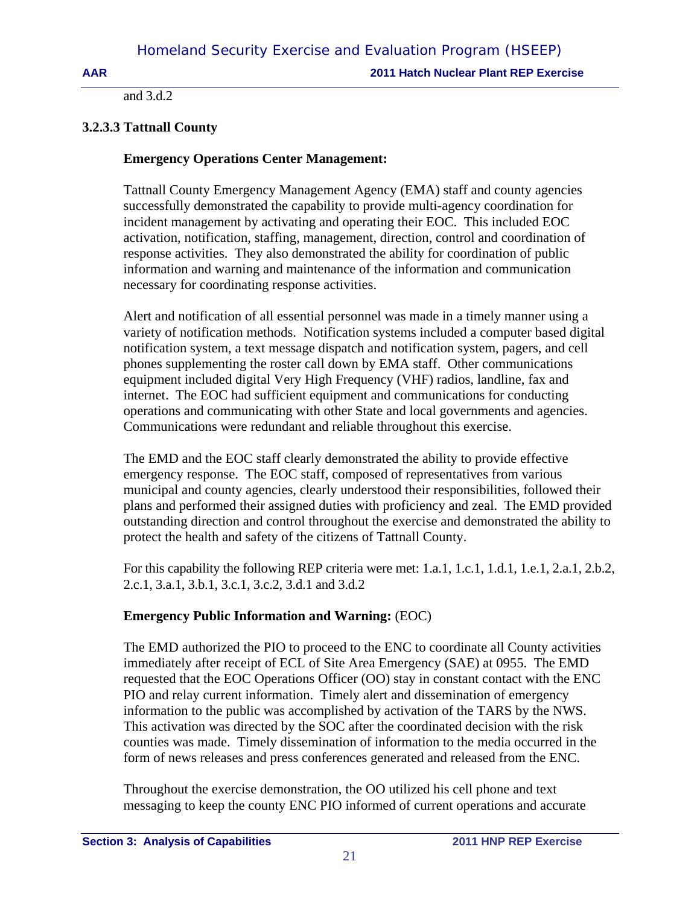and 3.d.2

### 3.2.3.3 Tattnall County

**Emergency Operations Center Management:**

Tattnall County Emergency Management Agency (EMA) staff and county agencies successfully demonstrated the capability to provide multi-agency coordination for incident management by activating and operating their EOC. This included EOC activation, notification, staffing, management, direction, control and coordination of response activities. They also demonstrated the ability for coordination of public information and warning and maintenance of the information and communication necessary for coordinating response activities.

Alert and notification of all essential personnel was made in a timely manner using a variety of notification methods. Notification systems included a computer based digital notification system, a text message dispatch and notification system, pagers, and cell phones supplementing the roster call down by EMA staff. Other communications equipment included digital Very High Frequency (VHF) radios, landline, fax and internet. The EOC had sufficient equipment and communications for conducting operations and communicating with other State and local governments and agencies. Communications were redundant and reliable throughout this exercise.

The EMD and the EOC staff clearly demonstrated the ability to provide effective emergency response. The EOC staff, composed of representatives from various municipal and county agencies, clearly understood their responsibilities, followed their plans and performed their assigned duties with proficiency and zeal. The EMD provided outstanding direction and control throughout the exercise and demonstrated the ability to protect the health and safety of the citizens of Tattnall County.

For this capability the following REP criteria were met: 1.a.1, 1.c.1, 1.d.1, 1.e.1, 2.a.1, 2.b.2, 2.c.1, 3.a.1, 3.b.1, 3.c.1, 3.c.2, 3.d.1 and 3.d.2

**Emergency Public Information and Warning:** (EOC)

The EMD authorized the PIO to proceed to the ENC to coordinate all County activities immediately after receipt of ECL of Site Area Emergency (SAE) at 0955. The EMD requested that the EOC Operations Officer (OO) stay in constant contact with the ENC PIO and relay current information. Timely alert and dissemination of emergency information to the public was accomplished by activation of the TARS by the NWS. This activation was directed by the SOC after the coordinated decision with the risk counties was made. Timely dissemination of information to the media occurred in the form of news releases and press conferences generated and released from the ENC.

Throughout the exercise demonstration, the OO utilized his cell phone and text messaging to keep the county ENC PIO informed of current operations and accurate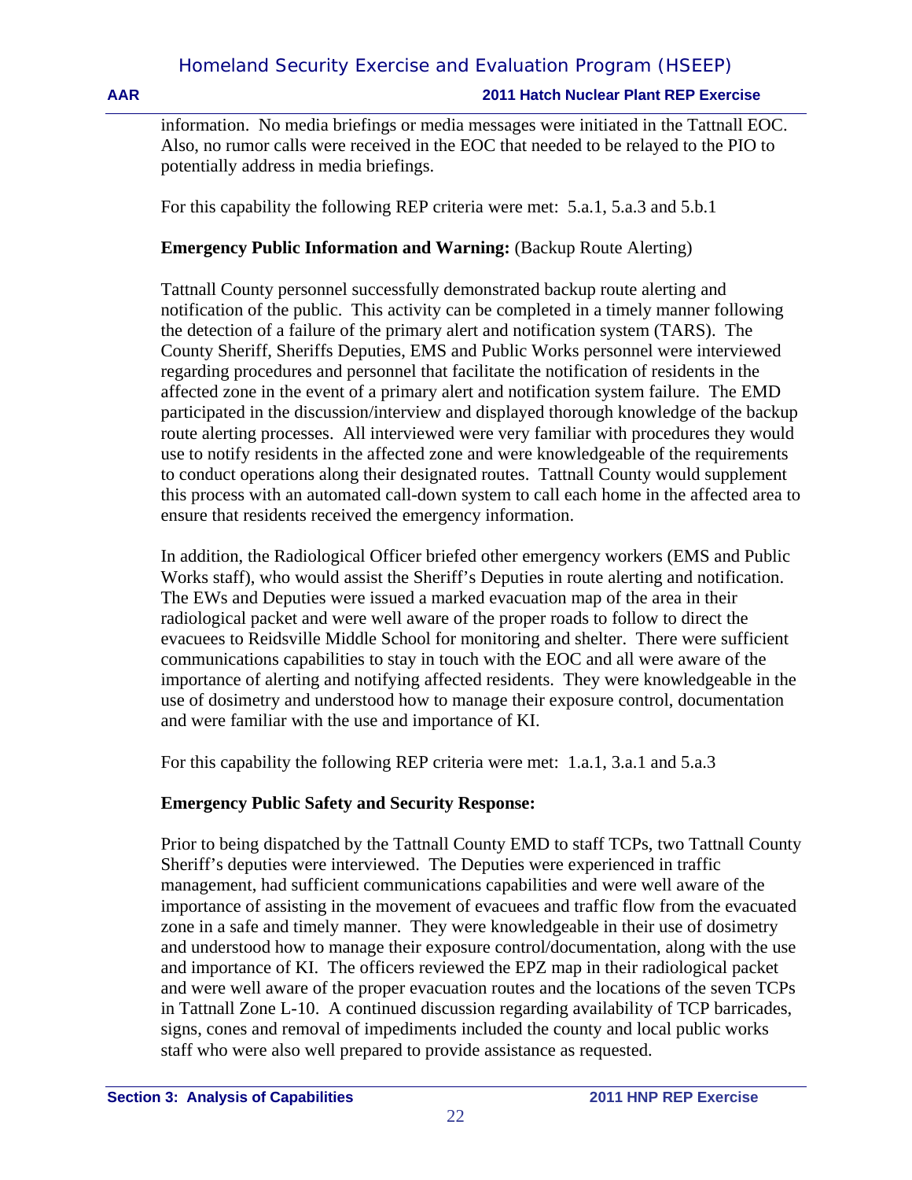information. No media briefings or media messages were initiated in the Tattnall EOC. Also, no rumor calls were received in the EOC that needed to be relayed to the PIO to potentially address in media briefings.

For this capability the following REP criteria were met: 5.a.1, 5.a.3 and 5.b.1

**Emergency Public Information and Warning:** (Backup Route Alerting)

Tattnall County personnel successfully demonstrated backup route alerting and notification of the public. This activity can be completed in a timely manner following the detection of a failure of the primary alert and notification system (TARS). The County Sheriff, Sheriffs Deputies, EMS and Public Works personnel were interviewed regarding procedures and personnel that facilitate the notification of residents in the affected zone in the event of a primary alert and notification system failure. The EMD participated in the discussion/interview and displayed thorough knowledge of the backup route alerting processes. All interviewed were very familiar with procedures they would use to notify residents in the affected zone and were knowledgeable of the requirements to conduct operations along their designated routes. Tattnall County would supplement this process with an automated call-down system to call each home in the affected area to ensure that residents received the emergency information.

In addition, the Radiological Officer briefed other emergency workers (EMS and Public Works staff), who would assist the Sheriff's Deputies in route alerting and notification. The EWs and Deputies were issued a marked evacuation map of the area in their radiological packet and were well aware of the proper roads to follow to direct the evacuees to Reidsville Middle School for monitoring and shelter. There were sufficient communications capabilities to stay in touch with the EOC and all were aware of the importance of alerting and notifying affected residents. They were knowledgeable in the use of dosimetry and understood how to manage their exposure control, documentation and were familiar with the use and importance of KI.

For this capability the following REP criteria were met: 1.a.1, 3.a.1 and 5.a.3

**Emergency Public Safety and Security Response:**

Prior to being dispatched by the Tattnall County EMD to staff TCPs, two Tattnall County Sheriff's deputies were interviewed. The Deputies were experienced in traffic management, had sufficient communications capabilities and were well aware of the importance of assisting in the movement of evacuees and traffic flow from the evacuated zone in a safe and timely manner. They were knowledgeable in their use of dosimetry and understood how to manage their exposure control/documentation, along with the use and importance of KI. The officers reviewed the EPZ map in their radiological packet and were well aware of the proper evacuation routes and the locations of the seven TCPs in Tattnall Zone L-10. A continued discussion regarding availability of TCP barricades, signs, cones and removal of impediments included the county and local public works staff who were also well prepared to provide assistance as requested.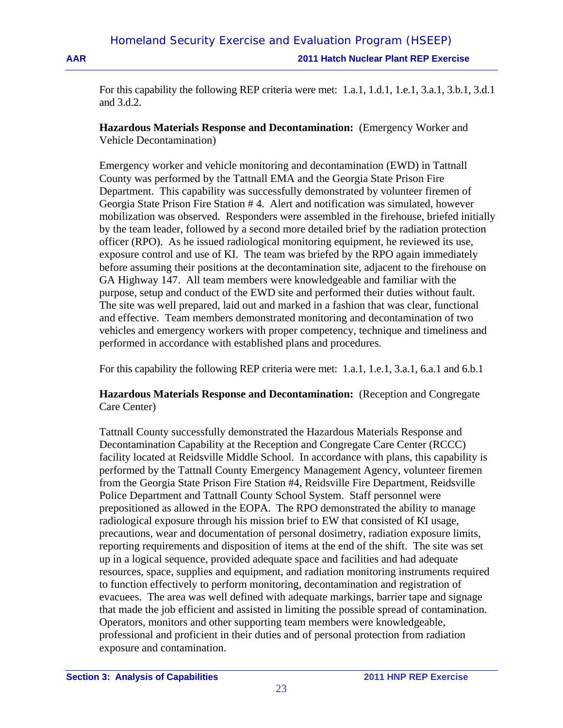For this capability the following REP criteria were met: 1.a.1, 1.d.1, 1.e.1, 3.a.1, 3.b.1, 3.d.1 and 3.d.2.

**Hazardous Materials Response and Decontamination:** (Emergency Worker and Vehicle Decontamination)

Emergency worker and vehicle monitoring and decontamination (EWD) in Tattnall County was performed by the Tattnall EMA and the Georgia State Prison Fire Department. This capability was successfully demonstrated by volunteer firemen of Georgia State Prison Fire Station # 4. Alert and notification was simulated, however mobilization was observed. Responders were assembled in the firehouse, briefed initially by the team leader, followed by a second more detailed brief by the radiation protection officer (RPO). As he issued radiological monitoring equipment, he reviewed its use, exposure control and use of KI. The team was briefed by the RPO again immediately before assuming their positions at the decontamination site, adjacent to the firehouse on GA Highway 147. All team members were knowledgeable and familiar with the purpose, setup and conduct of the EWD site and performed their duties without fault. The site was well prepared, laid out and marked in a fashion that was clear, functional and effective. Team members demonstrated monitoring and decontamination of two vehicles and emergency workers with proper competency, technique and timeliness and performed in accordance with established plans and procedures.

For this capability the following REP criteria were met: 1.a.1, 1.e.1, 3.a.1, 6.a.1 and 6.b.1

**Hazardous Materials Response and Decontamination:** (Reception and Congregate Care Center)

Tattnall County successfully demonstrated the Hazardous Materials Response and Decontamination Capability at the Reception and Congregate Care Center (RCCC) facility located at Reidsville Middle School. In accordance with plans, this capability is performed by the Tattnall County Emergency Management Agency, volunteer firemen from the Georgia State Prison Fire Station #4, Reidsville Fire Department, Reidsville Police Department and Tattnall County School System. Staff personnel were prepositioned as allowed in the EOPA. The RPO demonstrated the ability to manage radiological exposure through his mission brief to EW that consisted of KI usage, precautions, wear and documentation of personal dosimetry, radiation exposure limits, reporting requirements and disposition of items at the end of the shift. The site was set up in a logical sequence, provided adequate space and facilities and had adequate resources, space, supplies and equipment, and radiation monitoring instruments required to function effectively to perform monitoring, decontamination and registration of evacuees. The area was well defined with adequate markings, barrier tape and signage that made the job efficient and assisted in limiting the possible spread of contamination. Operators, monitors and other supporting team members were knowledgeable, professional and proficient in their duties and of personal protection from radiation exposure and contamination.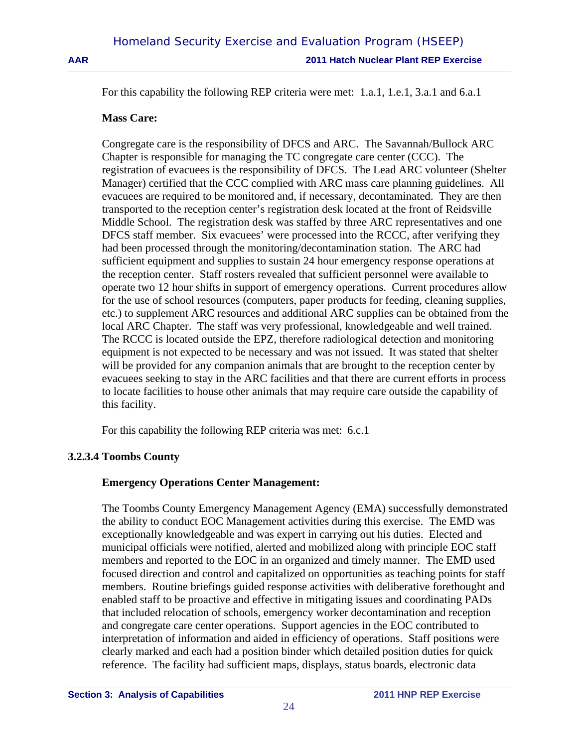For this capability the following REP criteria were met: 1.a.1, 1.e.1, 3.a.1 and 6.a.1

**Mass Care:**

Congregate care is the responsibility of DFCS and ARC. The Savannah/Bullock ARC Chapter is responsible for managing the TC congregate care center (CCC). The registration of evacuees is the responsibility of DFCS. The Lead ARC volunteer (Shelter Manager) certified that the CCC complied with ARC mass care planning guidelines. All evacuees are required to be monitored and, if necessary, decontaminated. They are then transported to the reception center's registration desk located at the front of Reidsville Middle School. The registration desk was staffed by three ARC representatives and one DFCS staff member. Six evacuees' were processed into the RCCC, after verifying they had been processed through the monitoring/decontamination station. The ARC had sufficient equipment and supplies to sustain 24 hour emergency response operations at the reception center. Staff rosters revealed that sufficient personnel were available to operate two 12 hour shifts in support of emergency operations. Current procedures allow for the use of school resources (computers, paper products for feeding, cleaning supplies, etc.) to supplement ARC resources and additional ARC supplies can be obtained from the local ARC Chapter. The staff was very professional, knowledgeable and well trained. The RCCC is located outside the EPZ, therefore radiological detection and monitoring equipment is not expected to be necessary and was not issued. It was stated that shelter will be provided for any companion animals that are brought to the reception center by evacuees seeking to stay in the ARC facilities and that there are current efforts in process to locate facilities to house other animals that may require care outside the capability of this facility.

For this capability the following REP criteria was met: 6.c.1

#### 3.2.3.4 Toombs County

**Emergency Operations Center Management:**

The Toombs County Emergency Management Agency (EMA) successfully demonstrated the ability to conduct EOC Management activities during this exercise. The EMD was exceptionally knowledgeable and was expert in carrying out his duties. Elected and municipal officials were notified, alerted and mobilized along with principle EOC staff members and reported to the EOC in an organized and timely manner. The EMD used focused direction and control and capitalized on opportunities as teaching points for staff members. Routine briefings guided response activities with deliberative forethought and enabled staff to be proactive and effective in mitigating issues and coordinating PADs that included relocation of schools, emergency worker decontamination and reception and congregate care center operations. Support agencies in the EOC contributed to interpretation of information and aided in efficiency of operations. Staff positions were clearly marked and each had a position binder which detailed position duties for quick reference. The facility had sufficient maps, displays, status boards, electronic data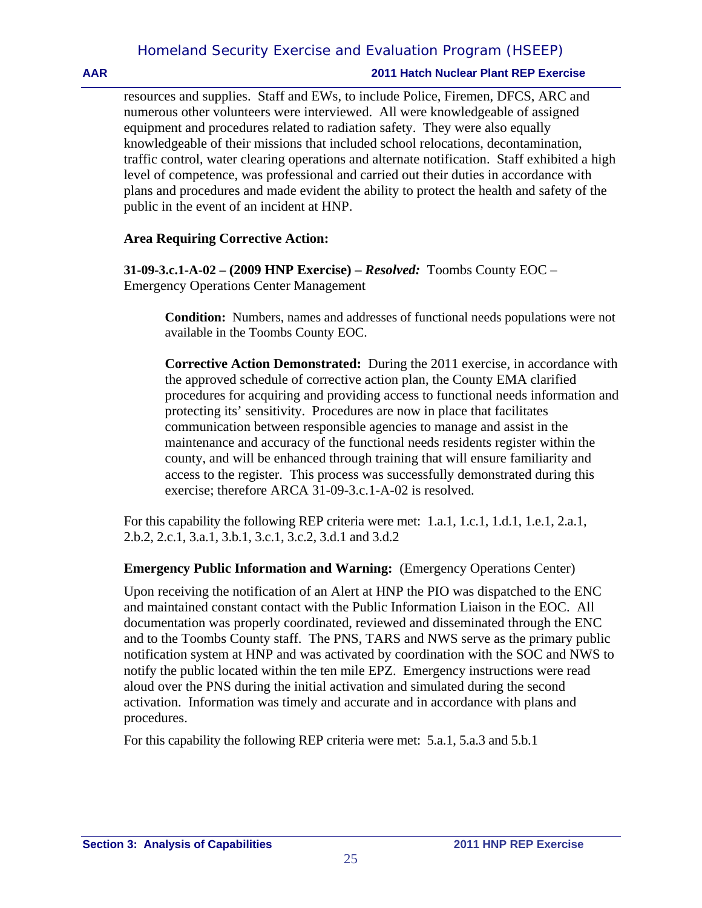resources and supplies. Staff and EWs, to include Police, Firemen, DFCS, ARC and numerous other volunteers were interviewed. All were knowledgeable of assigned equipment and procedures related to radiation safety. They were also equally knowledgeable of their missions that included school relocations, decontamination, traffic control, water clearing operations and alternate notification. Staff exhibited a high level of competence, was professional and carried out their duties in accordance with plans and procedures and made evident the ability to protect the health and safety of the public in the event of an incident at HNP.

**Area Requiring Corrective Action:**

**31-09-3.c.1-A-02 – (2009 HNP Exercise) –** ***Resolved:*** Toombs County EOC – Emergency Operations Center Management

> **Condition:** Numbers, names and addresses of functional needs populations were not available in the Toombs County EOC.
>
> **Corrective Action Demonstrated:** During the 2011 exercise, in accordance with the approved schedule of corrective action plan, the County EMA clarified procedures for acquiring and providing access to functional needs information and protecting its' sensitivity. Procedures are now in place that facilitates communication between responsible agencies to manage and assist in the maintenance and accuracy of the functional needs residents register within the county, and will be enhanced through training that will ensure familiarity and access to the register. This process was successfully demonstrated during this exercise; therefore ARCA 31-09-3.c.1-A-02 is resolved.

For this capability the following REP criteria were met: 1.a.1, 1.c.1, 1.d.1, 1.e.1, 2.a.1, 2.b.2, 2.c.1, 3.a.1, 3.b.1, 3.c.1, 3.c.2, 3.d.1 and 3.d.2

**Emergency Public Information and Warning:** (Emergency Operations Center)

Upon receiving the notification of an Alert at HNP the PIO was dispatched to the ENC and maintained constant contact with the Public Information Liaison in the EOC. All documentation was properly coordinated, reviewed and disseminated through the ENC and to the Toombs County staff. The PNS, TARS and NWS serve as the primary public notification system at HNP and was activated by coordination with the SOC and NWS to notify the public located within the ten mile EPZ. Emergency instructions were read aloud over the PNS during the initial activation and simulated during the second activation. Information was timely and accurate and in accordance with plans and procedures.

For this capability the following REP criteria were met: 5.a.1, 5.a.3 and 5.b.1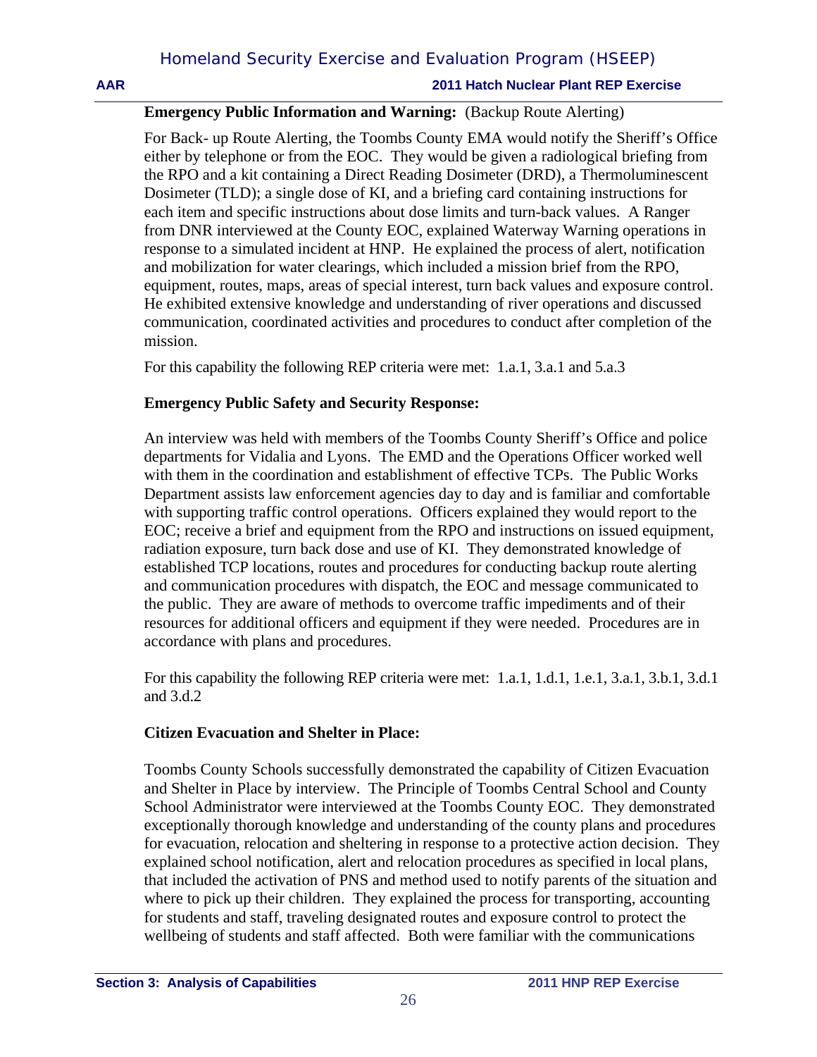**Emergency Public Information and Warning:** (Backup Route Alerting)

For Back- up Route Alerting, the Toombs County EMA would notify the Sheriff's Office either by telephone or from the EOC. They would be given a radiological briefing from the RPO and a kit containing a Direct Reading Dosimeter (DRD), a Thermoluminescent Dosimeter (TLD); a single dose of KI, and a briefing card containing instructions for each item and specific instructions about dose limits and turn-back values. A Ranger from DNR interviewed at the County EOC, explained Waterway Warning operations in response to a simulated incident at HNP. He explained the process of alert, notification and mobilization for water clearings, which included a mission brief from the RPO, equipment, routes, maps, areas of special interest, turn back values and exposure control. He exhibited extensive knowledge and understanding of river operations and discussed communication, coordinated activities and procedures to conduct after completion of the mission.

For this capability the following REP criteria were met: 1.a.1, 3.a.1 and 5.a.3

**Emergency Public Safety and Security Response:**

An interview was held with members of the Toombs County Sheriff's Office and police departments for Vidalia and Lyons. The EMD and the Operations Officer worked well with them in the coordination and establishment of effective TCPs. The Public Works Department assists law enforcement agencies day to day and is familiar and comfortable with supporting traffic control operations. Officers explained they would report to the EOC; receive a brief and equipment from the RPO and instructions on issued equipment, radiation exposure, turn back dose and use of KI. They demonstrated knowledge of established TCP locations, routes and procedures for conducting backup route alerting and communication procedures with dispatch, the EOC and message communicated to the public. They are aware of methods to overcome traffic impediments and of their resources for additional officers and equipment if they were needed. Procedures are in accordance with plans and procedures.

For this capability the following REP criteria were met: 1.a.1, 1.d.1, 1.e.1, 3.a.1, 3.b.1, 3.d.1 and 3.d.2

**Citizen Evacuation and Shelter in Place:**

Toombs County Schools successfully demonstrated the capability of Citizen Evacuation and Shelter in Place by interview. The Principle of Toombs Central School and County School Administrator were interviewed at the Toombs County EOC. They demonstrated exceptionally thorough knowledge and understanding of the county plans and procedures for evacuation, relocation and sheltering in response to a protective action decision. They explained school notification, alert and relocation procedures as specified in local plans, that included the activation of PNS and method used to notify parents of the situation and where to pick up their children. They explained the process for transporting, accounting for students and staff, traveling designated routes and exposure control to protect the wellbeing of students and staff affected. Both were familiar with the communications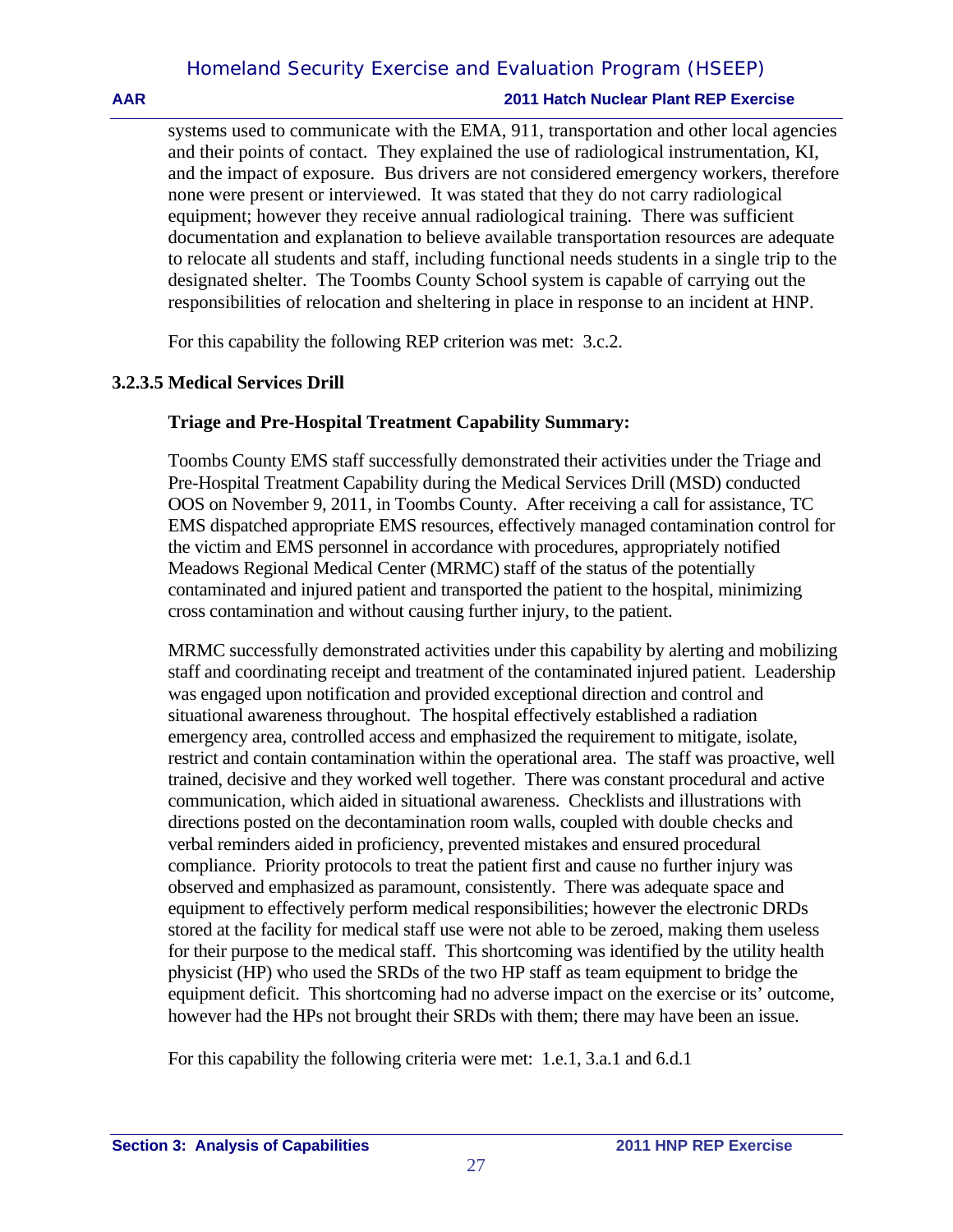systems used to communicate with the EMA, 911, transportation and other local agencies and their points of contact. They explained the use of radiological instrumentation, KI, and the impact of exposure. Bus drivers are not considered emergency workers, therefore none were present or interviewed. It was stated that they do not carry radiological equipment; however they receive annual radiological training. There was sufficient documentation and explanation to believe available transportation resources are adequate to relocate all students and staff, including functional needs students in a single trip to the designated shelter. The Toombs County School system is capable of carrying out the responsibilities of relocation and sheltering in place in response to an incident at HNP.

For this capability the following REP criterion was met: 3.c.2.

### 3.2.3.5 Medical Services Drill

**Triage and Pre-Hospital Treatment Capability Summary:**

Toombs County EMS staff successfully demonstrated their activities under the Triage and Pre-Hospital Treatment Capability during the Medical Services Drill (MSD) conducted OOS on November 9, 2011, in Toombs County. After receiving a call for assistance, TC EMS dispatched appropriate EMS resources, effectively managed contamination control for the victim and EMS personnel in accordance with procedures, appropriately notified Meadows Regional Medical Center (MRMC) staff of the status of the potentially contaminated and injured patient and transported the patient to the hospital, minimizing cross contamination and without causing further injury, to the patient.

MRMC successfully demonstrated activities under this capability by alerting and mobilizing staff and coordinating receipt and treatment of the contaminated injured patient. Leadership was engaged upon notification and provided exceptional direction and control and situational awareness throughout. The hospital effectively established a radiation emergency area, controlled access and emphasized the requirement to mitigate, isolate, restrict and contain contamination within the operational area. The staff was proactive, well trained, decisive and they worked well together. There was constant procedural and active communication, which aided in situational awareness. Checklists and illustrations with directions posted on the decontamination room walls, coupled with double checks and verbal reminders aided in proficiency, prevented mistakes and ensured procedural compliance. Priority protocols to treat the patient first and cause no further injury was observed and emphasized as paramount, consistently. There was adequate space and equipment to effectively perform medical responsibilities; however the electronic DRDs stored at the facility for medical staff use were not able to be zeroed, making them useless for their purpose to the medical staff. This shortcoming was identified by the utility health physicist (HP) who used the SRDs of the two HP staff as team equipment to bridge the equipment deficit. This shortcoming had no adverse impact on the exercise or its' outcome, however had the HPs not brought their SRDs with them; there may have been an issue.

For this capability the following criteria were met: 1.e.1, 3.a.1 and 6.d.1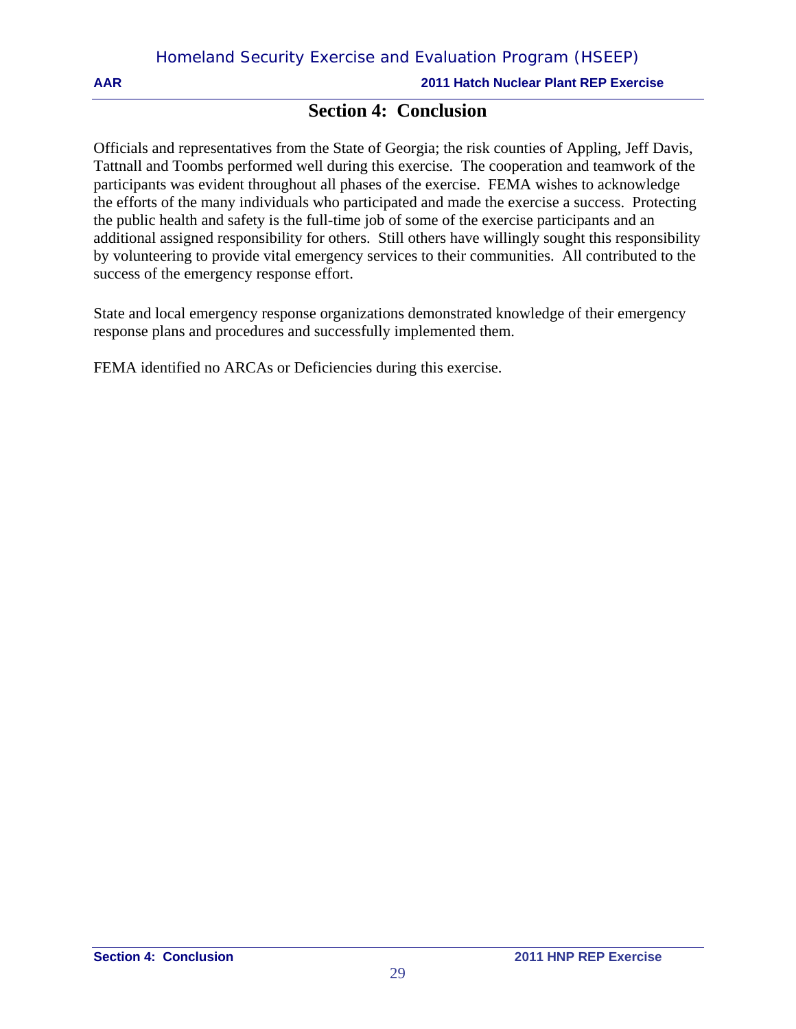# Section 4: Conclusion

Officials and representatives from the State of Georgia; the risk counties of Appling, Jeff Davis, Tattnall and Toombs performed well during this exercise. The cooperation and teamwork of the participants was evident throughout all phases of the exercise. FEMA wishes to acknowledge the efforts of the many individuals who participated and made the exercise a success. Protecting the public health and safety is the full-time job of some of the exercise participants and an additional assigned responsibility for others. Still others have willingly sought this responsibility by volunteering to provide vital emergency services to their communities. All contributed to the success of the emergency response effort.

State and local emergency response organizations demonstrated knowledge of their emergency response plans and procedures and successfully implemented them.

FEMA identified no ARCAs or Deficiencies during this exercise.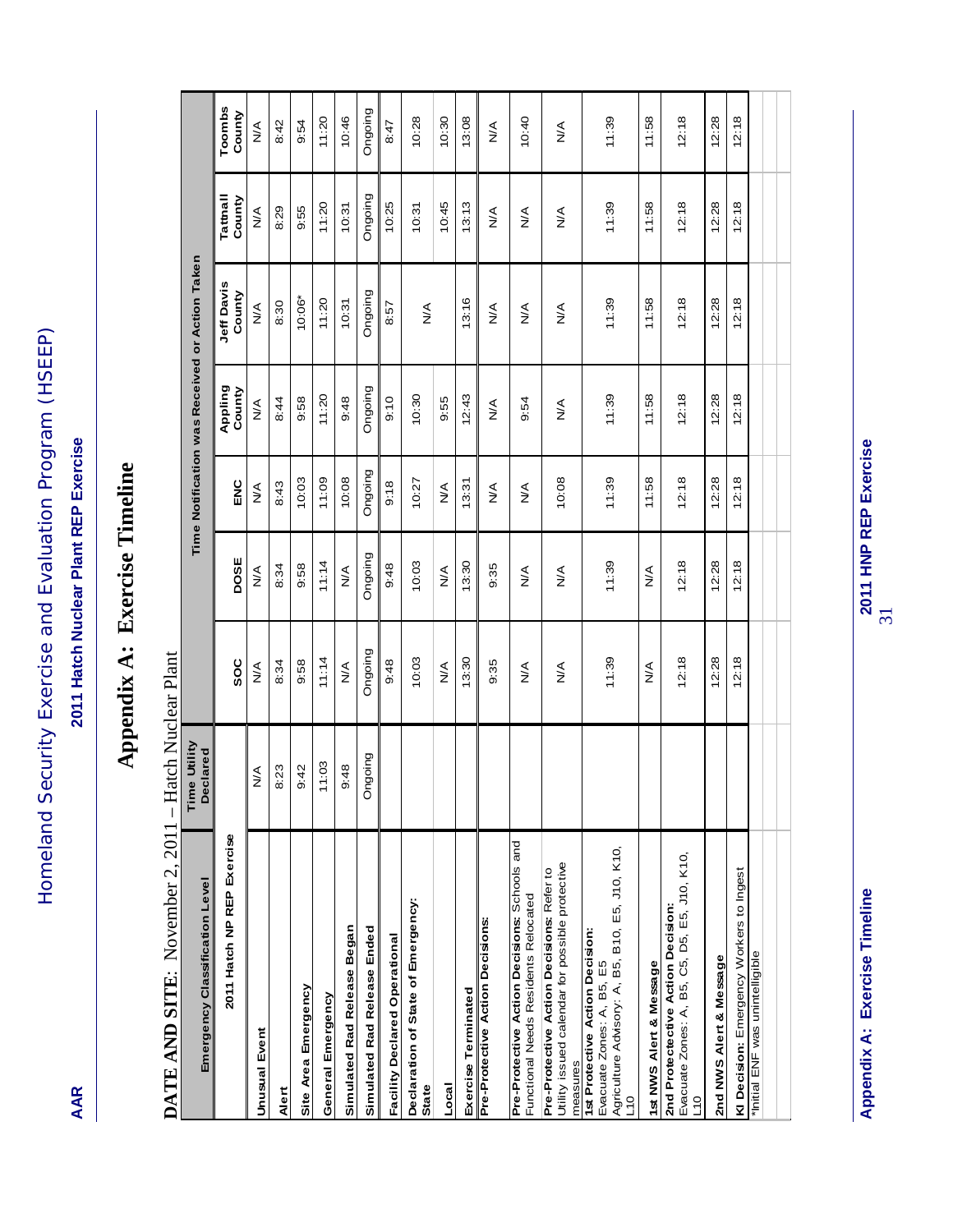# Appendix A: Exercise Timeline

**DATE AND SITE**: November 2, 2011 – Hatch Nuclear Plant

| Emergency Classification Level | Time Utility Declared | Time Notification was Received or Action Taken | | | | | | | |
|---|---|---|---|---|---|---|---|---|---|
| **2011 Hatch NP REP Exercise** | | **SOC** | **DOSE** | **ENC** | **Appling County** | **Jeff Davis County** | **Tattnall County** | **Toombs County** |
| **Unusual Event** | N/A | N/A | N/A | N/A | N/A | N/A | N/A | N/A |
| **Alert** | 8:23 | 8:34 | 8:34 | 8:43 | 8:44 | 8:30 | 8:29 | 8:42 |
| **Site Area Emergency** | 9:42 | 9:58 | 9:58 | 10:03 | 9:58 | 10:06* | 9:55 | 9:54 |
| **General Emergency** | 11:03 | 11:14 | 11:14 | 11:09 | 11:20 | 11:20 | 11:20 | 11:20 |
| **Simulated Rad Release Began** | 9:48 | N/A | N/A | 10:08 | 9:48 | 10:31 | 10:31 | 10:46 |
| **Simulated Rad Release Ended** | Ongoing | Ongoing | Ongoing | Ongoing | Ongoing | Ongoing | Ongoing | Ongoing |
| **Facility Declared Operational** | | 9:48 | 9:48 | 9:18 | 9:10 | 8:57 | 10:25 | 8:47 |
| **Declaration of State of Emergency: State** | | 10:03 | 10:03 | 10:27 | 10:30 | N/A | 10:31 | 10:28 |
| **Local** | | N/A | N/A | N/A | 9:55 | | 10:45 | 10:30 |
| **Exercise Terminated** | | 13:30 | 13:30 | 13:31 | 12:43 | 13:16 | 13:13 | 13:08 |
| **Pre-Protective Action Decisions:** | | 9:35 | 9:35 | N/A | N/A | N/A | N/A | N/A |
| **Pre-Protective Action Decisions:** Schools and Functional Needs Residents Relocated | | N/A | N/A | N/A | 9:54 | N/A | N/A | 10:40 |
| **Pre-Protective Action Decisions:** Refer to Utility issued calendar for possible protective measures | | N/A | N/A | 10:08 | N/A | N/A | N/A | N/A |
| **1st Protective Action Decision:** Evacuate Zones: A, B5, E5 Agriculture Advisory: A, B5, B10, E5, J10, K10, L10 | | 11:39 | 11:39 | 11:39 | 11:39 | 11:39 | 11:39 | 11:39 |
| **1st NWS Alert & Message** | | N/A | N/A | 11:58 | 11:58 | 11:58 | 11:58 | 11:58 |
| **2nd Protective Action Decision:** Evacuate Zones: A, B5, C5, D5, E5, J10, K10, L10 | | 12:18 | 12:18 | 12:18 | 12:18 | 12:18 | 12:18 | 12:18 |
| **2nd NWS Alert & Message** | | 12:28 | 12:28 | 12:28 | 12:28 | 12:28 | 12:28 | 12:28 |
| **KI Decision:** Emergency Workers to Ingest | | 12:18 | 12:18 | 12:18 | 12:18 | 12:18 | 12:18 | 12:18 |

*Initial ENF was unintelligible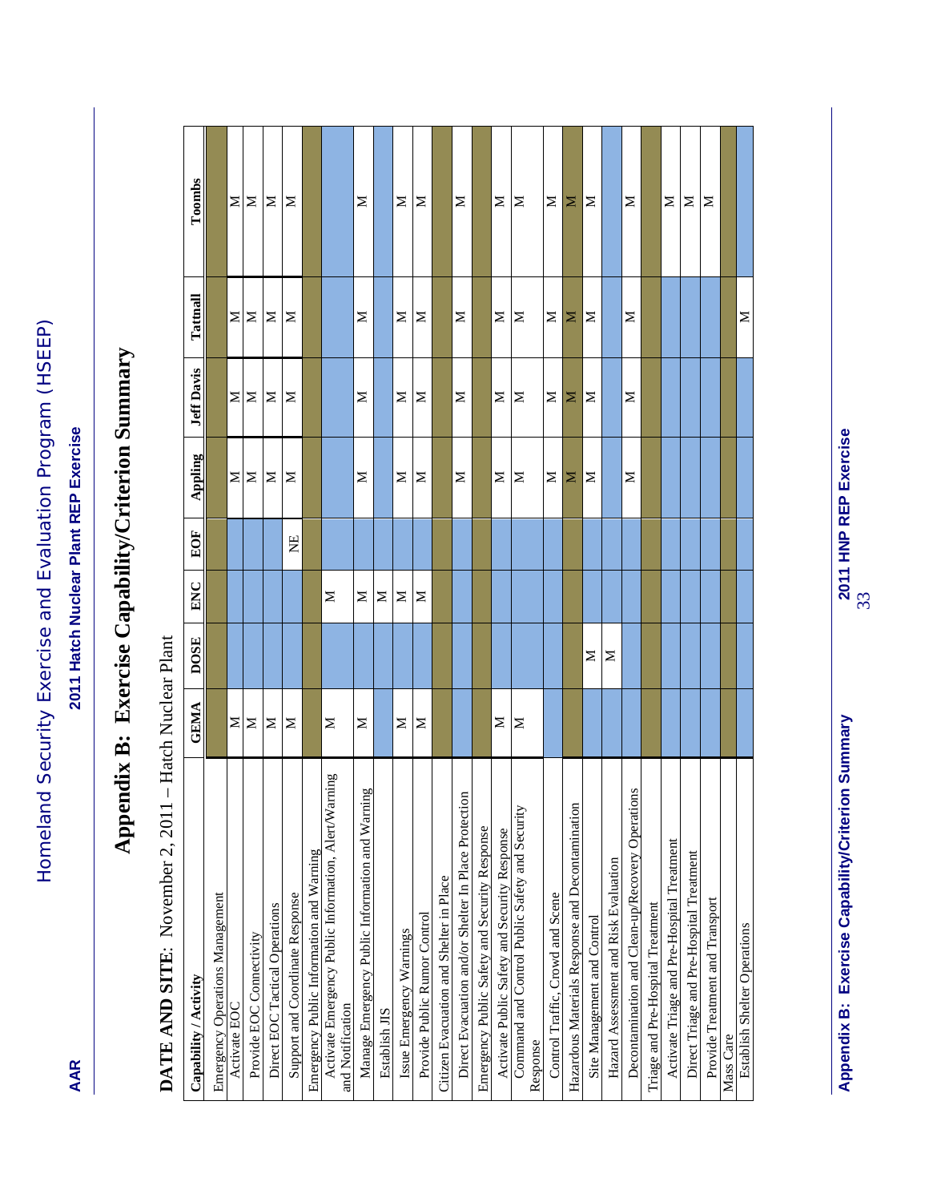# Appendix B: Exercise Capability/Criterion Summary

**DATE AND SITE**: November 2, 2011 – Hatch Nuclear Plant

| Capability / Activity | GEMA | DOSE | ENC | EOF | Appling | Jeff Davis | Tattnall | Toombs |
|---|---|---|---|---|---|---|---|---|
| Emergency Operations Management | | | | | | | | |
| Activate EOC | M | | | | M | M | M | M |
| Provide EOC Connectivity | M | | | | M | M | M | M |
| Direct EOC Tactical Operations | M | | | | M | M | M | M |
| Support and Coordinate Response | M | | | NE | M | M | M | M |
| Emergency Public Information and Warning | | | | | | | | |
| Activate Emergency Public Information, Alert/Warning and Notification | M | | M | | | | | |
| Manage Emergency Public Information and Warning | M | | M | | M | M | M | M |
| Establish JIS | | | M | | | | | |
| Issue Emergency Warnings | M | | M | | M | M | M | M |
| Provide Public Rumor Control | M | | M | | M | M | M | M |
| Citizen Evacuation and Shelter in Place | | | | | | | | |
| Direct Evacuation and/or Shelter In Place Protection | | | | | M | M | M | M |
| Emergency Public Safety and Security Response | | | | | | | | |
| Activate Public Safety and Security Response | M | | | | M | M | M | M |
| Command and Control Public Safety and Security Response | M | | | | M | M | M | M |
| Control Traffic, Crowd and Scene | | | | | M | M | M | M |
| Hazardous Materials Response and Decontamination | | | | | M | M | M | M |
| Site Management and Control | | M | | | M | M | M | M |
| Hazard Assessment and Risk Evaluation | | M | | | | | | |
| Decontamination and Clean-up/Recovery Operations | | | | | M | M | M | M |
| Triage and Pre-Hospital Treatment | | | | | | | | |
| Activate Triage and Pre-Hospital Treatment | | | | | | | | M |
| Direct Triage and Pre-Hospital Treatment | | | | | | | | M |
| Provide Treatment and Transport | | | | | | | | M |
| Mass Care | | | | | | | | |
| Establish Shelter Operations | | | | | | | M | |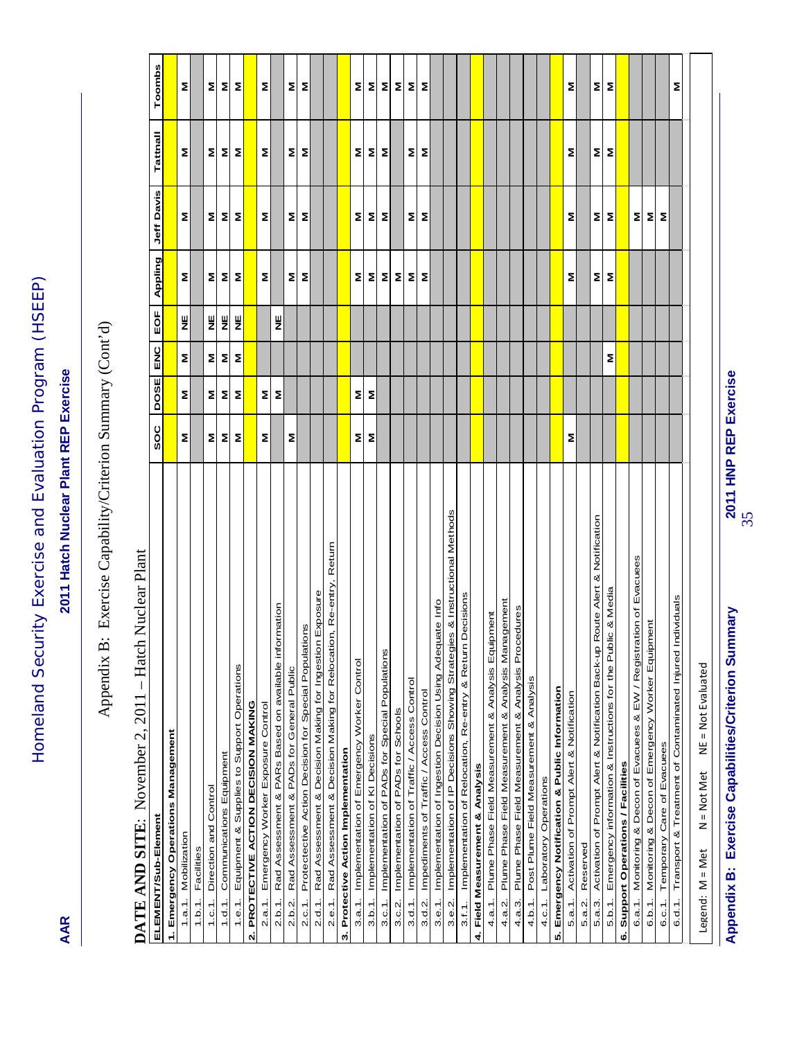## Appendix B: Exercise Capability/Criterion Summary (Cont'd)

**DATE AND SITE:** November 2, 2011 – Hatch Nuclear Plant

| ELEMENT/Sub-Element | SOC | DOSE | ENC | EOF | Appling | Jeff Davis | Tattnall | Toombs |
|---|---|---|---|---|---|---|---|---|
| **1. Emergency Operations Management** | | | | | | | | |
| 1.a.1. Mobilization | M | M | M | NE | M | M | M | M |
| 1.b.1. Facilities | | | | | | | | |
| 1.c.1. Direction and Control | M | M | M | NE | M | M | M | M |
| 1.d.1. Communications Equipment | M | M | M | NE | M | M | M | M |
| 1.e.1. Equipment & Supplies to Support Operations | M | M | M | NE | M | M | M | M |
| **2. PROTECTIVE ACTION DECISION MAKING** | | | | | | | | |
| 2.a.1. Emergency Worker Exposure Control | M | M | | | M | M | M | M |
| 2.b.1. Rad Assessment & PARs Based on available information | | M | | NE | | | | |
| 2.b.2. Rad Assessment & PADs for General Public | M | | | | M | M | M | M |
| 2.c.1. Protectective Action Decision for Special Populations | | | | | M | M | M | M |
| 2.d.1. Rad Assessment & Decision Making for Ingestion Exposure | | | | | | | | |
| 2.e.1. Rad Assessment & Decision Making for Relocation, Re-entry, Return | | | | | | | | |
| **3. Protective Action Implementation** | | | | | | | | |
| 3.a.1. Implementation of Emergency Worker Control | M | M | | | M | M | M | M |
| 3.b.1. Implementation of KI Decisions | M | M | | | M | M | M | M |
| 3.c.1. Implementation of PADs for Special Populations | | | | | M | M | M | M |
| 3.c.2. Implementation of PADs for Schools | | | | | M | | | M |
| 3.d.1. Implementation of Traffic / Access Control | | | | | M | M | M | M |
| 3.d.2. Impediments of Traffic / Access Control | | | | | M | M | M | M |
| 3.e.1. Implementation of Ingestion Decision Using Adequate Info | | | | | | | | |
| 3.e.2. Implementation of IP Decisions Showing Strategies & Instructional Methods | | | | | | | | |
| 3.f.1. Implementation of Relocation, Re-entry & Return Decisions | | | | | | | | |
| **4. Field Measurement & Analysis** | | | | | | | | |
| 4.a.1. Plume Phase Field Measurement & Analysis Equipment | | | | | | | | |
| 4.a.2. Plume Phase Field Measurement & Analysis Management | | | | | | | | |
| 4.a.3. Plume Phase Field Measurement & Analysis Procedures | | | | | | | | |
| 4.b.1. Post Plume Field Measurement & Analysis | | | | | | | | |
| 4.c.1. Laboratory Operations | | | | | | | | |
| **5. Emergency Notification & Public Information** | | | | | | | | |
| 5.a.1. Activation of Prompt Alert & Notification | M | | | | M | M | M | M |
| 5.a.2. Reserved | | | | | | | | |
| 5.a.3. Activation of Prompt Alert & Notification Back-up Route Alert & Notification | | | | | M | M | M | M |
| 5.b.1. Emergency information & Instructions for the Public & Media | | | M | | M | M | M | M |
| **6. Support Operations / Facilities** | | | | | | | | |
| 6.a.1. Monitoring & Decon of Evacuees & EW / Registration of Evacuees | | | | | | M | | |
| 6.b.1. Monitoring & Decon of Emergency Worker Equipment | | | | | | M | | |
| 6.c.1. Temporary Care of Evacuees | | | | | | M | | |
| 6.d.1. Transport & Treatment of Contaminated Injured Individuals | | | | | | | | M |

Legend: M = Met N = Not Met NE = Not Evaluated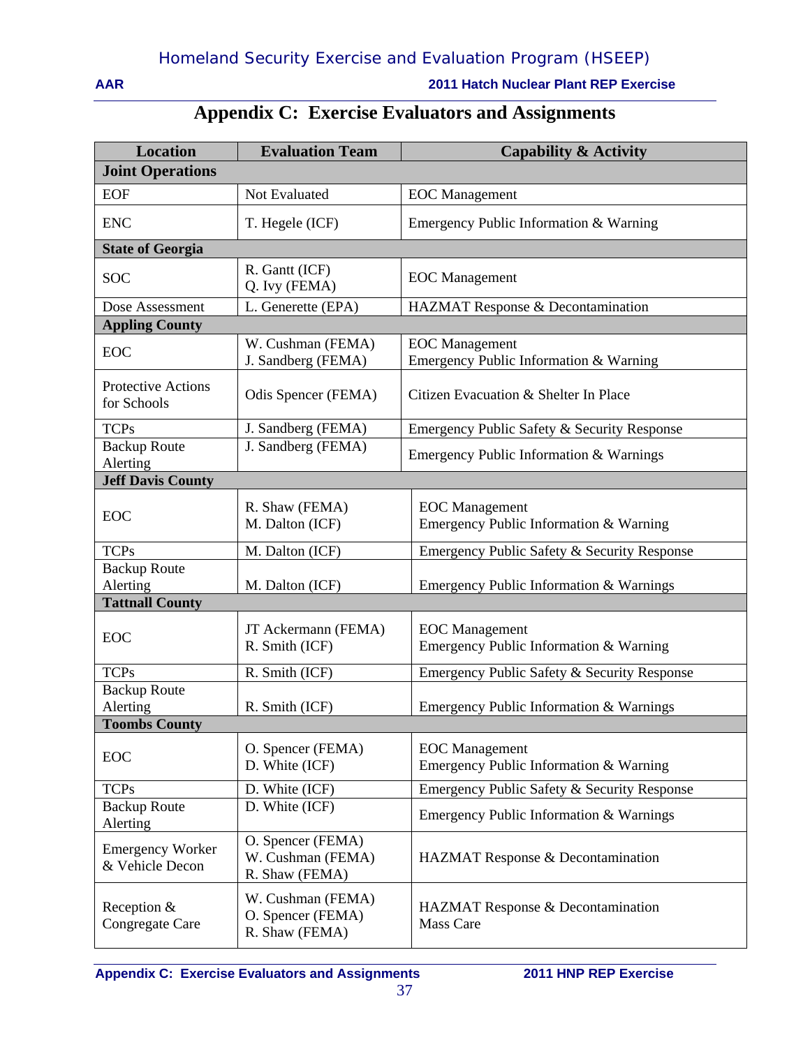# Appendix C: Exercise Evaluators and Assignments

| Location | Evaluation Team | Capability & Activity |
|---|---|---|
| **Joint Operations** | | |
| EOF | Not Evaluated | EOC Management |
| ENC | T. Hegele (ICF) | Emergency Public Information & Warning |
| **State of Georgia** | | |
| SOC | R. Gantt (ICF)<br>Q. Ivy (FEMA) | EOC Management |
| Dose Assessment | L. Generette (EPA) | HAZMAT Response & Decontamination |
| **Appling County** | | |
| EOC | W. Cushman (FEMA)<br>J. Sandberg (FEMA) | EOC Management<br>Emergency Public Information & Warning |
| Protective Actions for Schools | Odis Spencer (FEMA) | Citizen Evacuation & Shelter In Place |
| TCPs | J. Sandberg (FEMA) | Emergency Public Safety & Security Response |
| Backup Route Alerting | J. Sandberg (FEMA) | Emergency Public Information & Warnings |
| **Jeff Davis County** | | |
| EOC | R. Shaw (FEMA)<br>M. Dalton (ICF) | EOC Management<br>Emergency Public Information & Warning |
| TCPs | M. Dalton (ICF) | Emergency Public Safety & Security Response |
| Backup Route Alerting | M. Dalton (ICF) | Emergency Public Information & Warnings |
| **Tattnall County** | | |
| EOC | JT Ackermann (FEMA)<br>R. Smith (ICF) | EOC Management<br>Emergency Public Information & Warning |
| TCPs | R. Smith (ICF) | Emergency Public Safety & Security Response |
| Backup Route Alerting | R. Smith (ICF) | Emergency Public Information & Warnings |
| **Toombs County** | | |
| EOC | O. Spencer (FEMA)<br>D. White (ICF) | EOC Management<br>Emergency Public Information & Warning |
| TCPs | D. White (ICF) | Emergency Public Safety & Security Response |
| Backup Route Alerting | D. White (ICF) | Emergency Public Information & Warnings |
| Emergency Worker & Vehicle Decon | O. Spencer (FEMA)<br>W. Cushman (FEMA)<br>R. Shaw (FEMA) | HAZMAT Response & Decontamination |
| Reception & Congregate Care | W. Cushman (FEMA)<br>O. Spencer (FEMA)<br>R. Shaw (FEMA) | HAZMAT Response & Decontamination<br>Mass Care |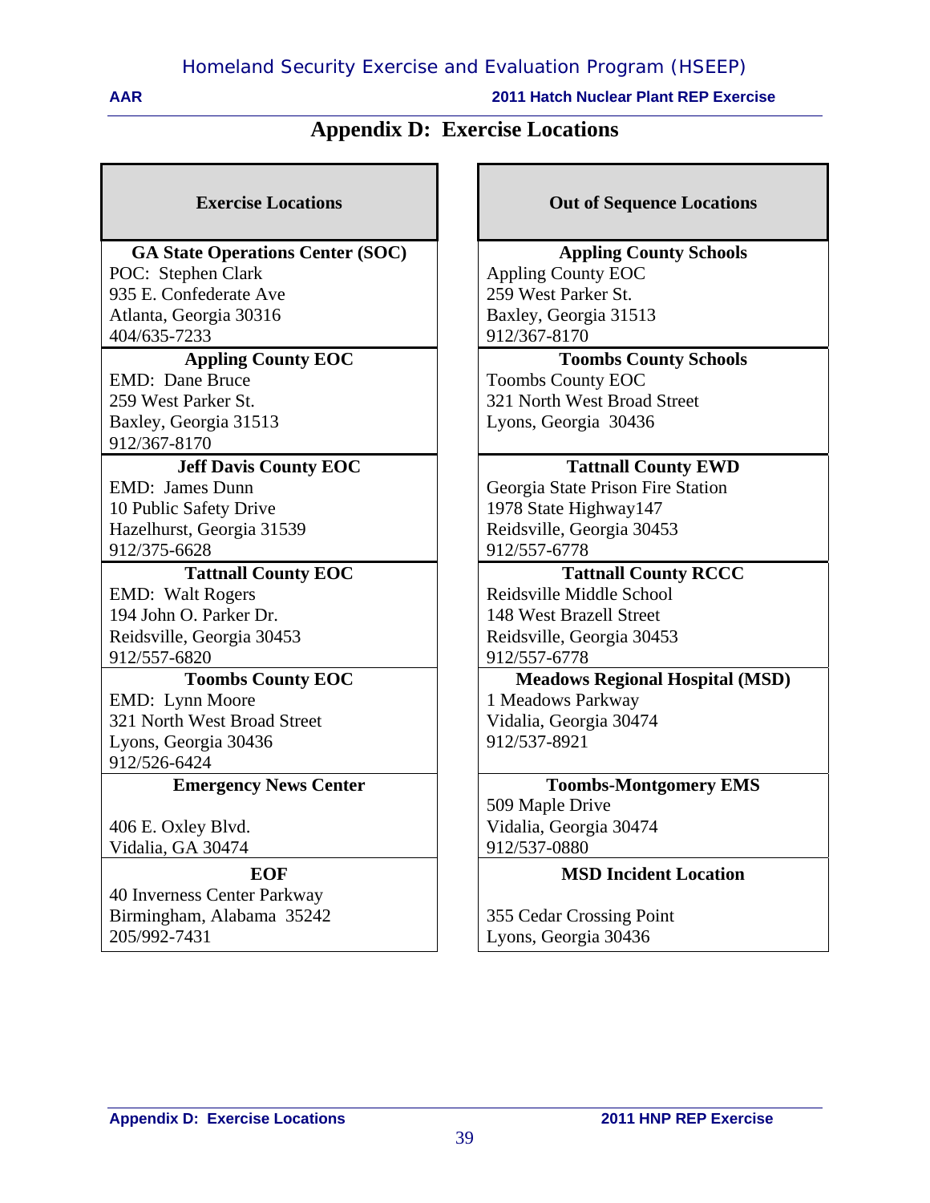# Appendix D: Exercise Locations

| Exercise Locations |
|---|
| **GA State Operations Center (SOC)**<br>POC: Stephen Clark<br>935 E. Confederate Ave<br>Atlanta, Georgia 30316<br>404/635-7233 |
| **Appling County EOC**<br>EMD: Dane Bruce<br>259 West Parker St.<br>Baxley, Georgia 31513<br>912/367-8170 |
| **Jeff Davis County EOC**<br>EMD: James Dunn<br>10 Public Safety Drive<br>Hazelhurst, Georgia 31539<br>912/375-6628 |
| **Tattnall County EOC**<br>EMD: Walt Rogers<br>194 John O. Parker Dr.<br>Reidsville, Georgia 30453<br>912/557-6820 |
| **Toombs County EOC**<br>EMD: Lynn Moore<br>321 North West Broad Street<br>Lyons, Georgia 30436<br>912/526-6424 |
| **Emergency News Center**<br>406 E. Oxley Blvd.<br>Vidalia, GA 30474 |
| **EOF**<br>40 Inverness Center Parkway<br>Birmingham, Alabama 35242<br>205/992-7431 |

| Out of Sequence Locations |
|---|
| **Appling County Schools**<br>Appling County EOC<br>259 West Parker St.<br>Baxley, Georgia 31513<br>912/367-8170 |
| **Toombs County Schools**<br>Toombs County EOC<br>321 North West Broad Street<br>Lyons, Georgia 30436 |
| **Tattnall County EWD**<br>Georgia State Prison Fire Station<br>1978 State Highway147<br>Reidsville, Georgia 30453<br>912/557-6778 |
| **Tattnall County RCCC**<br>Reidsville Middle School<br>148 West Brazell Street<br>Reidsville, Georgia 30453<br>912/557-6778 |
| **Meadows Regional Hospital (MSD)**<br>1 Meadows Parkway<br>Vidalia, Georgia 30474<br>912/537-8921 |
| **Toombs-Montgomery EMS**<br>509 Maple Drive<br>Vidalia, Georgia 30474<br>912/537-0880 |
| **MSD Incident Location**<br>355 Cedar Crossing Point<br>Lyons, Georgia 30436 |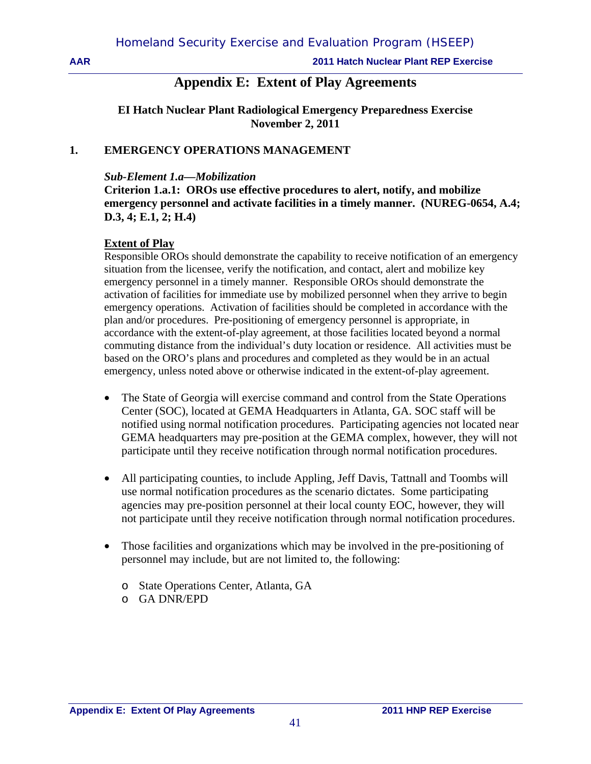# Appendix E: Extent of Play Agreements

**EI Hatch Nuclear Plant Radiological Emergency Preparedness Exercise**
**November 2, 2011**

## 1. EMERGENCY OPERATIONS MANAGEMENT

***Sub-Element 1.a—Mobilization***

**Criterion 1.a.1: OROs use effective procedures to alert, notify, and mobilize emergency personnel and activate facilities in a timely manner. (NUREG-0654, A.4; D.3, 4; E.1, 2; H.4)**

**Extent of Play**

Responsible OROs should demonstrate the capability to receive notification of an emergency situation from the licensee, verify the notification, and contact, alert and mobilize key emergency personnel in a timely manner. Responsible OROs should demonstrate the activation of facilities for immediate use by mobilized personnel when they arrive to begin emergency operations. Activation of facilities should be completed in accordance with the plan and/or procedures. Pre-positioning of emergency personnel is appropriate, in accordance with the extent-of-play agreement, at those facilities located beyond a normal commuting distance from the individual's duty location or residence. All activities must be based on the ORO's plans and procedures and completed as they would be in an actual emergency, unless noted above or otherwise indicated in the extent-of-play agreement.

- The State of Georgia will exercise command and control from the State Operations Center (SOC), located at GEMA Headquarters in Atlanta, GA. SOC staff will be notified using normal notification procedures. Participating agencies not located near GEMA headquarters may pre-position at the GEMA complex, however, they will not participate until they receive notification through normal notification procedures.

- All participating counties, to include Appling, Jeff Davis, Tattnall and Toombs will use normal notification procedures as the scenario dictates. Some participating agencies may pre-position personnel at their local county EOC, however, they will not participate until they receive notification through normal notification procedures.

- Those facilities and organizations which may be involved in the pre-positioning of personnel may include, but are not limited to, the following:
  - State Operations Center, Atlanta, GA
  - GA DNR/EPD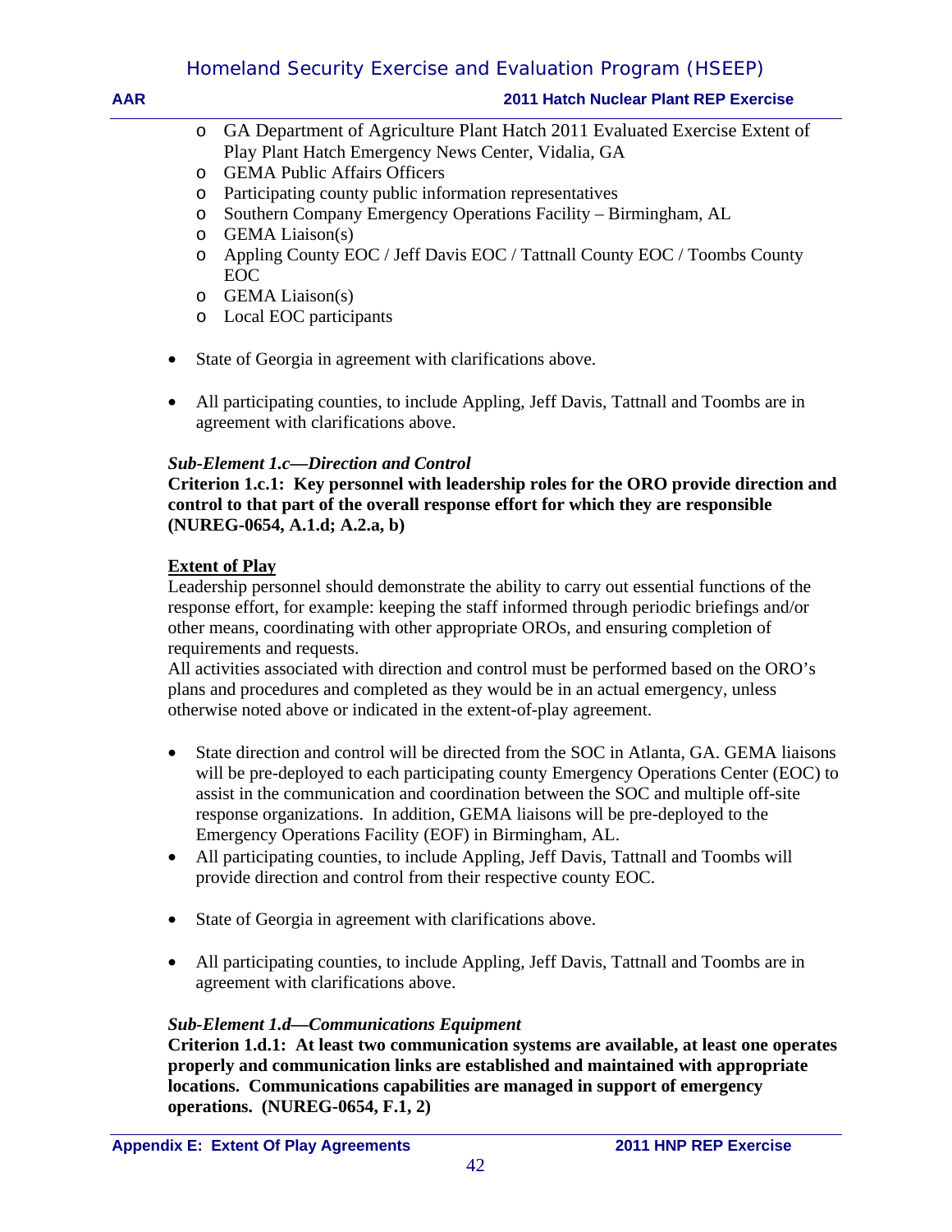- GA Department of Agriculture Plant Hatch 2011 Evaluated Exercise Extent of Play Plant Hatch Emergency News Center, Vidalia, GA
  - GEMA Public Affairs Officers
  - Participating county public information representatives
  - Southern Company Emergency Operations Facility – Birmingham, AL
  - GEMA Liaison(s)
  - Appling County EOC / Jeff Davis EOC / Tattnall County EOC / Toombs County EOC
  - GEMA Liaison(s)
  - Local EOC participants

- State of Georgia in agreement with clarifications above.

- All participating counties, to include Appling, Jeff Davis, Tattnall and Toombs are in agreement with clarifications above.

***Sub-Element 1.c—Direction and Control***

**Criterion 1.c.1: Key personnel with leadership roles for the ORO provide direction and control to that part of the overall response effort for which they are responsible (NUREG-0654, A.1.d; A.2.a, b)**

**Extent of Play**

Leadership personnel should demonstrate the ability to carry out essential functions of the response effort, for example: keeping the staff informed through periodic briefings and/or other means, coordinating with other appropriate OROs, and ensuring completion of requirements and requests.

All activities associated with direction and control must be performed based on the ORO's plans and procedures and completed as they would be in an actual emergency, unless otherwise noted above or indicated in the extent-of-play agreement.

- State direction and control will be directed from the SOC in Atlanta, GA. GEMA liaisons will be pre-deployed to each participating county Emergency Operations Center (EOC) to assist in the communication and coordination between the SOC and multiple off-site response organizations. In addition, GEMA liaisons will be pre-deployed to the Emergency Operations Facility (EOF) in Birmingham, AL.
- All participating counties, to include Appling, Jeff Davis, Tattnall and Toombs will provide direction and control from their respective county EOC.

- State of Georgia in agreement with clarifications above.

- All participating counties, to include Appling, Jeff Davis, Tattnall and Toombs are in agreement with clarifications above.

***Sub-Element 1.d—Communications Equipment***

**Criterion 1.d.1: At least two communication systems are available, at least one operates properly and communication links are established and maintained with appropriate locations. Communications capabilities are managed in support of emergency operations. (NUREG-0654, F.1, 2)**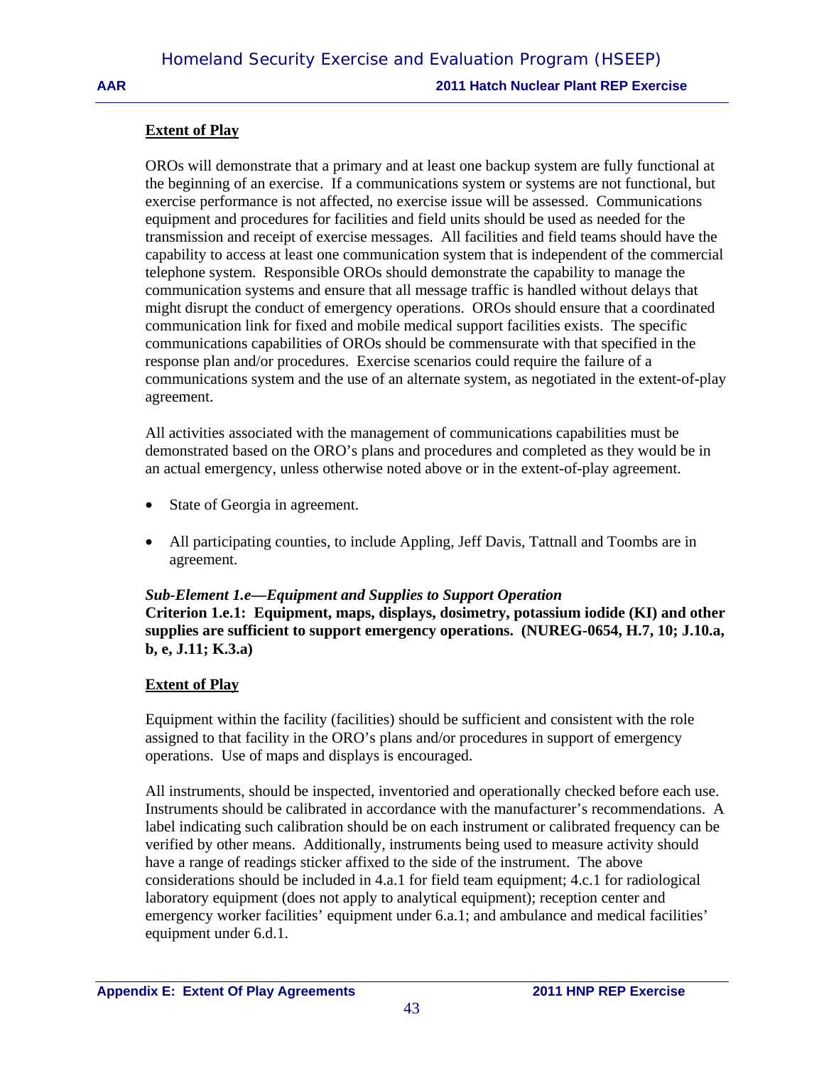**Extent of Play**

OROs will demonstrate that a primary and at least one backup system are fully functional at the beginning of an exercise. If a communications system or systems are not functional, but exercise performance is not affected, no exercise issue will be assessed. Communications equipment and procedures for facilities and field units should be used as needed for the transmission and receipt of exercise messages. All facilities and field teams should have the capability to access at least one communication system that is independent of the commercial telephone system. Responsible OROs should demonstrate the capability to manage the communication systems and ensure that all message traffic is handled without delays that might disrupt the conduct of emergency operations. OROs should ensure that a coordinated communication link for fixed and mobile medical support facilities exists. The specific communications capabilities of OROs should be commensurate with that specified in the response plan and/or procedures. Exercise scenarios could require the failure of a communications system and the use of an alternate system, as negotiated in the extent-of-play agreement.

All activities associated with the management of communications capabilities must be demonstrated based on the ORO's plans and procedures and completed as they would be in an actual emergency, unless otherwise noted above or in the extent-of-play agreement.

- State of Georgia in agreement.
- All participating counties, to include Appling, Jeff Davis, Tattnall and Toombs are in agreement.

***Sub-Element 1.e—Equipment and Supplies to Support Operation***

**Criterion 1.e.1: Equipment, maps, displays, dosimetry, potassium iodide (KI) and other supplies are sufficient to support emergency operations. (NUREG-0654, H.7, 10; J.10.a, b, e, J.11; K.3.a)**

**Extent of Play**

Equipment within the facility (facilities) should be sufficient and consistent with the role assigned to that facility in the ORO's plans and/or procedures in support of emergency operations. Use of maps and displays is encouraged.

All instruments, should be inspected, inventoried and operationally checked before each use. Instruments should be calibrated in accordance with the manufacturer's recommendations. A label indicating such calibration should be on each instrument or calibrated frequency can be verified by other means. Additionally, instruments being used to measure activity should have a range of readings sticker affixed to the side of the instrument. The above considerations should be included in 4.a.1 for field team equipment; 4.c.1 for radiological laboratory equipment (does not apply to analytical equipment); reception center and emergency worker facilities' equipment under 6.a.1; and ambulance and medical facilities' equipment under 6.d.1.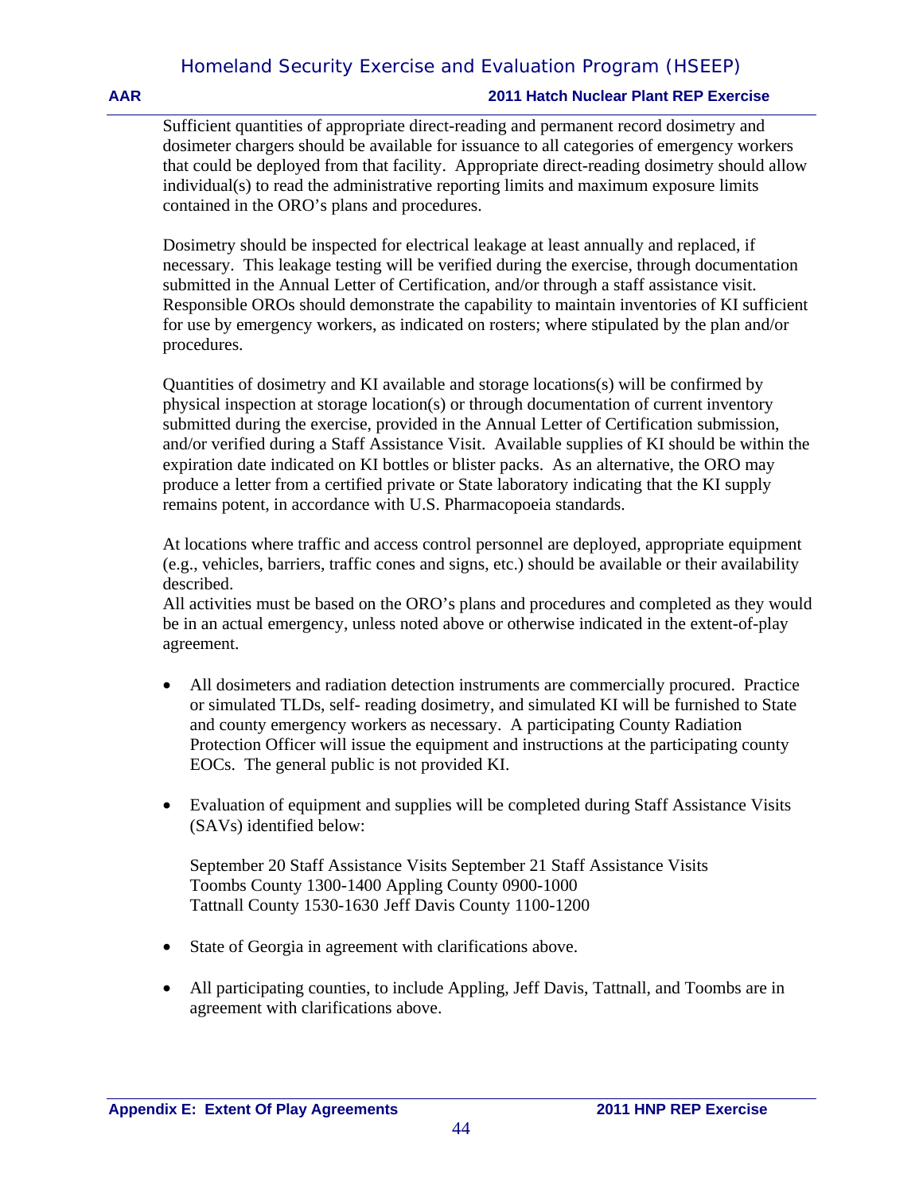Sufficient quantities of appropriate direct-reading and permanent record dosimetry and dosimeter chargers should be available for issuance to all categories of emergency workers that could be deployed from that facility. Appropriate direct-reading dosimetry should allow individual(s) to read the administrative reporting limits and maximum exposure limits contained in the ORO's plans and procedures.

Dosimetry should be inspected for electrical leakage at least annually and replaced, if necessary. This leakage testing will be verified during the exercise, through documentation submitted in the Annual Letter of Certification, and/or through a staff assistance visit. Responsible OROs should demonstrate the capability to maintain inventories of KI sufficient for use by emergency workers, as indicated on rosters; where stipulated by the plan and/or procedures.

Quantities of dosimetry and KI available and storage locations(s) will be confirmed by physical inspection at storage location(s) or through documentation of current inventory submitted during the exercise, provided in the Annual Letter of Certification submission, and/or verified during a Staff Assistance Visit. Available supplies of KI should be within the expiration date indicated on KI bottles or blister packs. As an alternative, the ORO may produce a letter from a certified private or State laboratory indicating that the KI supply remains potent, in accordance with U.S. Pharmacopoeia standards.

At locations where traffic and access control personnel are deployed, appropriate equipment (e.g., vehicles, barriers, traffic cones and signs, etc.) should be available or their availability described.
All activities must be based on the ORO's plans and procedures and completed as they would be in an actual emergency, unless noted above or otherwise indicated in the extent-of-play agreement.

- All dosimeters and radiation detection instruments are commercially procured. Practice or simulated TLDs, self- reading dosimetry, and simulated KI will be furnished to State and county emergency workers as necessary. A participating County Radiation Protection Officer will issue the equipment and instructions at the participating county EOCs. The general public is not provided KI.

- Evaluation of equipment and supplies will be completed during Staff Assistance Visits (SAVs) identified below:

  September 20 Staff Assistance Visits September 21 Staff Assistance Visits
  Toombs County 1300-1400 Appling County 0900-1000
  Tattnall County 1530-1630 Jeff Davis County 1100-1200

- State of Georgia in agreement with clarifications above.

- All participating counties, to include Appling, Jeff Davis, Tattnall, and Toombs are in agreement with clarifications above.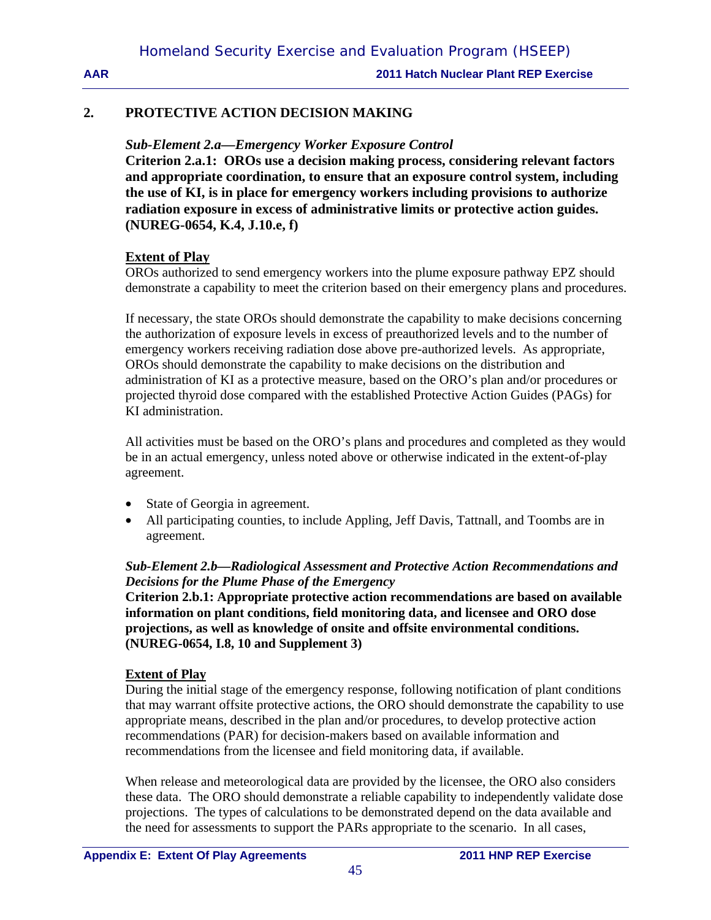## 2. PROTECTIVE ACTION DECISION MAKING

***Sub-Element 2.a—Emergency Worker Exposure Control***

**Criterion 2.a.1: OROs use a decision making process, considering relevant factors and appropriate coordination, to ensure that an exposure control system, including the use of KI, is in place for emergency workers including provisions to authorize radiation exposure in excess of administrative limits or protective action guides. (NUREG-0654, K.4, J.10.e, f)**

**Extent of Play**

OROs authorized to send emergency workers into the plume exposure pathway EPZ should demonstrate a capability to meet the criterion based on their emergency plans and procedures.

If necessary, the state OROs should demonstrate the capability to make decisions concerning the authorization of exposure levels in excess of preauthorized levels and to the number of emergency workers receiving radiation dose above pre-authorized levels. As appropriate, OROs should demonstrate the capability to make decisions on the distribution and administration of KI as a protective measure, based on the ORO's plan and/or procedures or projected thyroid dose compared with the established Protective Action Guides (PAGs) for KI administration.

All activities must be based on the ORO's plans and procedures and completed as they would be in an actual emergency, unless noted above or otherwise indicated in the extent-of-play agreement.

- State of Georgia in agreement.
- All participating counties, to include Appling, Jeff Davis, Tattnall, and Toombs are in agreement.

***Sub-Element 2.b—Radiological Assessment and Protective Action Recommendations and Decisions for the Plume Phase of the Emergency***

**Criterion 2.b.1: Appropriate protective action recommendations are based on available information on plant conditions, field monitoring data, and licensee and ORO dose projections, as well as knowledge of onsite and offsite environmental conditions. (NUREG-0654, I.8, 10 and Supplement 3)**

**Extent of Play**

During the initial stage of the emergency response, following notification of plant conditions that may warrant offsite protective actions, the ORO should demonstrate the capability to use appropriate means, described in the plan and/or procedures, to develop protective action recommendations (PAR) for decision-makers based on available information and recommendations from the licensee and field monitoring data, if available.

When release and meteorological data are provided by the licensee, the ORO also considers these data. The ORO should demonstrate a reliable capability to independently validate dose projections. The types of calculations to be demonstrated depend on the data available and the need for assessments to support the PARs appropriate to the scenario. In all cases,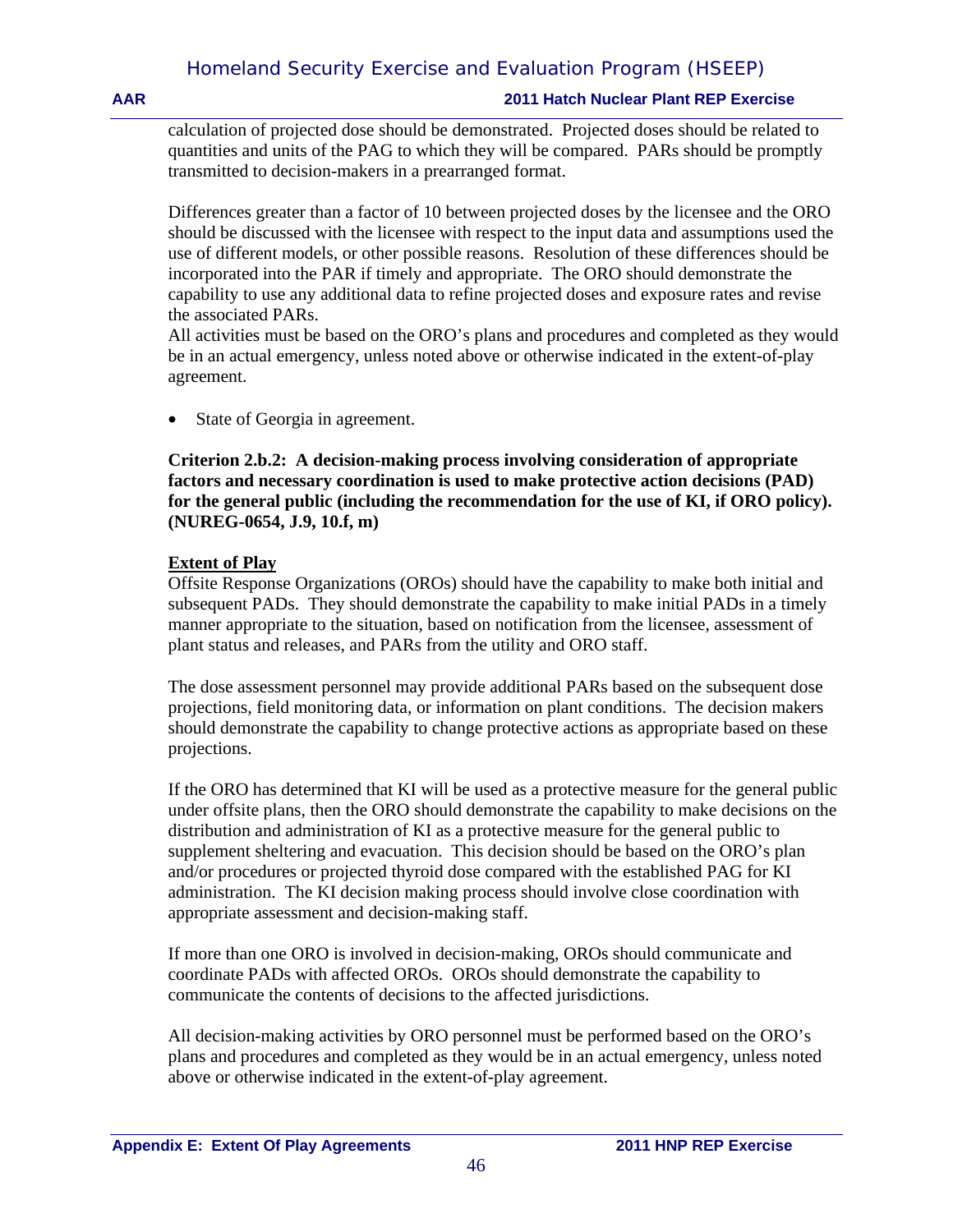calculation of projected dose should be demonstrated. Projected doses should be related to quantities and units of the PAG to which they will be compared. PARs should be promptly transmitted to decision-makers in a prearranged format.

Differences greater than a factor of 10 between projected doses by the licensee and the ORO should be discussed with the licensee with respect to the input data and assumptions used the use of different models, or other possible reasons. Resolution of these differences should be incorporated into the PAR if timely and appropriate. The ORO should demonstrate the capability to use any additional data to refine projected doses and exposure rates and revise the associated PARs.
All activities must be based on the ORO's plans and procedures and completed as they would be in an actual emergency, unless noted above or otherwise indicated in the extent-of-play agreement.

- State of Georgia in agreement.

**Criterion 2.b.2: A decision-making process involving consideration of appropriate factors and necessary coordination is used to make protective action decisions (PAD) for the general public (including the recommendation for the use of KI, if ORO policy). (NUREG-0654, J.9, 10.f, m)**

**Extent of Play**
Offsite Response Organizations (OROs) should have the capability to make both initial and subsequent PADs. They should demonstrate the capability to make initial PADs in a timely manner appropriate to the situation, based on notification from the licensee, assessment of plant status and releases, and PARs from the utility and ORO staff.

The dose assessment personnel may provide additional PARs based on the subsequent dose projections, field monitoring data, or information on plant conditions. The decision makers should demonstrate the capability to change protective actions as appropriate based on these projections.

If the ORO has determined that KI will be used as a protective measure for the general public under offsite plans, then the ORO should demonstrate the capability to make decisions on the distribution and administration of KI as a protective measure for the general public to supplement sheltering and evacuation. This decision should be based on the ORO's plan and/or procedures or projected thyroid dose compared with the established PAG for KI administration. The KI decision making process should involve close coordination with appropriate assessment and decision-making staff.

If more than one ORO is involved in decision-making, OROs should communicate and coordinate PADs with affected OROs. OROs should demonstrate the capability to communicate the contents of decisions to the affected jurisdictions.

All decision-making activities by ORO personnel must be performed based on the ORO's plans and procedures and completed as they would be in an actual emergency, unless noted above or otherwise indicated in the extent-of-play agreement.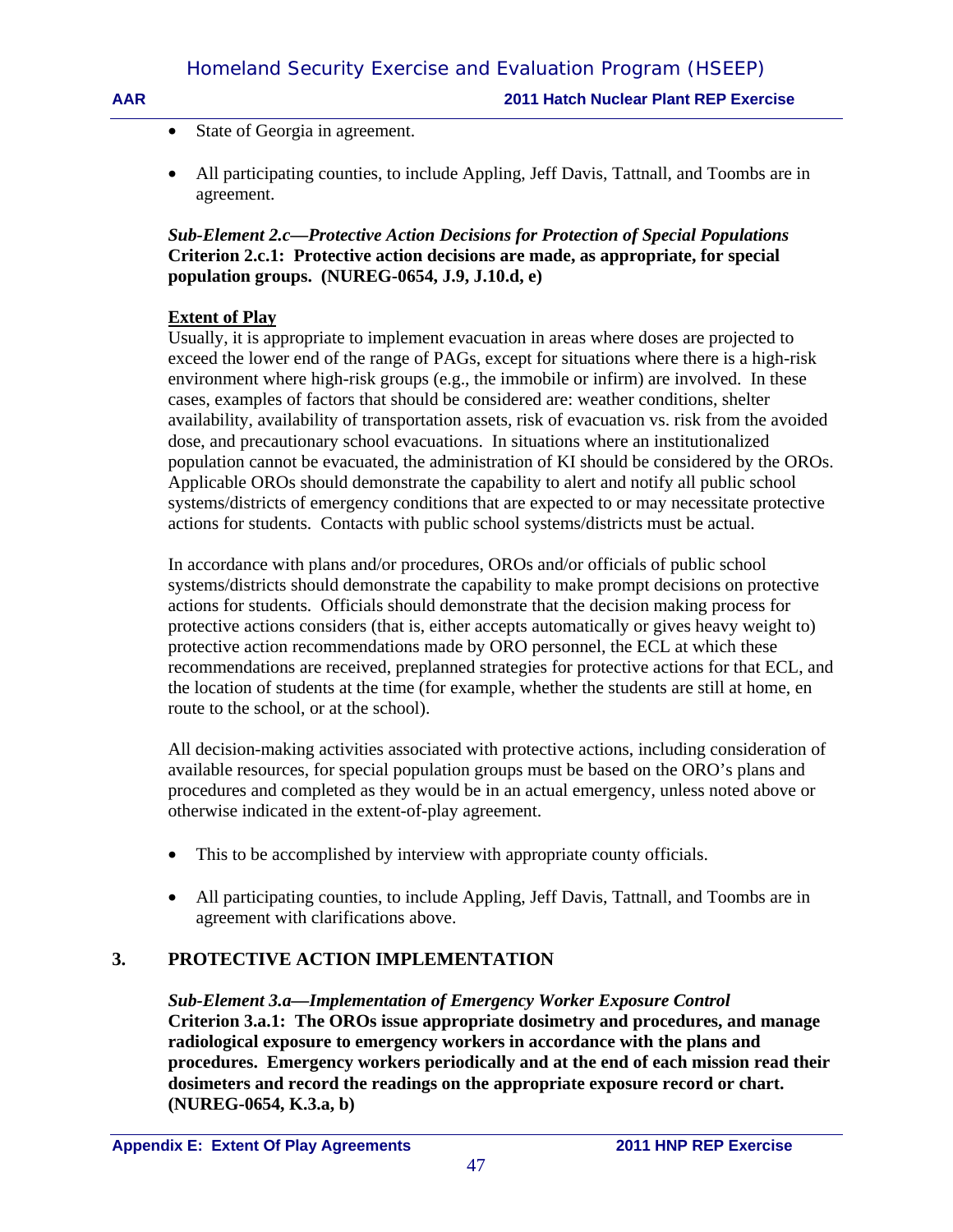- State of Georgia in agreement.

- All participating counties, to include Appling, Jeff Davis, Tattnall, and Toombs are in agreement.

***Sub-Element 2.c—Protective Action Decisions for Protection of Special Populations***
**Criterion 2.c.1: Protective action decisions are made, as appropriate, for special population groups. (NUREG-0654, J.9, J.10.d, e)**

**Extent of Play**

Usually, it is appropriate to implement evacuation in areas where doses are projected to exceed the lower end of the range of PAGs, except for situations where there is a high-risk environment where high-risk groups (e.g., the immobile or infirm) are involved. In these cases, examples of factors that should be considered are: weather conditions, shelter availability, availability of transportation assets, risk of evacuation vs. risk from the avoided dose, and precautionary school evacuations. In situations where an institutionalized population cannot be evacuated, the administration of KI should be considered by the OROs. Applicable OROs should demonstrate the capability to alert and notify all public school systems/districts of emergency conditions that are expected to or may necessitate protective actions for students. Contacts with public school systems/districts must be actual.

In accordance with plans and/or procedures, OROs and/or officials of public school systems/districts should demonstrate the capability to make prompt decisions on protective actions for students. Officials should demonstrate that the decision making process for protective actions considers (that is, either accepts automatically or gives heavy weight to) protective action recommendations made by ORO personnel, the ECL at which these recommendations are received, preplanned strategies for protective actions for that ECL, and the location of students at the time (for example, whether the students are still at home, en route to the school, or at the school).

All decision-making activities associated with protective actions, including consideration of available resources, for special population groups must be based on the ORO's plans and procedures and completed as they would be in an actual emergency, unless noted above or otherwise indicated in the extent-of-play agreement.

- This to be accomplished by interview with appropriate county officials.

- All participating counties, to include Appling, Jeff Davis, Tattnall, and Toombs are in agreement with clarifications above.

## 3. PROTECTIVE ACTION IMPLEMENTATION

***Sub-Element 3.a—Implementation of Emergency Worker Exposure Control***
**Criterion 3.a.1: The OROs issue appropriate dosimetry and procedures, and manage radiological exposure to emergency workers in accordance with the plans and procedures. Emergency workers periodically and at the end of each mission read their dosimeters and record the readings on the appropriate exposure record or chart. (NUREG-0654, K.3.a, b)**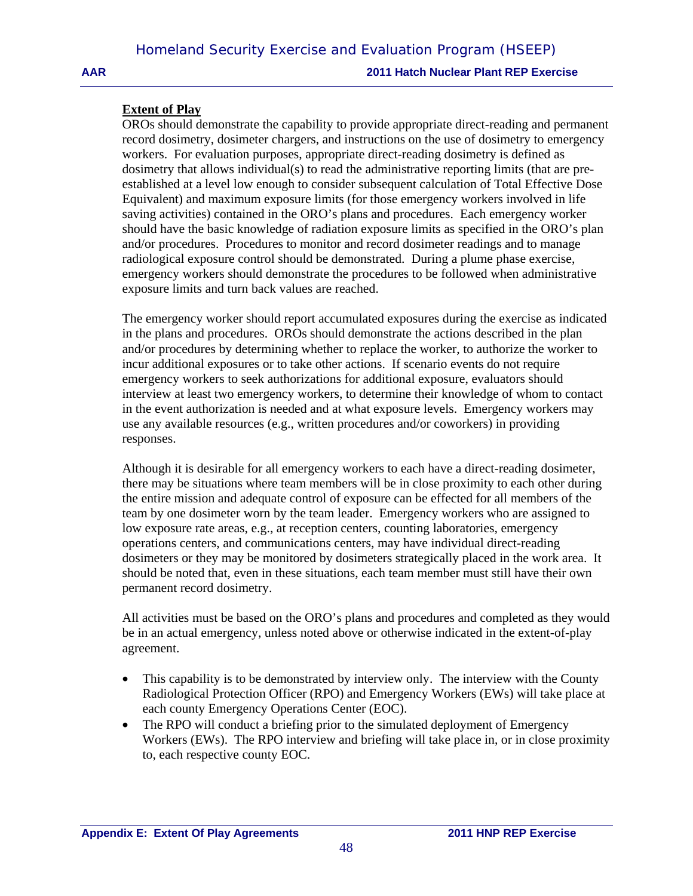**Extent of Play**

OROs should demonstrate the capability to provide appropriate direct-reading and permanent record dosimetry, dosimeter chargers, and instructions on the use of dosimetry to emergency workers. For evaluation purposes, appropriate direct-reading dosimetry is defined as dosimetry that allows individual(s) to read the administrative reporting limits (that are pre-established at a level low enough to consider subsequent calculation of Total Effective Dose Equivalent) and maximum exposure limits (for those emergency workers involved in life saving activities) contained in the ORO's plans and procedures. Each emergency worker should have the basic knowledge of radiation exposure limits as specified in the ORO's plan and/or procedures. Procedures to monitor and record dosimeter readings and to manage radiological exposure control should be demonstrated. During a plume phase exercise, emergency workers should demonstrate the procedures to be followed when administrative exposure limits and turn back values are reached.

The emergency worker should report accumulated exposures during the exercise as indicated in the plans and procedures. OROs should demonstrate the actions described in the plan and/or procedures by determining whether to replace the worker, to authorize the worker to incur additional exposures or to take other actions. If scenario events do not require emergency workers to seek authorizations for additional exposure, evaluators should interview at least two emergency workers, to determine their knowledge of whom to contact in the event authorization is needed and at what exposure levels. Emergency workers may use any available resources (e.g., written procedures and/or coworkers) in providing responses.

Although it is desirable for all emergency workers to each have a direct-reading dosimeter, there may be situations where team members will be in close proximity to each other during the entire mission and adequate control of exposure can be effected for all members of the team by one dosimeter worn by the team leader. Emergency workers who are assigned to low exposure rate areas, e.g., at reception centers, counting laboratories, emergency operations centers, and communications centers, may have individual direct-reading dosimeters or they may be monitored by dosimeters strategically placed in the work area. It should be noted that, even in these situations, each team member must still have their own permanent record dosimetry.

All activities must be based on the ORO's plans and procedures and completed as they would be in an actual emergency, unless noted above or otherwise indicated in the extent-of-play agreement.

- This capability is to be demonstrated by interview only. The interview with the County Radiological Protection Officer (RPO) and Emergency Workers (EWs) will take place at each county Emergency Operations Center (EOC).
- The RPO will conduct a briefing prior to the simulated deployment of Emergency Workers (EWs). The RPO interview and briefing will take place in, or in close proximity to, each respective county EOC.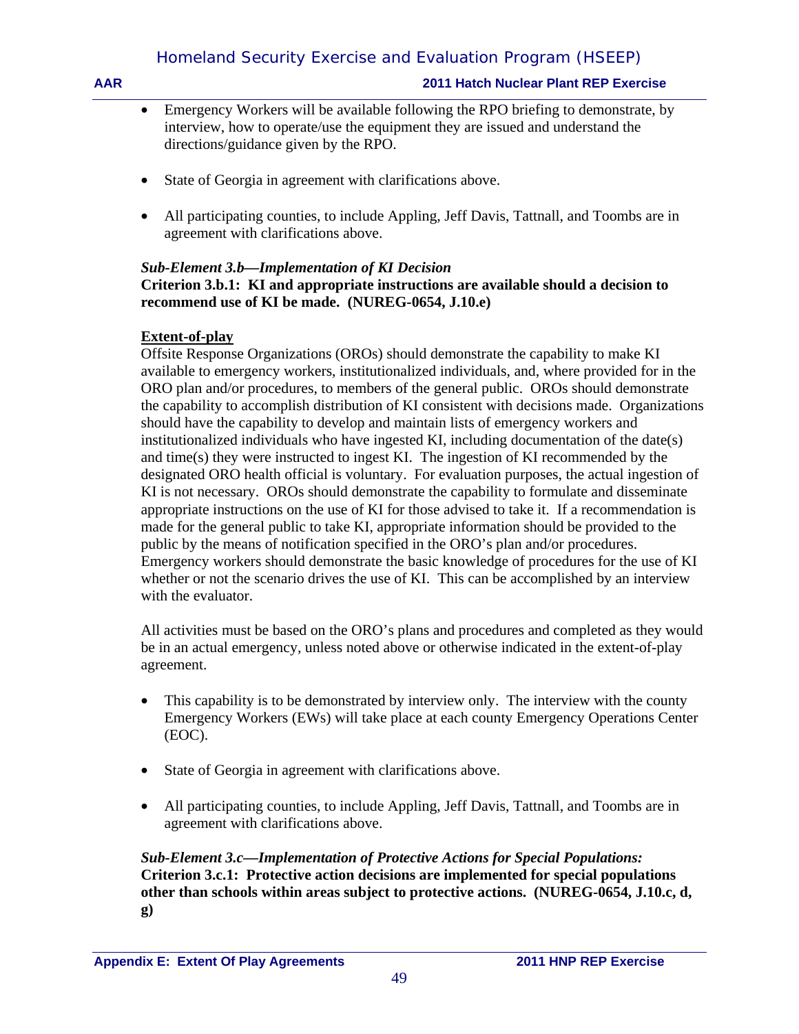- Emergency Workers will be available following the RPO briefing to demonstrate, by interview, how to operate/use the equipment they are issued and understand the directions/guidance given by the RPO.

- State of Georgia in agreement with clarifications above.

- All participating counties, to include Appling, Jeff Davis, Tattnall, and Toombs are in agreement with clarifications above.

***Sub-Element 3.b—Implementation of KI Decision***
**Criterion 3.b.1: KI and appropriate instructions are available should a decision to recommend use of KI be made. (NUREG-0654, J.10.e)**

**Extent-of-play**
Offsite Response Organizations (OROs) should demonstrate the capability to make KI available to emergency workers, institutionalized individuals, and, where provided for in the ORO plan and/or procedures, to members of the general public. OROs should demonstrate the capability to accomplish distribution of KI consistent with decisions made. Organizations should have the capability to develop and maintain lists of emergency workers and institutionalized individuals who have ingested KI, including documentation of the date(s) and time(s) they were instructed to ingest KI. The ingestion of KI recommended by the designated ORO health official is voluntary. For evaluation purposes, the actual ingestion of KI is not necessary. OROs should demonstrate the capability to formulate and disseminate appropriate instructions on the use of KI for those advised to take it. If a recommendation is made for the general public to take KI, appropriate information should be provided to the public by the means of notification specified in the ORO's plan and/or procedures. Emergency workers should demonstrate the basic knowledge of procedures for the use of KI whether or not the scenario drives the use of KI. This can be accomplished by an interview with the evaluator.

All activities must be based on the ORO's plans and procedures and completed as they would be in an actual emergency, unless noted above or otherwise indicated in the extent-of-play agreement.

- This capability is to be demonstrated by interview only. The interview with the county Emergency Workers (EWs) will take place at each county Emergency Operations Center (EOC).

- State of Georgia in agreement with clarifications above.

- All participating counties, to include Appling, Jeff Davis, Tattnall, and Toombs are in agreement with clarifications above.

***Sub-Element 3.c—Implementation of Protective Actions for Special Populations:***
**Criterion 3.c.1: Protective action decisions are implemented for special populations other than schools within areas subject to protective actions. (NUREG-0654, J.10.c, d, g)**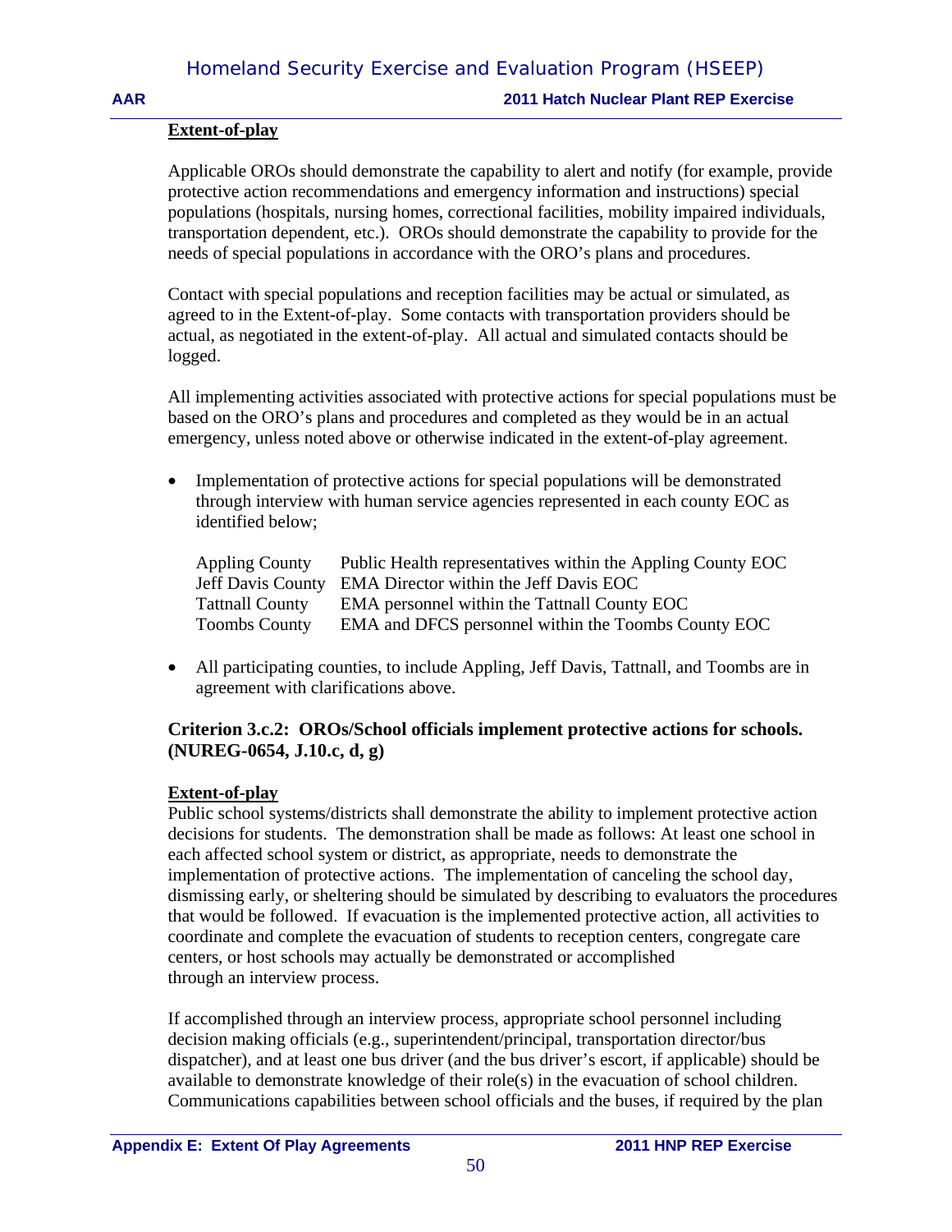**Extent-of-play**

Applicable OROs should demonstrate the capability to alert and notify (for example, provide protective action recommendations and emergency information and instructions) special populations (hospitals, nursing homes, correctional facilities, mobility impaired individuals, transportation dependent, etc.). OROs should demonstrate the capability to provide for the needs of special populations in accordance with the ORO's plans and procedures.

Contact with special populations and reception facilities may be actual or simulated, as agreed to in the Extent-of-play. Some contacts with transportation providers should be actual, as negotiated in the extent-of-play. All actual and simulated contacts should be logged.

All implementing activities associated with protective actions for special populations must be based on the ORO's plans and procedures and completed as they would be in an actual emergency, unless noted above or otherwise indicated in the extent-of-play agreement.

- Implementation of protective actions for special populations will be demonstrated through interview with human service agencies represented in each county EOC as identified below;

| | |
|---|---|
| Appling County | Public Health representatives within the Appling County EOC |
| Jeff Davis County | EMA Director within the Jeff Davis EOC |
| Tattnall County | EMA personnel within the Tattnall County EOC |
| Toombs County | EMA and DFCS personnel within the Toombs County EOC |

- All participating counties, to include Appling, Jeff Davis, Tattnall, and Toombs are in agreement with clarifications above.

### Criterion 3.c.2: OROs/School officials implement protective actions for schools. (NUREG-0654, J.10.c, d, g)

**Extent-of-play**

Public school systems/districts shall demonstrate the ability to implement protective action decisions for students. The demonstration shall be made as follows: At least one school in each affected school system or district, as appropriate, needs to demonstrate the implementation of protective actions. The implementation of canceling the school day, dismissing early, or sheltering should be simulated by describing to evaluators the procedures that would be followed. If evacuation is the implemented protective action, all activities to coordinate and complete the evacuation of students to reception centers, congregate care centers, or host schools may actually be demonstrated or accomplished through an interview process.

If accomplished through an interview process, appropriate school personnel including decision making officials (e.g., superintendent/principal, transportation director/bus dispatcher), and at least one bus driver (and the bus driver's escort, if applicable) should be available to demonstrate knowledge of their role(s) in the evacuation of school children. Communications capabilities between school officials and the buses, if required by the plan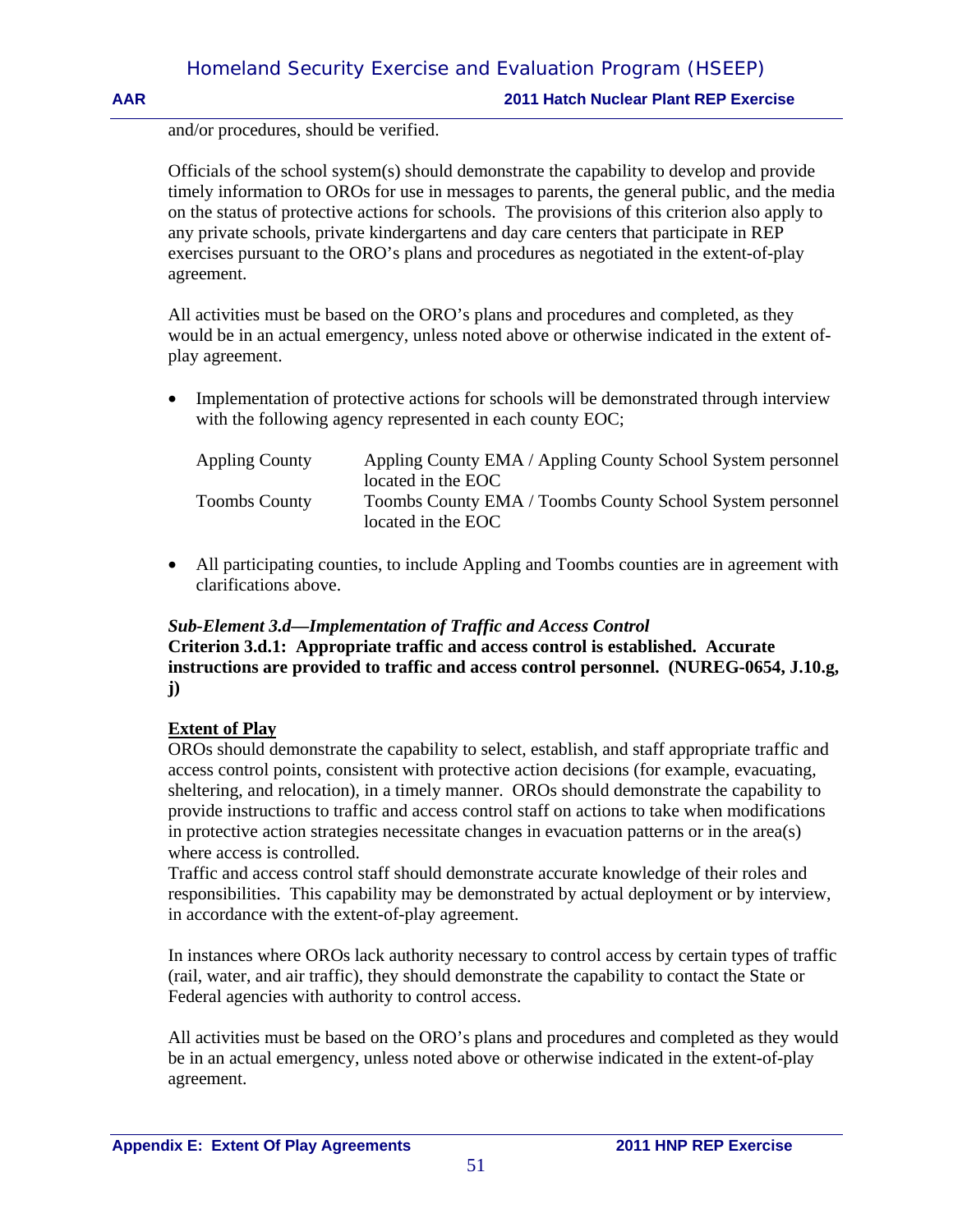and/or procedures, should be verified.

Officials of the school system(s) should demonstrate the capability to develop and provide timely information to OROs for use in messages to parents, the general public, and the media on the status of protective actions for schools. The provisions of this criterion also apply to any private schools, private kindergartens and day care centers that participate in REP exercises pursuant to the ORO's plans and procedures as negotiated in the extent-of-play agreement.

All activities must be based on the ORO's plans and procedures and completed, as they would be in an actual emergency, unless noted above or otherwise indicated in the extent of-play agreement.

- Implementation of protective actions for schools will be demonstrated through interview with the following agency represented in each county EOC;

| | |
|---|---|
| Appling County | Appling County EMA / Appling County School System personnel located in the EOC |
| Toombs County | Toombs County EMA / Toombs County School System personnel located in the EOC |

- All participating counties, to include Appling and Toombs counties are in agreement with clarifications above.

***Sub-Element 3.d—Implementation of Traffic and Access Control***

**Criterion 3.d.1: Appropriate traffic and access control is established. Accurate instructions are provided to traffic and access control personnel. (NUREG-0654, J.10.g, j)**

**Extent of Play**

OROs should demonstrate the capability to select, establish, and staff appropriate traffic and access control points, consistent with protective action decisions (for example, evacuating, sheltering, and relocation), in a timely manner. OROs should demonstrate the capability to provide instructions to traffic and access control staff on actions to take when modifications in protective action strategies necessitate changes in evacuation patterns or in the area(s) where access is controlled.

Traffic and access control staff should demonstrate accurate knowledge of their roles and responsibilities. This capability may be demonstrated by actual deployment or by interview, in accordance with the extent-of-play agreement.

In instances where OROs lack authority necessary to control access by certain types of traffic (rail, water, and air traffic), they should demonstrate the capability to contact the State or Federal agencies with authority to control access.

All activities must be based on the ORO's plans and procedures and completed as they would be in an actual emergency, unless noted above or otherwise indicated in the extent-of-play agreement.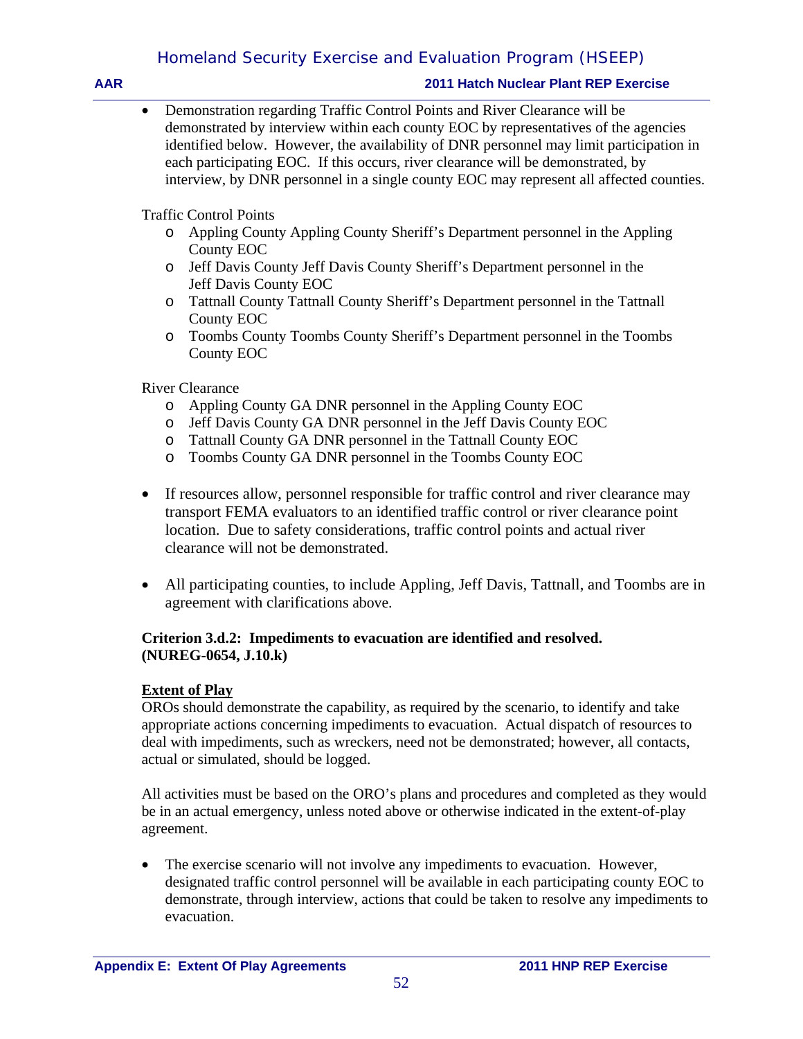- Demonstration regarding Traffic Control Points and River Clearance will be demonstrated by interview within each county EOC by representatives of the agencies identified below. However, the availability of DNR personnel may limit participation in each participating EOC. If this occurs, river clearance will be demonstrated, by interview, by DNR personnel in a single county EOC may represent all affected counties.

Traffic Control Points

- Appling County Appling County Sheriff's Department personnel in the Appling County EOC
- Jeff Davis County Jeff Davis County Sheriff's Department personnel in the Jeff Davis County EOC
- Tattnall County Tattnall County Sheriff's Department personnel in the Tattnall County EOC
- Toombs County Toombs County Sheriff's Department personnel in the Toombs County EOC

River Clearance

- Appling County GA DNR personnel in the Appling County EOC
- Jeff Davis County GA DNR personnel in the Jeff Davis County EOC
- Tattnall County GA DNR personnel in the Tattnall County EOC
- Toombs County GA DNR personnel in the Toombs County EOC

- If resources allow, personnel responsible for traffic control and river clearance may transport FEMA evaluators to an identified traffic control or river clearance point location. Due to safety considerations, traffic control points and actual river clearance will not be demonstrated.

- All participating counties, to include Appling, Jeff Davis, Tattnall, and Toombs are in agreement with clarifications above.

**Criterion 3.d.2: Impediments to evacuation are identified and resolved. (NUREG-0654, J.10.k)**

**Extent of Play**

OROs should demonstrate the capability, as required by the scenario, to identify and take appropriate actions concerning impediments to evacuation. Actual dispatch of resources to deal with impediments, such as wreckers, need not be demonstrated; however, all contacts, actual or simulated, should be logged.

All activities must be based on the ORO's plans and procedures and completed as they would be in an actual emergency, unless noted above or otherwise indicated in the extent-of-play agreement.

- The exercise scenario will not involve any impediments to evacuation. However, designated traffic control personnel will be available in each participating county EOC to demonstrate, through interview, actions that could be taken to resolve any impediments to evacuation.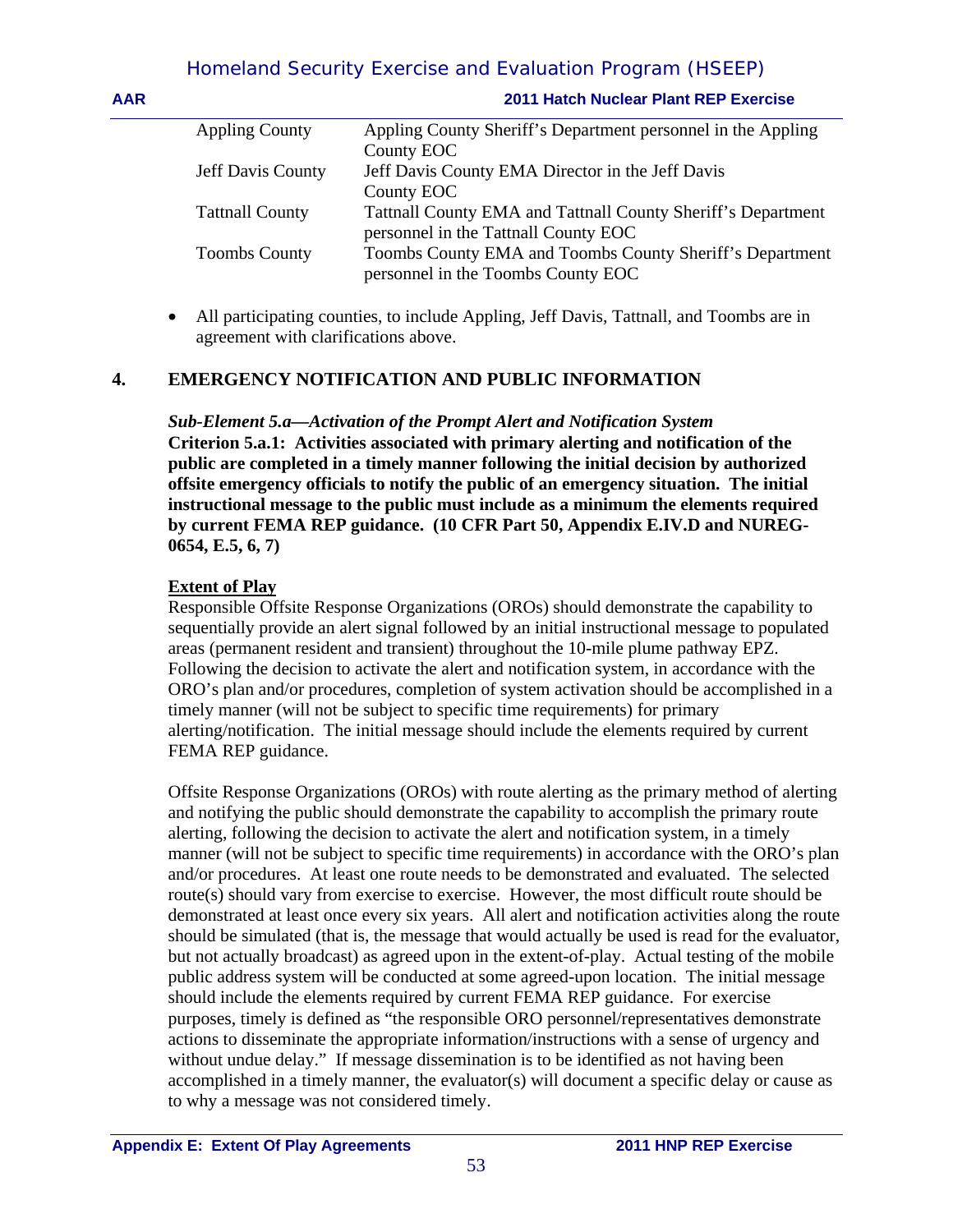| | |
|---|---|
| Appling County | Appling County Sheriff's Department personnel in the Appling County EOC |
| Jeff Davis County | Jeff Davis County EMA Director in the Jeff Davis County EOC |
| Tattnall County | Tattnall County EMA and Tattnall County Sheriff's Department personnel in the Tattnall County EOC |
| Toombs County | Toombs County EMA and Toombs County Sheriff's Department personnel in the Toombs County EOC |

- All participating counties, to include Appling, Jeff Davis, Tattnall, and Toombs are in agreement with clarifications above.

## 4. EMERGENCY NOTIFICATION AND PUBLIC INFORMATION

***Sub-Element 5.a—Activation of the Prompt Alert and Notification System***

**Criterion 5.a.1: Activities associated with primary alerting and notification of the public are completed in a timely manner following the initial decision by authorized offsite emergency officials to notify the public of an emergency situation. The initial instructional message to the public must include as a minimum the elements required by current FEMA REP guidance. (10 CFR Part 50, Appendix E.IV.D and NUREG-0654, E.5, 6, 7)**

**Extent of Play**

Responsible Offsite Response Organizations (OROs) should demonstrate the capability to sequentially provide an alert signal followed by an initial instructional message to populated areas (permanent resident and transient) throughout the 10-mile plume pathway EPZ. Following the decision to activate the alert and notification system, in accordance with the ORO's plan and/or procedures, completion of system activation should be accomplished in a timely manner (will not be subject to specific time requirements) for primary alerting/notification. The initial message should include the elements required by current FEMA REP guidance.

Offsite Response Organizations (OROs) with route alerting as the primary method of alerting and notifying the public should demonstrate the capability to accomplish the primary route alerting, following the decision to activate the alert and notification system, in a timely manner (will not be subject to specific time requirements) in accordance with the ORO's plan and/or procedures. At least one route needs to be demonstrated and evaluated. The selected route(s) should vary from exercise to exercise. However, the most difficult route should be demonstrated at least once every six years. All alert and notification activities along the route should be simulated (that is, the message that would actually be used is read for the evaluator, but not actually broadcast) as agreed upon in the extent-of-play. Actual testing of the mobile public address system will be conducted at some agreed-upon location. The initial message should include the elements required by current FEMA REP guidance. For exercise purposes, timely is defined as "the responsible ORO personnel/representatives demonstrate actions to disseminate the appropriate information/instructions with a sense of urgency and without undue delay." If message dissemination is to be identified as not having been accomplished in a timely manner, the evaluator(s) will document a specific delay or cause as to why a message was not considered timely.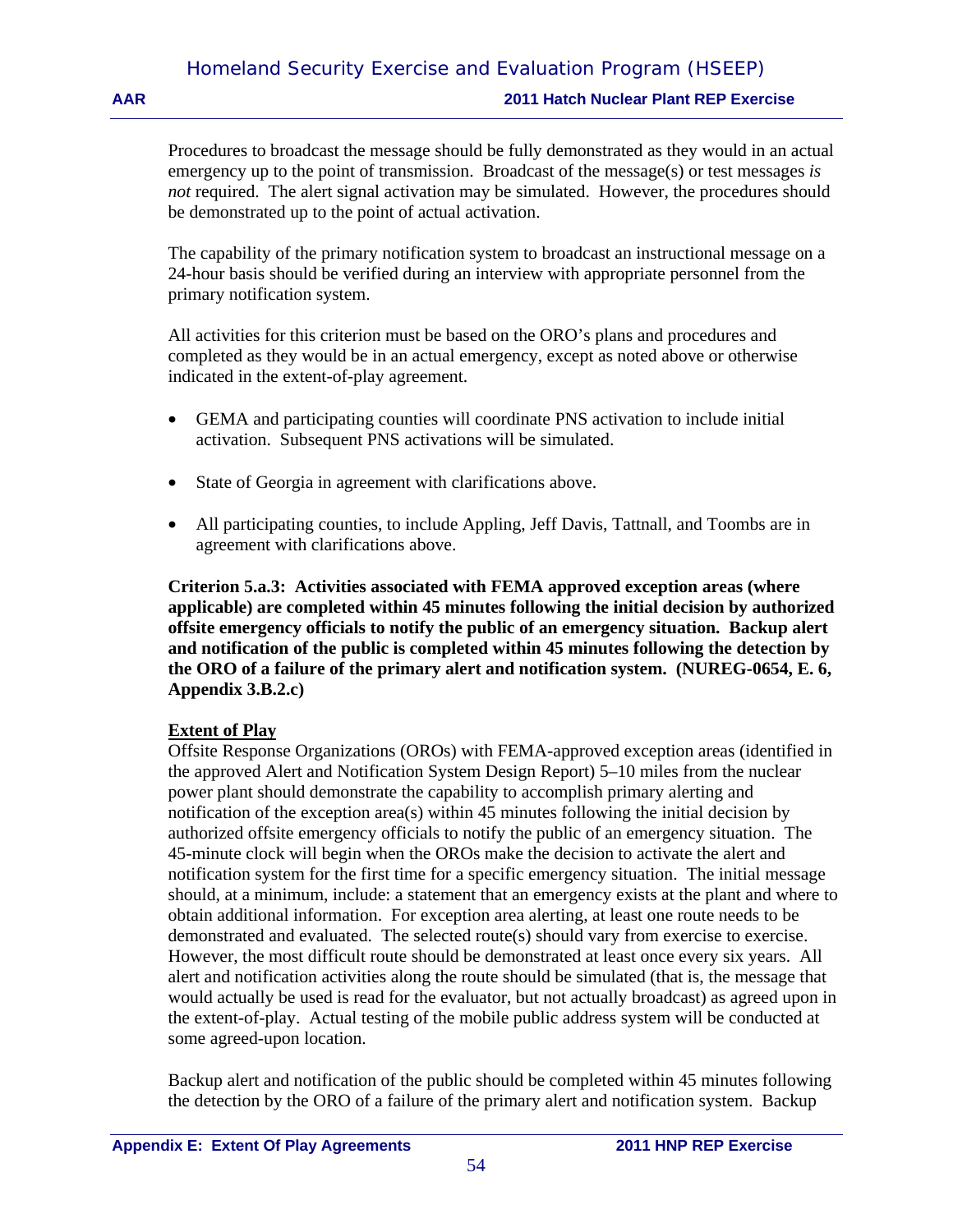Procedures to broadcast the message should be fully demonstrated as they would in an actual emergency up to the point of transmission. Broadcast of the message(s) or test messages *is not* required. The alert signal activation may be simulated. However, the procedures should be demonstrated up to the point of actual activation.

The capability of the primary notification system to broadcast an instructional message on a 24-hour basis should be verified during an interview with appropriate personnel from the primary notification system.

All activities for this criterion must be based on the ORO's plans and procedures and completed as they would be in an actual emergency, except as noted above or otherwise indicated in the extent-of-play agreement.

- GEMA and participating counties will coordinate PNS activation to include initial activation. Subsequent PNS activations will be simulated.
- State of Georgia in agreement with clarifications above.
- All participating counties, to include Appling, Jeff Davis, Tattnall, and Toombs are in agreement with clarifications above.

**Criterion 5.a.3: Activities associated with FEMA approved exception areas (where applicable) are completed within 45 minutes following the initial decision by authorized offsite emergency officials to notify the public of an emergency situation. Backup alert and notification of the public is completed within 45 minutes following the detection by the ORO of a failure of the primary alert and notification system. (NUREG-0654, E. 6, Appendix 3.B.2.c)**

**Extent of Play**

Offsite Response Organizations (OROs) with FEMA-approved exception areas (identified in the approved Alert and Notification System Design Report) 5–10 miles from the nuclear power plant should demonstrate the capability to accomplish primary alerting and notification of the exception area(s) within 45 minutes following the initial decision by authorized offsite emergency officials to notify the public of an emergency situation. The 45-minute clock will begin when the OROs make the decision to activate the alert and notification system for the first time for a specific emergency situation. The initial message should, at a minimum, include: a statement that an emergency exists at the plant and where to obtain additional information. For exception area alerting, at least one route needs to be demonstrated and evaluated. The selected route(s) should vary from exercise to exercise. However, the most difficult route should be demonstrated at least once every six years. All alert and notification activities along the route should be simulated (that is, the message that would actually be used is read for the evaluator, but not actually broadcast) as agreed upon in the extent-of-play. Actual testing of the mobile public address system will be conducted at some agreed-upon location.

Backup alert and notification of the public should be completed within 45 minutes following the detection by the ORO of a failure of the primary alert and notification system. Backup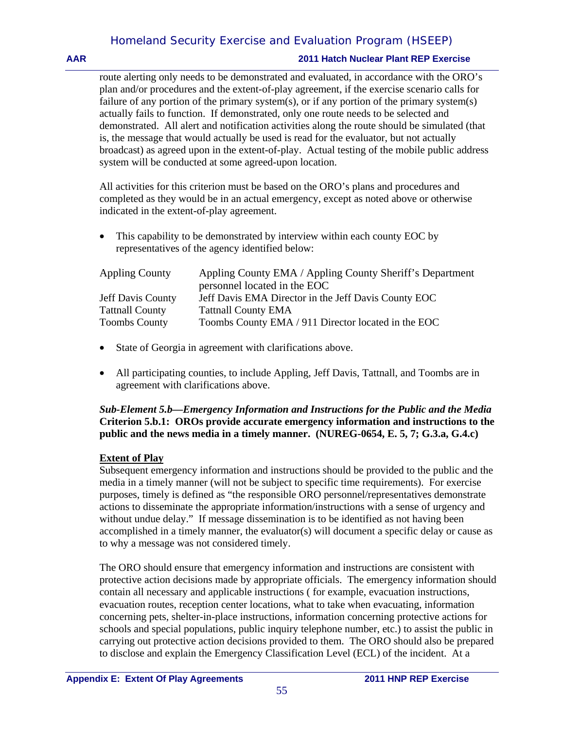route alerting only needs to be demonstrated and evaluated, in accordance with the ORO's plan and/or procedures and the extent-of-play agreement, if the exercise scenario calls for failure of any portion of the primary system(s), or if any portion of the primary system(s) actually fails to function. If demonstrated, only one route needs to be selected and demonstrated. All alert and notification activities along the route should be simulated (that is, the message that would actually be used is read for the evaluator, but not actually broadcast) as agreed upon in the extent-of-play. Actual testing of the mobile public address system will be conducted at some agreed-upon location.

All activities for this criterion must be based on the ORO's plans and procedures and completed as they would be in an actual emergency, except as noted above or otherwise indicated in the extent-of-play agreement.

- This capability to be demonstrated by interview within each county EOC by representatives of the agency identified below:

| | |
|---|---|
| Appling County | Appling County EMA / Appling County Sheriff's Department personnel located in the EOC |
| Jeff Davis County | Jeff Davis EMA Director in the Jeff Davis County EOC |
| Tattnall County | Tattnall County EMA |
| Toombs County | Toombs County EMA / 911 Director located in the EOC |

- State of Georgia in agreement with clarifications above.

- All participating counties, to include Appling, Jeff Davis, Tattnall, and Toombs are in agreement with clarifications above.

***Sub-Element 5.b—Emergency Information and Instructions for the Public and the Media***
**Criterion 5.b.1: OROs provide accurate emergency information and instructions to the public and the news media in a timely manner. (NUREG-0654, E. 5, 7; G.3.a, G.4.c)**

**Extent of Play**

Subsequent emergency information and instructions should be provided to the public and the media in a timely manner (will not be subject to specific time requirements). For exercise purposes, timely is defined as "the responsible ORO personnel/representatives demonstrate actions to disseminate the appropriate information/instructions with a sense of urgency and without undue delay." If message dissemination is to be identified as not having been accomplished in a timely manner, the evaluator(s) will document a specific delay or cause as to why a message was not considered timely.

The ORO should ensure that emergency information and instructions are consistent with protective action decisions made by appropriate officials. The emergency information should contain all necessary and applicable instructions ( for example, evacuation instructions, evacuation routes, reception center locations, what to take when evacuating, information concerning pets, shelter-in-place instructions, information concerning protective actions for schools and special populations, public inquiry telephone number, etc.) to assist the public in carrying out protective action decisions provided to them. The ORO should also be prepared to disclose and explain the Emergency Classification Level (ECL) of the incident. At a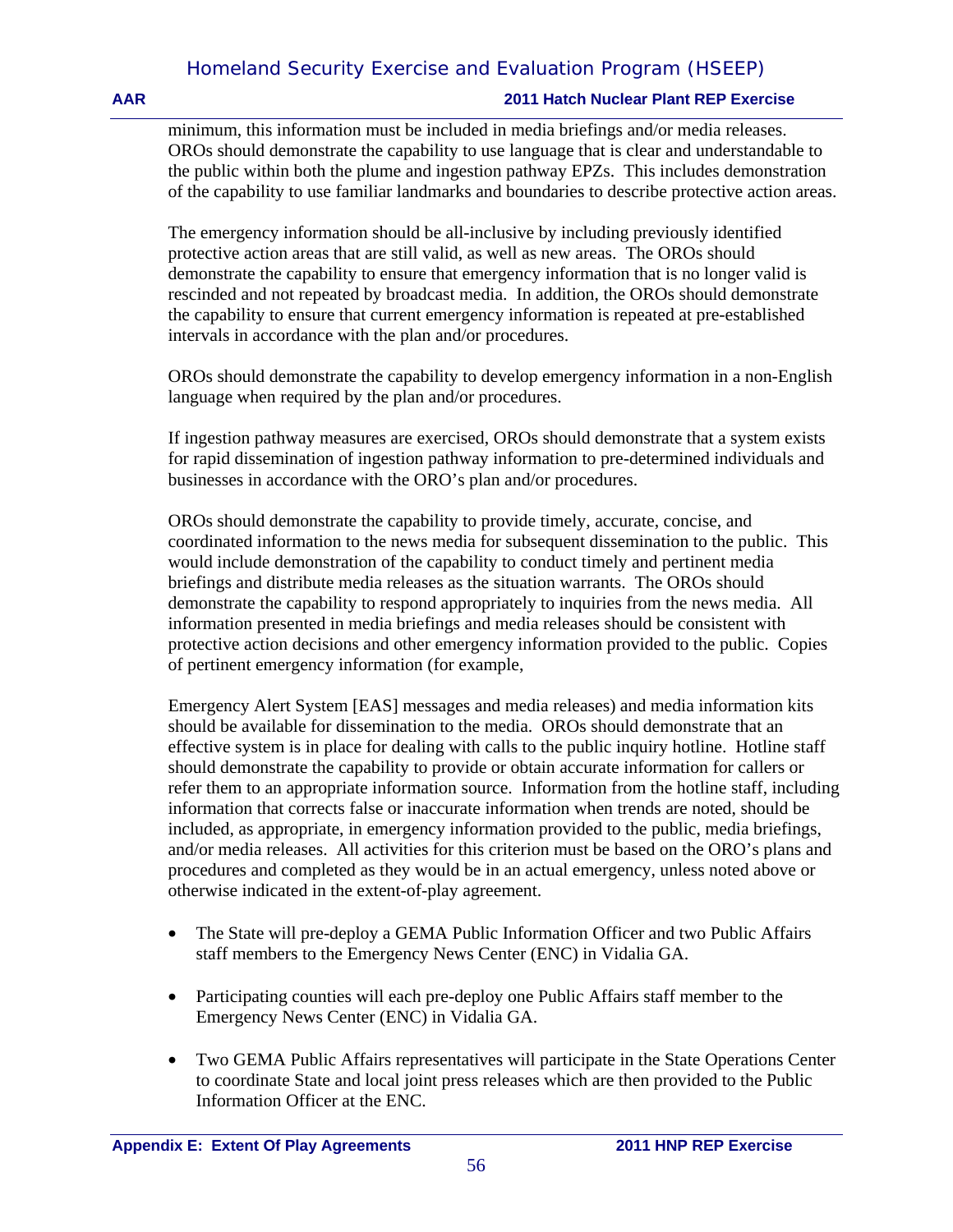minimum, this information must be included in media briefings and/or media releases. OROs should demonstrate the capability to use language that is clear and understandable to the public within both the plume and ingestion pathway EPZs. This includes demonstration of the capability to use familiar landmarks and boundaries to describe protective action areas.

The emergency information should be all-inclusive by including previously identified protective action areas that are still valid, as well as new areas. The OROs should demonstrate the capability to ensure that emergency information that is no longer valid is rescinded and not repeated by broadcast media. In addition, the OROs should demonstrate the capability to ensure that current emergency information is repeated at pre-established intervals in accordance with the plan and/or procedures.

OROs should demonstrate the capability to develop emergency information in a non-English language when required by the plan and/or procedures.

If ingestion pathway measures are exercised, OROs should demonstrate that a system exists for rapid dissemination of ingestion pathway information to pre-determined individuals and businesses in accordance with the ORO's plan and/or procedures.

OROs should demonstrate the capability to provide timely, accurate, concise, and coordinated information to the news media for subsequent dissemination to the public. This would include demonstration of the capability to conduct timely and pertinent media briefings and distribute media releases as the situation warrants. The OROs should demonstrate the capability to respond appropriately to inquiries from the news media. All information presented in media briefings and media releases should be consistent with protective action decisions and other emergency information provided to the public. Copies of pertinent emergency information (for example,

Emergency Alert System [EAS] messages and media releases) and media information kits should be available for dissemination to the media. OROs should demonstrate that an effective system is in place for dealing with calls to the public inquiry hotline. Hotline staff should demonstrate the capability to provide or obtain accurate information for callers or refer them to an appropriate information source. Information from the hotline staff, including information that corrects false or inaccurate information when trends are noted, should be included, as appropriate, in emergency information provided to the public, media briefings, and/or media releases. All activities for this criterion must be based on the ORO's plans and procedures and completed as they would be in an actual emergency, unless noted above or otherwise indicated in the extent-of-play agreement.

- The State will pre-deploy a GEMA Public Information Officer and two Public Affairs staff members to the Emergency News Center (ENC) in Vidalia GA.
- Participating counties will each pre-deploy one Public Affairs staff member to the Emergency News Center (ENC) in Vidalia GA.
- Two GEMA Public Affairs representatives will participate in the State Operations Center to coordinate State and local joint press releases which are then provided to the Public Information Officer at the ENC.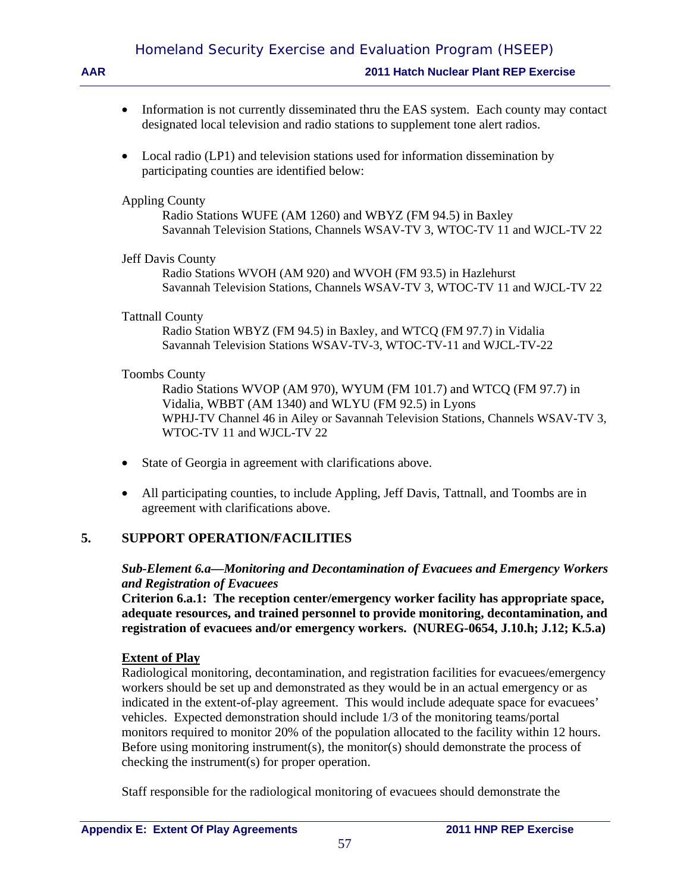- Information is not currently disseminated thru the EAS system. Each county may contact designated local television and radio stations to supplement tone alert radios.

- Local radio (LP1) and television stations used for information dissemination by participating counties are identified below:

Appling County

  Radio Stations WUFE (AM 1260) and WBYZ (FM 94.5) in Baxley
  Savannah Television Stations, Channels WSAV-TV 3, WTOC-TV 11 and WJCL-TV 22

Jeff Davis County

  Radio Stations WVOH (AM 920) and WVOH (FM 93.5) in Hazlehurst
  Savannah Television Stations, Channels WSAV-TV 3, WTOC-TV 11 and WJCL-TV 22

Tattnall County

  Radio Station WBYZ (FM 94.5) in Baxley, and WTCQ (FM 97.7) in Vidalia
  Savannah Television Stations WSAV-TV-3, WTOC-TV-11 and WJCL-TV-22

Toombs County

  Radio Stations WVOP (AM 970), WYUM (FM 101.7) and WTCQ (FM 97.7) in Vidalia, WBBT (AM 1340) and WLYU (FM 92.5) in Lyons
  WPHJ-TV Channel 46 in Ailey or Savannah Television Stations, Channels WSAV-TV 3, WTOC-TV 11 and WJCL-TV 22

- State of Georgia in agreement with clarifications above.

- All participating counties, to include Appling, Jeff Davis, Tattnall, and Toombs are in agreement with clarifications above.

## 5. SUPPORT OPERATION/FACILITIES

***Sub-Element 6.a—Monitoring and Decontamination of Evacuees and Emergency Workers and Registration of Evacuees***

**Criterion 6.a.1: The reception center/emergency worker facility has appropriate space, adequate resources, and trained personnel to provide monitoring, decontamination, and registration of evacuees and/or emergency workers. (NUREG-0654, J.10.h; J.12; K.5.a)**

**Extent of Play**

Radiological monitoring, decontamination, and registration facilities for evacuees/emergency workers should be set up and demonstrated as they would be in an actual emergency or as indicated in the extent-of-play agreement. This would include adequate space for evacuees' vehicles. Expected demonstration should include 1/3 of the monitoring teams/portal monitors required to monitor 20% of the population allocated to the facility within 12 hours. Before using monitoring instrument(s), the monitor(s) should demonstrate the process of checking the instrument(s) for proper operation.

Staff responsible for the radiological monitoring of evacuees should demonstrate the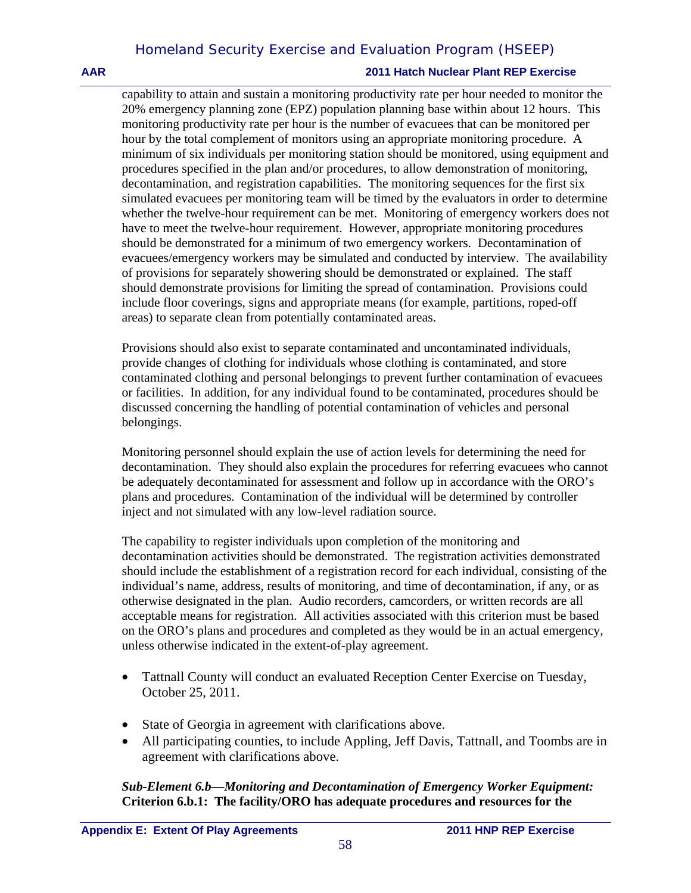capability to attain and sustain a monitoring productivity rate per hour needed to monitor the 20% emergency planning zone (EPZ) population planning base within about 12 hours. This monitoring productivity rate per hour is the number of evacuees that can be monitored per hour by the total complement of monitors using an appropriate monitoring procedure. A minimum of six individuals per monitoring station should be monitored, using equipment and procedures specified in the plan and/or procedures, to allow demonstration of monitoring, decontamination, and registration capabilities. The monitoring sequences for the first six simulated evacuees per monitoring team will be timed by the evaluators in order to determine whether the twelve-hour requirement can be met. Monitoring of emergency workers does not have to meet the twelve-hour requirement. However, appropriate monitoring procedures should be demonstrated for a minimum of two emergency workers. Decontamination of evacuees/emergency workers may be simulated and conducted by interview. The availability of provisions for separately showering should be demonstrated or explained. The staff should demonstrate provisions for limiting the spread of contamination. Provisions could include floor coverings, signs and appropriate means (for example, partitions, roped-off areas) to separate clean from potentially contaminated areas.

Provisions should also exist to separate contaminated and uncontaminated individuals, provide changes of clothing for individuals whose clothing is contaminated, and store contaminated clothing and personal belongings to prevent further contamination of evacuees or facilities. In addition, for any individual found to be contaminated, procedures should be discussed concerning the handling of potential contamination of vehicles and personal belongings.

Monitoring personnel should explain the use of action levels for determining the need for decontamination. They should also explain the procedures for referring evacuees who cannot be adequately decontaminated for assessment and follow up in accordance with the ORO's plans and procedures. Contamination of the individual will be determined by controller inject and not simulated with any low-level radiation source.

The capability to register individuals upon completion of the monitoring and decontamination activities should be demonstrated. The registration activities demonstrated should include the establishment of a registration record for each individual, consisting of the individual's name, address, results of monitoring, and time of decontamination, if any, or as otherwise designated in the plan. Audio recorders, camcorders, or written records are all acceptable means for registration. All activities associated with this criterion must be based on the ORO's plans and procedures and completed as they would be in an actual emergency, unless otherwise indicated in the extent-of-play agreement.

- Tattnall County will conduct an evaluated Reception Center Exercise on Tuesday, October 25, 2011.
- State of Georgia in agreement with clarifications above.
- All participating counties, to include Appling, Jeff Davis, Tattnall, and Toombs are in agreement with clarifications above.

***Sub-Element 6.b—Monitoring and Decontamination of Emergency Worker Equipment:***
**Criterion 6.b.1: The facility/ORO has adequate procedures and resources for the**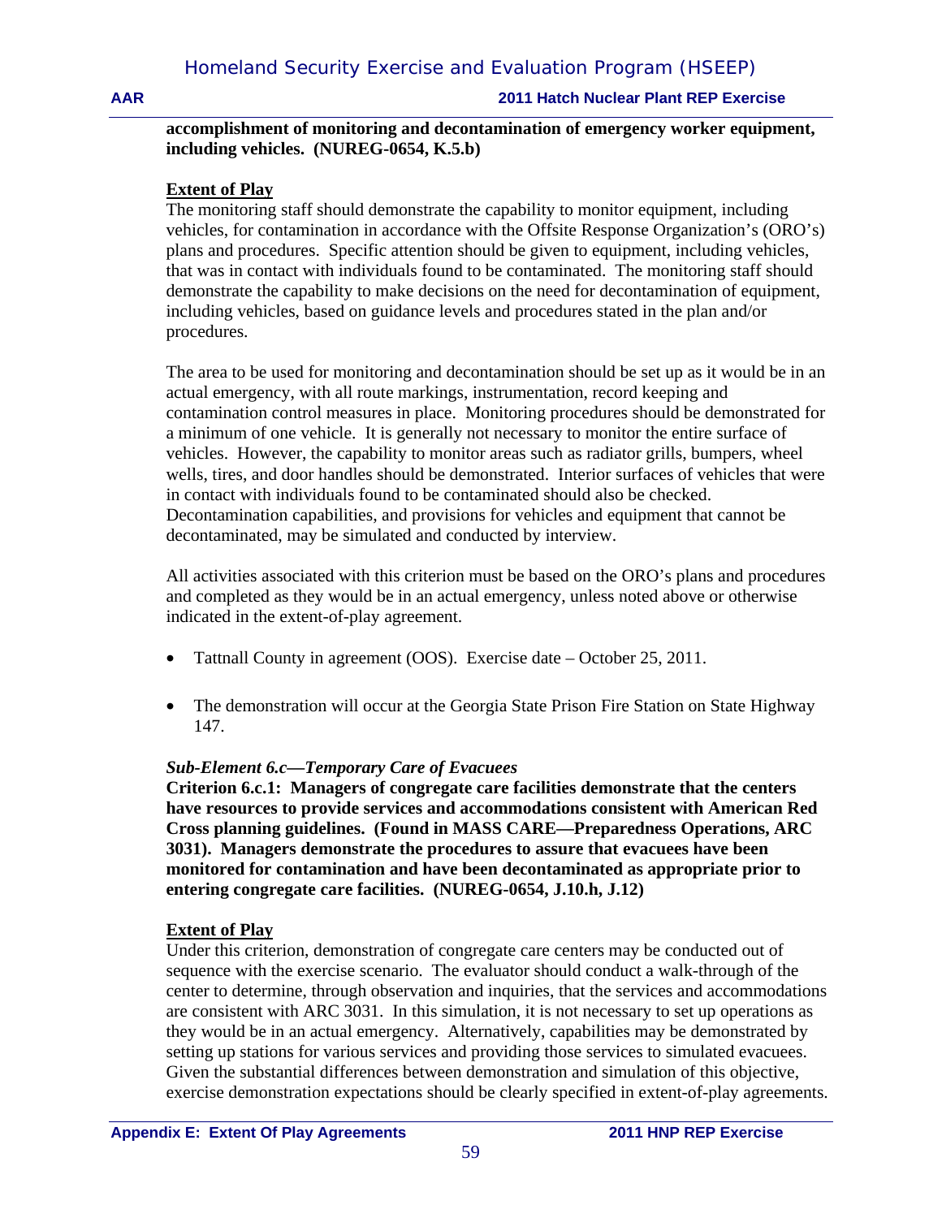**accomplishment of monitoring and decontamination of emergency worker equipment, including vehicles. (NUREG-0654, K.5.b)**

**Extent of Play**

The monitoring staff should demonstrate the capability to monitor equipment, including vehicles, for contamination in accordance with the Offsite Response Organization's (ORO's) plans and procedures. Specific attention should be given to equipment, including vehicles, that was in contact with individuals found to be contaminated. The monitoring staff should demonstrate the capability to make decisions on the need for decontamination of equipment, including vehicles, based on guidance levels and procedures stated in the plan and/or procedures.

The area to be used for monitoring and decontamination should be set up as it would be in an actual emergency, with all route markings, instrumentation, record keeping and contamination control measures in place. Monitoring procedures should be demonstrated for a minimum of one vehicle. It is generally not necessary to monitor the entire surface of vehicles. However, the capability to monitor areas such as radiator grills, bumpers, wheel wells, tires, and door handles should be demonstrated. Interior surfaces of vehicles that were in contact with individuals found to be contaminated should also be checked. Decontamination capabilities, and provisions for vehicles and equipment that cannot be decontaminated, may be simulated and conducted by interview.

All activities associated with this criterion must be based on the ORO's plans and procedures and completed as they would be in an actual emergency, unless noted above or otherwise indicated in the extent-of-play agreement.

- Tattnall County in agreement (OOS). Exercise date – October 25, 2011.
- The demonstration will occur at the Georgia State Prison Fire Station on State Highway 147.

***Sub-Element 6.c—Temporary Care of Evacuees***

**Criterion 6.c.1: Managers of congregate care facilities demonstrate that the centers have resources to provide services and accommodations consistent with American Red Cross planning guidelines. (Found in MASS CARE—Preparedness Operations, ARC 3031). Managers demonstrate the procedures to assure that evacuees have been monitored for contamination and have been decontaminated as appropriate prior to entering congregate care facilities. (NUREG-0654, J.10.h, J.12)**

**Extent of Play**

Under this criterion, demonstration of congregate care centers may be conducted out of sequence with the exercise scenario. The evaluator should conduct a walk-through of the center to determine, through observation and inquiries, that the services and accommodations are consistent with ARC 3031. In this simulation, it is not necessary to set up operations as they would be in an actual emergency. Alternatively, capabilities may be demonstrated by setting up stations for various services and providing those services to simulated evacuees. Given the substantial differences between demonstration and simulation of this objective, exercise demonstration expectations should be clearly specified in extent-of-play agreements.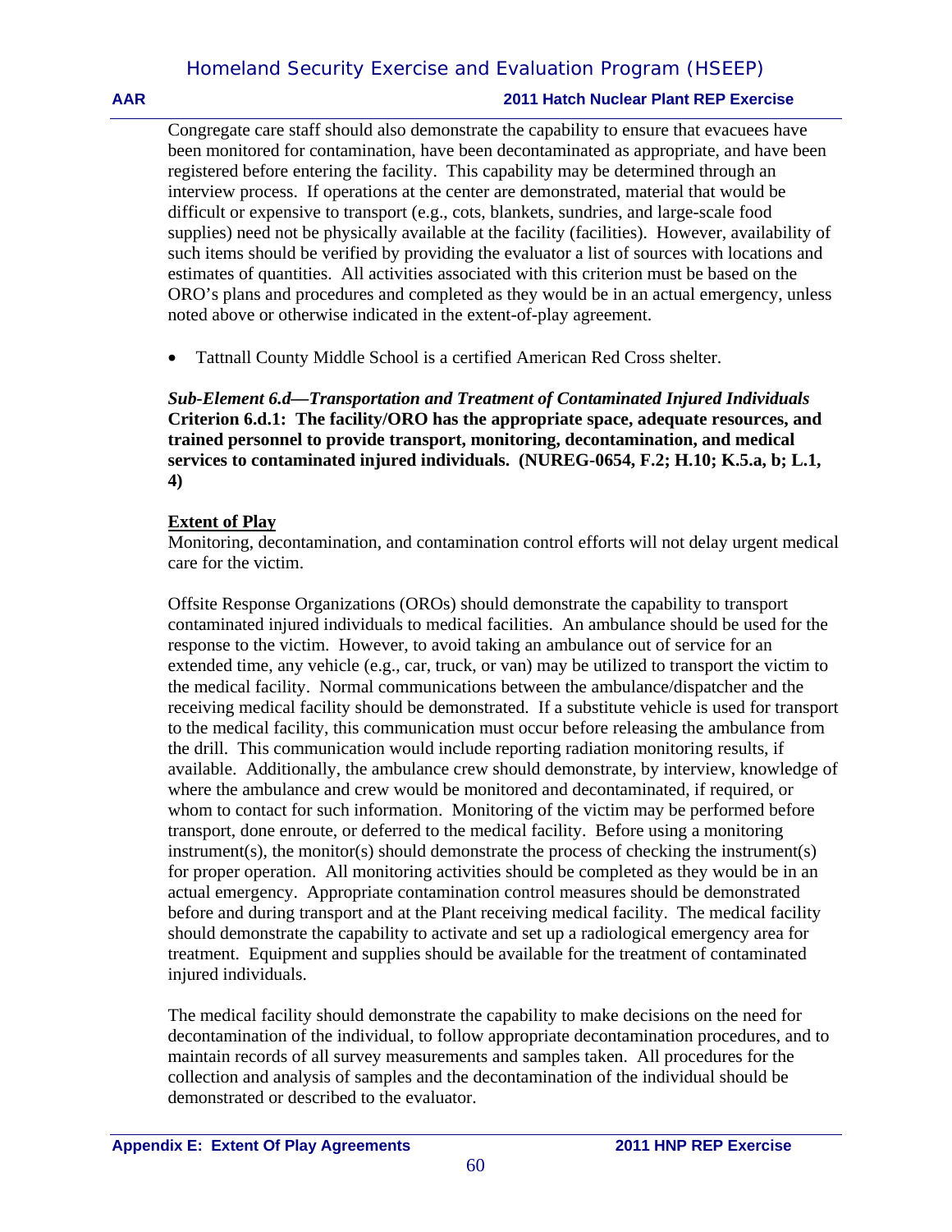Congregate care staff should also demonstrate the capability to ensure that evacuees have been monitored for contamination, have been decontaminated as appropriate, and have been registered before entering the facility. This capability may be determined through an interview process. If operations at the center are demonstrated, material that would be difficult or expensive to transport (e.g., cots, blankets, sundries, and large-scale food supplies) need not be physically available at the facility (facilities). However, availability of such items should be verified by providing the evaluator a list of sources with locations and estimates of quantities. All activities associated with this criterion must be based on the ORO's plans and procedures and completed as they would be in an actual emergency, unless noted above or otherwise indicated in the extent-of-play agreement.

- Tattnall County Middle School is a certified American Red Cross shelter.

***Sub-Element 6.d—Transportation and Treatment of Contaminated Injured Individuals***
**Criterion 6.d.1: The facility/ORO has the appropriate space, adequate resources, and trained personnel to provide transport, monitoring, decontamination, and medical services to contaminated injured individuals. (NUREG-0654, F.2; H.10; K.5.a, b; L.1, 4)**

**Extent of Play**

Monitoring, decontamination, and contamination control efforts will not delay urgent medical care for the victim.

Offsite Response Organizations (OROs) should demonstrate the capability to transport contaminated injured individuals to medical facilities. An ambulance should be used for the response to the victim. However, to avoid taking an ambulance out of service for an extended time, any vehicle (e.g., car, truck, or van) may be utilized to transport the victim to the medical facility. Normal communications between the ambulance/dispatcher and the receiving medical facility should be demonstrated. If a substitute vehicle is used for transport to the medical facility, this communication must occur before releasing the ambulance from the drill. This communication would include reporting radiation monitoring results, if available. Additionally, the ambulance crew should demonstrate, by interview, knowledge of where the ambulance and crew would be monitored and decontaminated, if required, or whom to contact for such information. Monitoring of the victim may be performed before transport, done enroute, or deferred to the medical facility. Before using a monitoring instrument(s), the monitor(s) should demonstrate the process of checking the instrument(s) for proper operation. All monitoring activities should be completed as they would be in an actual emergency. Appropriate contamination control measures should be demonstrated before and during transport and at the Plant receiving medical facility. The medical facility should demonstrate the capability to activate and set up a radiological emergency area for treatment. Equipment and supplies should be available for the treatment of contaminated injured individuals.

The medical facility should demonstrate the capability to make decisions on the need for decontamination of the individual, to follow appropriate decontamination procedures, and to maintain records of all survey measurements and samples taken. All procedures for the collection and analysis of samples and the decontamination of the individual should be demonstrated or described to the evaluator.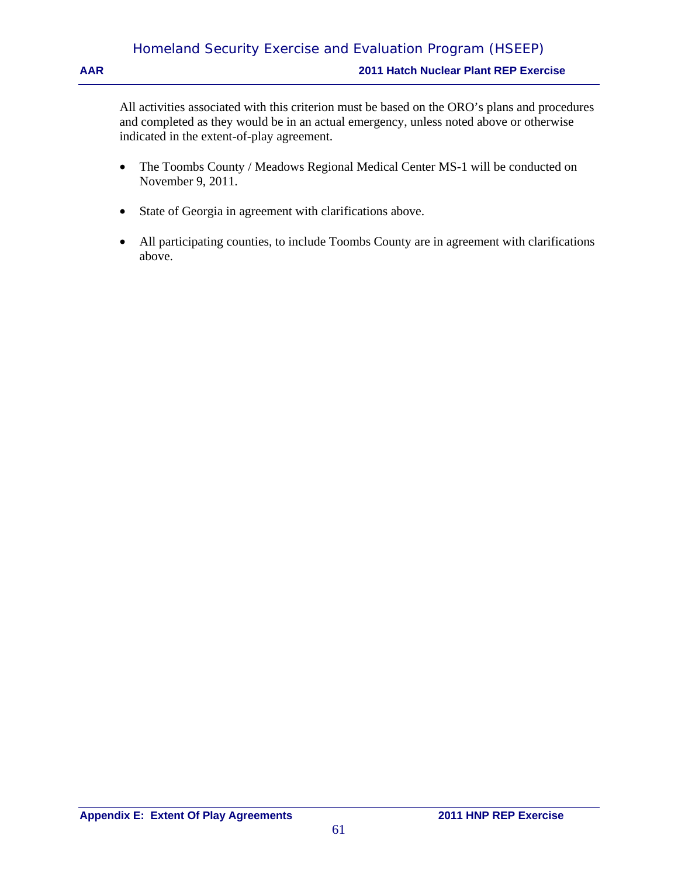All activities associated with this criterion must be based on the ORO's plans and procedures and completed as they would be in an actual emergency, unless noted above or otherwise indicated in the extent-of-play agreement.

- The Toombs County / Meadows Regional Medical Center MS-1 will be conducted on November 9, 2011.

- State of Georgia in agreement with clarifications above.

- All participating counties, to include Toombs County are in agreement with clarifications above.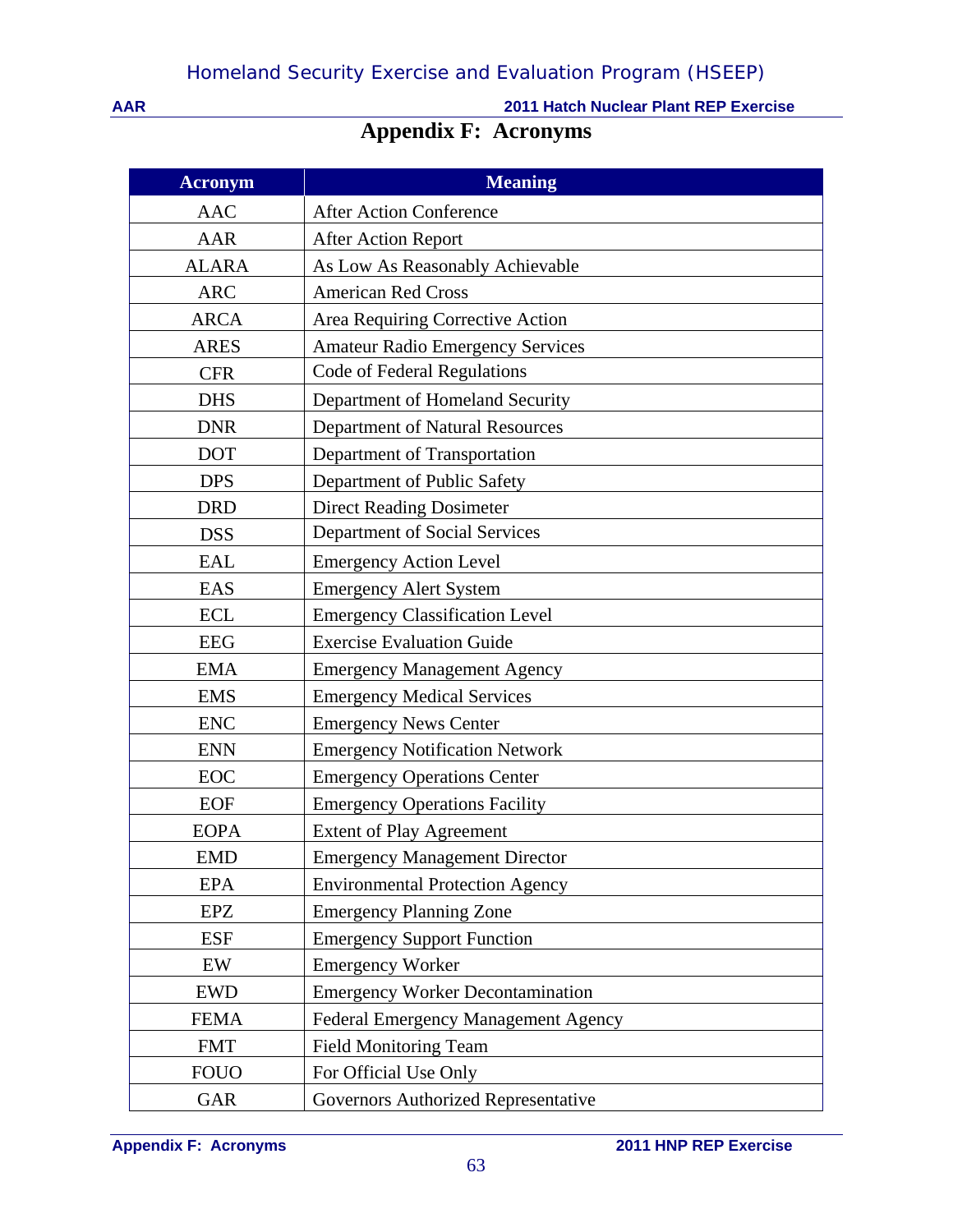# Appendix F: Acronyms

| Acronym | Meaning |
|---|---|
| AAC | After Action Conference |
| AAR | After Action Report |
| ALARA | As Low As Reasonably Achievable |
| ARC | American Red Cross |
| ARCA | Area Requiring Corrective Action |
| ARES | Amateur Radio Emergency Services |
| CFR | Code of Federal Regulations |
| DHS | Department of Homeland Security |
| DNR | Department of Natural Resources |
| DOT | Department of Transportation |
| DPS | Department of Public Safety |
| DRD | Direct Reading Dosimeter |
| DSS | Department of Social Services |
| EAL | Emergency Action Level |
| EAS | Emergency Alert System |
| ECL | Emergency Classification Level |
| EEG | Exercise Evaluation Guide |
| EMA | Emergency Management Agency |
| EMS | Emergency Medical Services |
| ENC | Emergency News Center |
| ENN | Emergency Notification Network |
| EOC | Emergency Operations Center |
| EOF | Emergency Operations Facility |
| EOPA | Extent of Play Agreement |
| EMD | Emergency Management Director |
| EPA | Environmental Protection Agency |
| EPZ | Emergency Planning Zone |
| ESF | Emergency Support Function |
| EW | Emergency Worker |
| EWD | Emergency Worker Decontamination |
| FEMA | Federal Emergency Management Agency |
| FMT | Field Monitoring Team |
| FOUO | For Official Use Only |
| GAR | Governors Authorized Representative |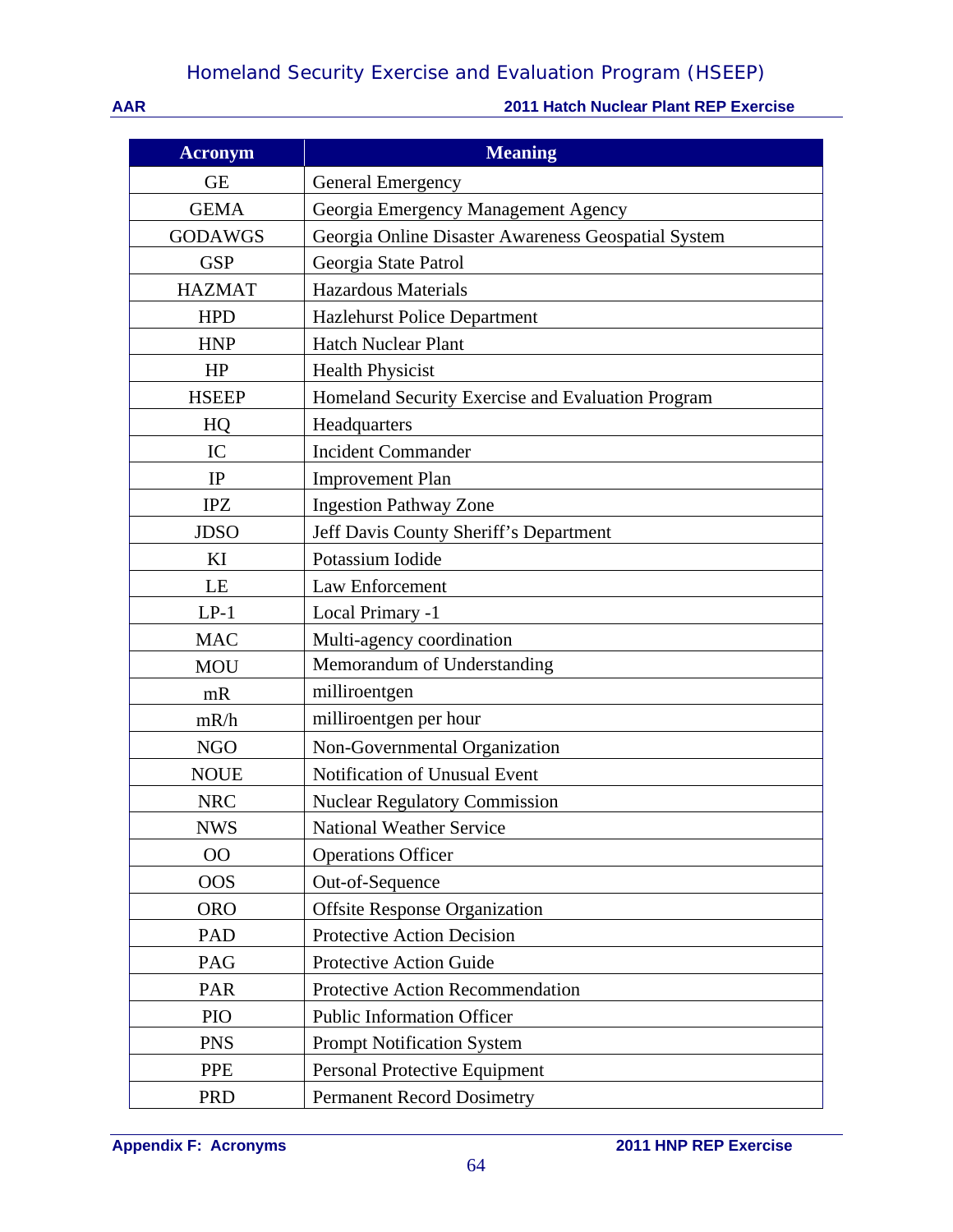| Acronym | Meaning |
|---|---|
| GE | General Emergency |
| GEMA | Georgia Emergency Management Agency |
| GODAWGS | Georgia Online Disaster Awareness Geospatial System |
| GSP | Georgia State Patrol |
| HAZMAT | Hazardous Materials |
| HPD | Hazlehurst Police Department |
| HNP | Hatch Nuclear Plant |
| HP | Health Physicist |
| HSEEP | Homeland Security Exercise and Evaluation Program |
| HQ | Headquarters |
| IC | Incident Commander |
| IP | Improvement Plan |
| IPZ | Ingestion Pathway Zone |
| JDSO | Jeff Davis County Sheriff's Department |
| KI | Potassium Iodide |
| LE | Law Enforcement |
| LP-1 | Local Primary -1 |
| MAC | Multi-agency coordination |
| MOU | Memorandum of Understanding |
| mR | milliroentgen |
| mR/h | milliroentgen per hour |
| NGO | Non-Governmental Organization |
| NOUE | Notification of Unusual Event |
| NRC | Nuclear Regulatory Commission |
| NWS | National Weather Service |
| OO | Operations Officer |
| OOS | Out-of-Sequence |
| ORO | Offsite Response Organization |
| PAD | Protective Action Decision |
| PAG | Protective Action Guide |
| PAR | Protective Action Recommendation |
| PIO | Public Information Officer |
| PNS | Prompt Notification System |
| PPE | Personal Protective Equipment |
| PRD | Permanent Record Dosimetry |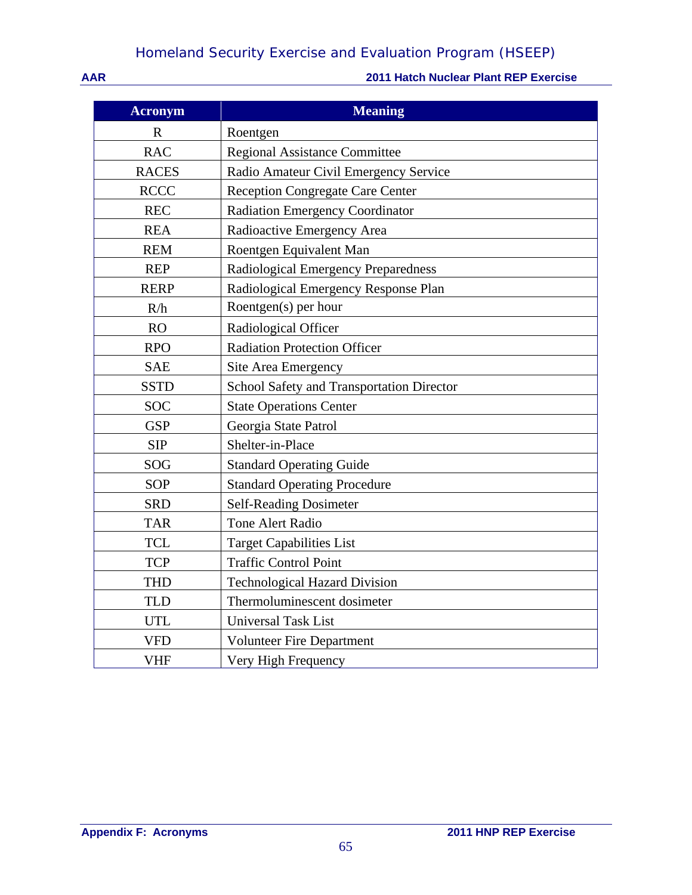| Acronym | Meaning |
|---|---|
| R | Roentgen |
| RAC | Regional Assistance Committee |
| RACES | Radio Amateur Civil Emergency Service |
| RCCC | Reception Congregate Care Center |
| REC | Radiation Emergency Coordinator |
| REA | Radioactive Emergency Area |
| REM | Roentgen Equivalent Man |
| REP | Radiological Emergency Preparedness |
| RERP | Radiological Emergency Response Plan |
| R/h | Roentgen(s) per hour |
| RO | Radiological Officer |
| RPO | Radiation Protection Officer |
| SAE | Site Area Emergency |
| SSTD | School Safety and Transportation Director |
| SOC | State Operations Center |
| GSP | Georgia State Patrol |
| SIP | Shelter-in-Place |
| SOG | Standard Operating Guide |
| SOP | Standard Operating Procedure |
| SRD | Self-Reading Dosimeter |
| TAR | Tone Alert Radio |
| TCL | Target Capabilities List |
| TCP | Traffic Control Point |
| THD | Technological Hazard Division |
| TLD | Thermoluminescent dosimeter |
| UTL | Universal Task List |
| VFD | Volunteer Fire Department |
| VHF | Very High Frequency |